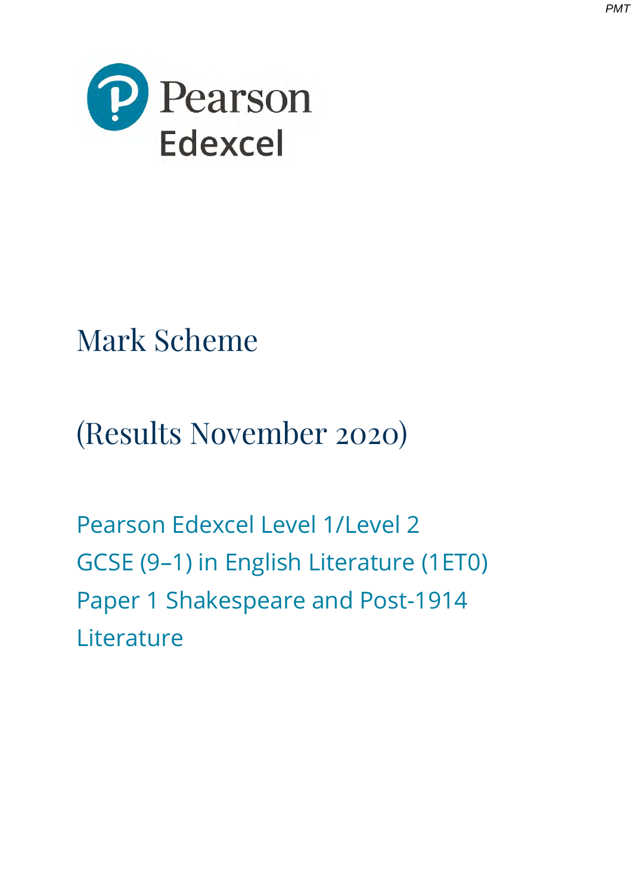Pearson Edexcel

# Mark Scheme

## (Results November 2020)

Pearson Edexcel Level 1/Level 2
GCSE (9–1) in English Literature (1ET0)
Paper 1 Shakespeare and Post-1914
Literature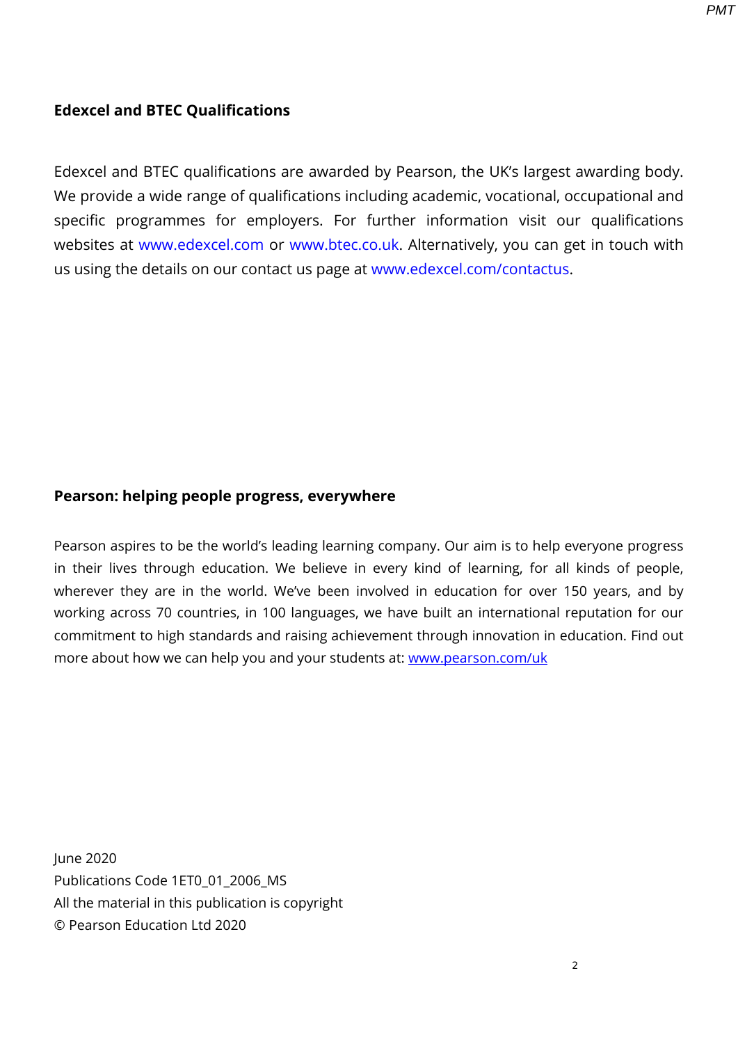**Edexcel and BTEC Qualifications**

Edexcel and BTEC qualifications are awarded by Pearson, the UK's largest awarding body. We provide a wide range of qualifications including academic, vocational, occupational and specific programmes for employers. For further information visit our qualifications websites at www.edexcel.com or www.btec.co.uk. Alternatively, you can get in touch with us using the details on our contact us page at www.edexcel.com/contactus.

**Pearson: helping people progress, everywhere**

Pearson aspires to be the world's leading learning company. Our aim is to help everyone progress in their lives through education. We believe in every kind of learning, for all kinds of people, wherever they are in the world. We've been involved in education for over 150 years, and by working across 70 countries, in 100 languages, we have built an international reputation for our commitment to high standards and raising achievement through innovation in education. Find out more about how we can help you and your students at: www.pearson.com/uk

June 2020
Publications Code 1ET0_01_2006_MS
All the material in this publication is copyright
© Pearson Education Ltd 2020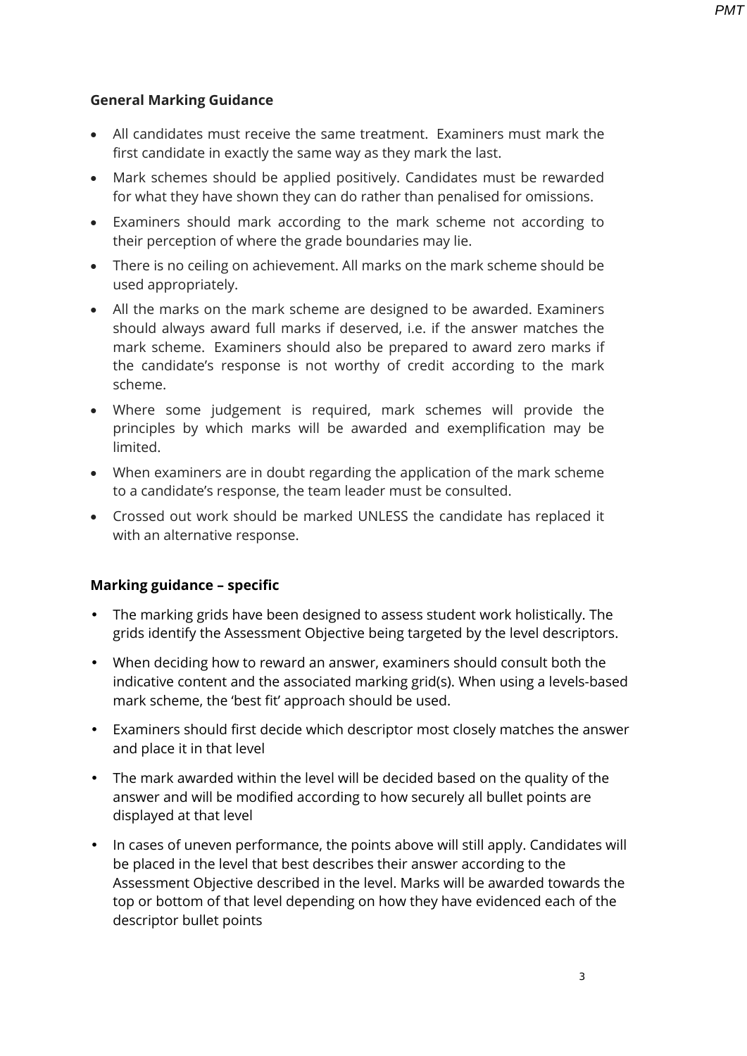**General Marking Guidance**

- All candidates must receive the same treatment. Examiners must mark the first candidate in exactly the same way as they mark the last.
- Mark schemes should be applied positively. Candidates must be rewarded for what they have shown they can do rather than penalised for omissions.
- Examiners should mark according to the mark scheme not according to their perception of where the grade boundaries may lie.
- There is no ceiling on achievement. All marks on the mark scheme should be used appropriately.
- All the marks on the mark scheme are designed to be awarded. Examiners should always award full marks if deserved, i.e. if the answer matches the mark scheme. Examiners should also be prepared to award zero marks if the candidate's response is not worthy of credit according to the mark scheme.
- Where some judgement is required, mark schemes will provide the principles by which marks will be awarded and exemplification may be limited.
- When examiners are in doubt regarding the application of the mark scheme to a candidate's response, the team leader must be consulted.
- Crossed out work should be marked UNLESS the candidate has replaced it with an alternative response.

**Marking guidance – specific**

- The marking grids have been designed to assess student work holistically. The grids identify the Assessment Objective being targeted by the level descriptors.
- When deciding how to reward an answer, examiners should consult both the indicative content and the associated marking grid(s). When using a levels-based mark scheme, the 'best fit' approach should be used.
- Examiners should first decide which descriptor most closely matches the answer and place it in that level
- The mark awarded within the level will be decided based on the quality of the answer and will be modified according to how securely all bullet points are displayed at that level
- In cases of uneven performance, the points above will still apply. Candidates will be placed in the level that best describes their answer according to the Assessment Objective described in the level. Marks will be awarded towards the top or bottom of that level depending on how they have evidenced each of the descriptor bullet points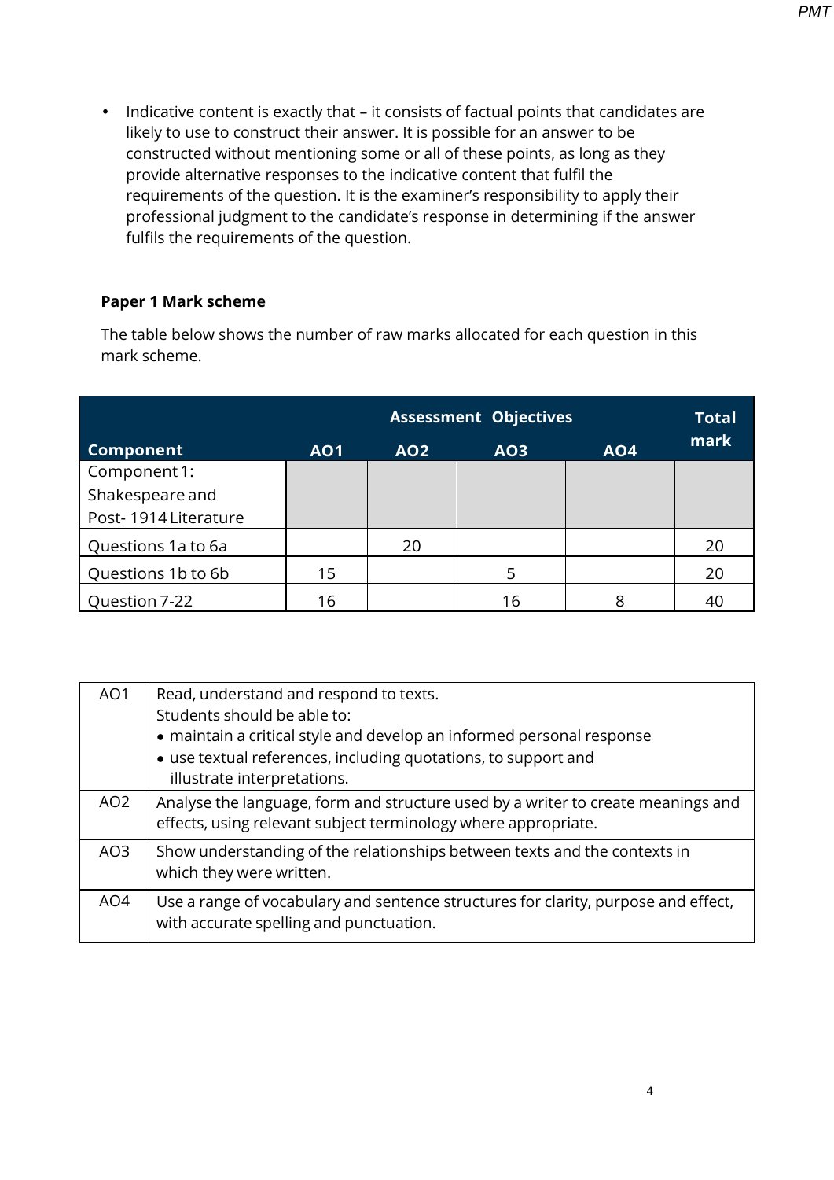- Indicative content is exactly that – it consists of factual points that candidates are likely to use to construct their answer. It is possible for an answer to be constructed without mentioning some or all of these points, as long as they provide alternative responses to the indicative content that fulfil the requirements of the question. It is the examiner's responsibility to apply their professional judgment to the candidate's response in determining if the answer fulfils the requirements of the question.

**Paper 1 Mark scheme**

The table below shows the number of raw marks allocated for each question in this mark scheme.

| | Assessment Objectives | | | | Total mark |
|---|---|---|---|---|---|
| **Component** | **AO1** | **AO2** | **AO3** | **AO4** | |
| Component 1: Shakespeare and Post- 1914 Literature | | | | | |
| Questions 1a to 6a | | 20 | | | 20 |
| Questions 1b to 6b | 15 | | 5 | | 20 |
| Question 7-22 | 16 | | 16 | 8 | 40 |

| | |
|---|---|
| AO1 | Read, understand and respond to texts.<br>Students should be able to:<br>• maintain a critical style and develop an informed personal response<br>• use textual references, including quotations, to support and illustrate interpretations. |
| AO2 | Analyse the language, form and structure used by a writer to create meanings and effects, using relevant subject terminology where appropriate. |
| AO3 | Show understanding of the relationships between texts and the contexts in which they were written. |
| AO4 | Use a range of vocabulary and sentence structures for clarity, purpose and effect, with accurate spelling and punctuation. |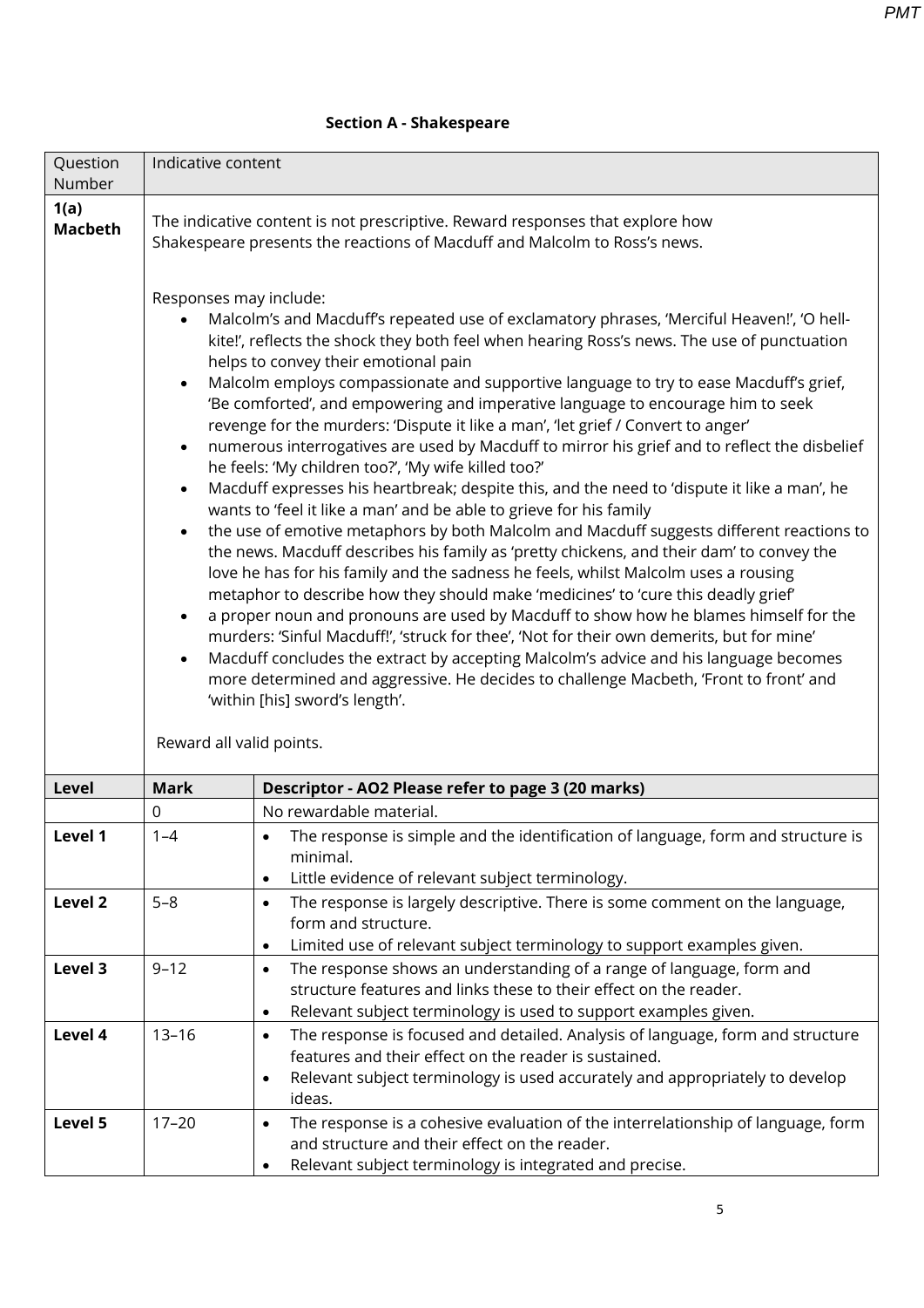## Section A - Shakespeare

| Question Number | Indicative content |
|---|---|
| **1(a) Macbeth** | The indicative content is not prescriptive. Reward responses that explore how Shakespeare presents the reactions of Macduff and Malcolm to Ross's news.<br><br>Responses may include:<br>• Malcolm's and Macduff's repeated use of exclamatory phrases, 'Merciful Heaven!', 'O hell-kite!', reflects the shock they both feel when hearing Ross's news. The use of punctuation helps to convey their emotional pain<br>• Malcolm employs compassionate and supportive language to try to ease Macduff's grief, 'Be comforted', and empowering and imperative language to encourage him to seek revenge for the murders: 'Dispute it like a man', 'let grief / Convert to anger'<br>• numerous interrogatives are used by Macduff to mirror his grief and to reflect the disbelief he feels: 'My children too?', 'My wife killed too?'<br>• Macduff expresses his heartbreak; despite this, and the need to 'dispute it like a man', he wants to 'feel it like a man' and be able to grieve for his family<br>• the use of emotive metaphors by both Malcolm and Macduff suggests different reactions to the news. Macduff describes his family as 'pretty chickens, and their dam' to convey the love he has for his family and the sadness he feels, whilst Malcolm uses a rousing metaphor to describe how they should make 'medicines' to 'cure this deadly grief'<br>• a proper noun and pronouns are used by Macduff to show how he blames himself for the murders: 'Sinful Macduff!', 'struck for thee', 'Not for their own demerits, but for mine'<br>• Macduff concludes the extract by accepting Malcolm's advice and his language becomes more determined and aggressive. He decides to challenge Macbeth, 'Front to front' and 'within [his] sword's length'.<br><br>Reward all valid points. |

| Level | Mark | Descriptor - AO2 Please refer to page 3 (20 marks) |
|---|---|---|
| | 0 | No rewardable material. |
| **Level 1** | 1–4 | • The response is simple and the identification of language, form and structure is minimal.<br>• Little evidence of relevant subject terminology. |
| **Level 2** | 5–8 | • The response is largely descriptive. There is some comment on the language, form and structure.<br>• Limited use of relevant subject terminology to support examples given. |
| **Level 3** | 9–12 | • The response shows an understanding of a range of language, form and structure features and links these to their effect on the reader.<br>• Relevant subject terminology is used to support examples given. |
| **Level 4** | 13–16 | • The response is focused and detailed. Analysis of language, form and structure features and their effect on the reader is sustained.<br>• Relevant subject terminology is used accurately and appropriately to develop ideas. |
| **Level 5** | 17–20 | • The response is a cohesive evaluation of the interrelationship of language, form and structure and their effect on the reader.<br>• Relevant subject terminology is integrated and precise. |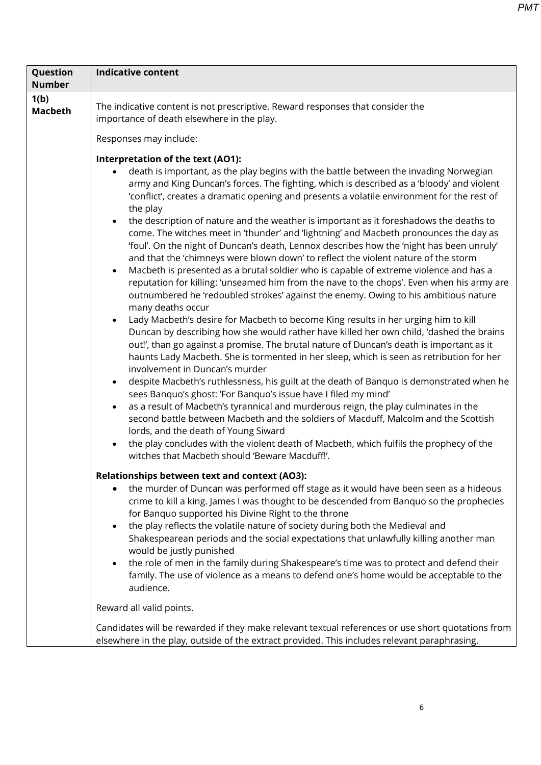| Question Number | Indicative content |
| --- | --- |
| **1(b) Macbeth** | The indicative content is not prescriptive. Reward responses that consider the importance of death elsewhere in the play.<br><br>Responses may include:<br><br>**Interpretation of the text (AO1):**<br>• death is important, as the play begins with the battle between the invading Norwegian army and King Duncan's forces. The fighting, which is described as a 'bloody' and violent 'conflict', creates a dramatic opening and presents a volatile environment for the rest of the play<br>• the description of nature and the weather is important as it foreshadows the deaths to come. The witches meet in 'thunder' and 'lightning' and Macbeth pronounces the day as 'foul'. On the night of Duncan's death, Lennox describes how the 'night has been unruly' and that the 'chimneys were blown down' to reflect the violent nature of the storm<br>• Macbeth is presented as a brutal soldier who is capable of extreme violence and has a reputation for killing: 'unseamed him from the nave to the chops'. Even when his army are outnumbered he 'redoubled strokes' against the enemy. Owing to his ambitious nature many deaths occur<br>• Lady Macbeth's desire for Macbeth to become King results in her urging him to kill Duncan by describing how she would rather have killed her own child, 'dashed the brains out!', than go against a promise. The brutal nature of Duncan's death is important as it haunts Lady Macbeth. She is tormented in her sleep, which is seen as retribution for her involvement in Duncan's murder<br>• despite Macbeth's ruthlessness, his guilt at the death of Banquo is demonstrated when he sees Banquo's ghost: 'For Banquo's issue have I filed my mind'<br>• as a result of Macbeth's tyrannical and murderous reign, the play culminates in the second battle between Macbeth and the soldiers of Macduff, Malcolm and the Scottish lords, and the death of Young Siward<br>• the play concludes with the violent death of Macbeth, which fulfils the prophecy of the witches that Macbeth should 'Beware Macduff!'.<br><br>**Relationships between text and context (AO3):**<br>• the murder of Duncan was performed off stage as it would have been seen as a hideous crime to kill a king. James I was thought to be descended from Banquo so the prophecies for Banquo supported his Divine Right to the throne<br>• the play reflects the volatile nature of society during both the Medieval and Shakespearean periods and the social expectations that unlawfully killing another man would be justly punished<br>• the role of men in the family during Shakespeare's time was to protect and defend their family. The use of violence as a means to defend one's home would be acceptable to the audience.<br><br>Reward all valid points.<br><br>Candidates will be rewarded if they make relevant textual references or use short quotations from elsewhere in the play, outside of the extract provided. This includes relevant paraphrasing. |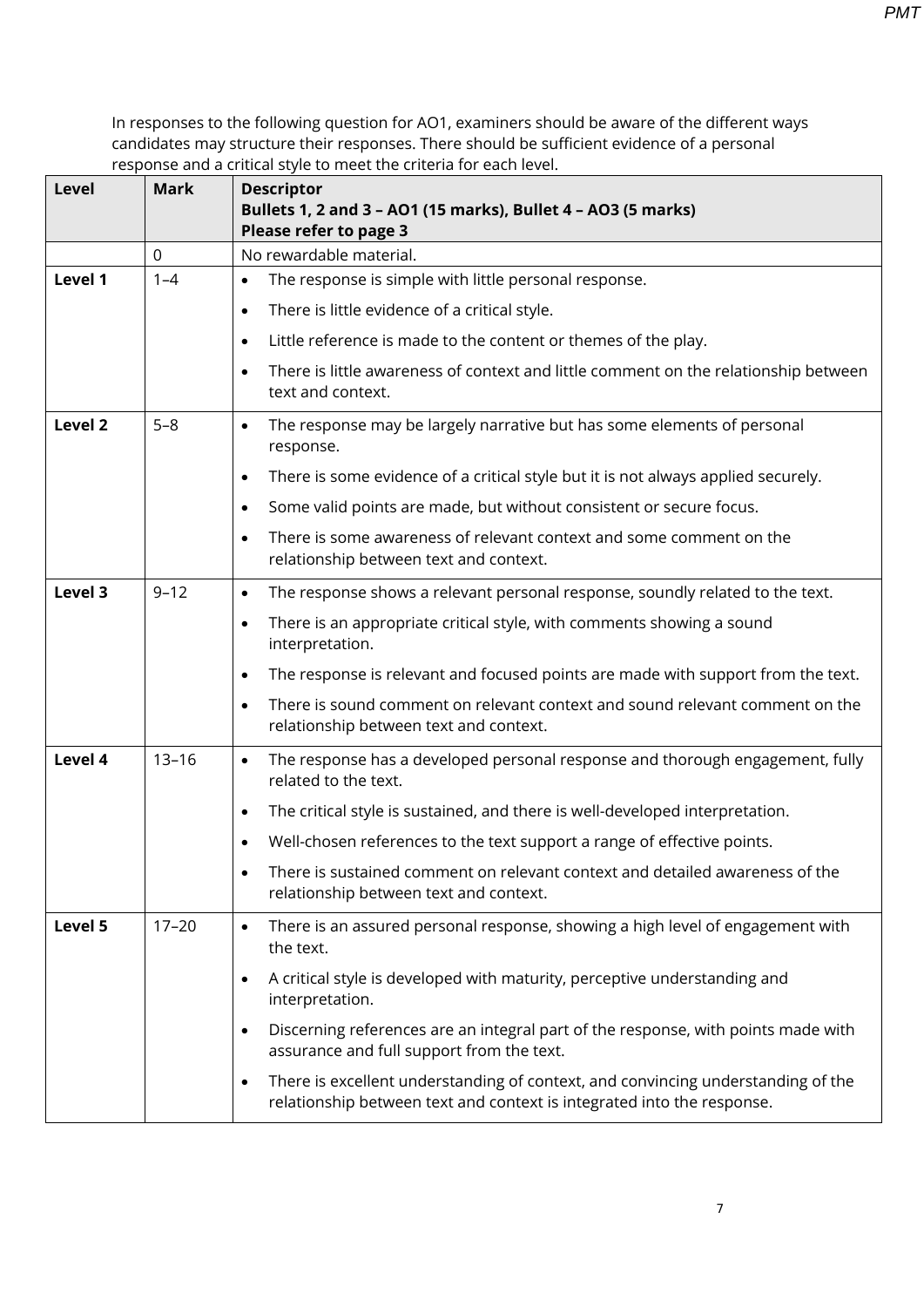In responses to the following question for AO1, examiners should be aware of the different ways candidates may structure their responses. There should be sufficient evidence of a personal response and a critical style to meet the criteria for each level.

| Level | Mark | Descriptor<br>**Bullets 1, 2 and 3 – AO1 (15 marks), Bullet 4 – AO3 (5 marks)**<br>**Please refer to page 3** |
|---|---|---|
| | 0 | No rewardable material. |
| **Level 1** | 1–4 | • The response is simple with little personal response.<br>• There is little evidence of a critical style.<br>• Little reference is made to the content or themes of the play.<br>• There is little awareness of context and little comment on the relationship between text and context. |
| **Level 2** | 5–8 | • The response may be largely narrative but has some elements of personal response.<br>• There is some evidence of a critical style but it is not always applied securely.<br>• Some valid points are made, but without consistent or secure focus.<br>• There is some awareness of relevant context and some comment on the relationship between text and context. |
| **Level 3** | 9–12 | • The response shows a relevant personal response, soundly related to the text.<br>• There is an appropriate critical style, with comments showing a sound interpretation.<br>• The response is relevant and focused points are made with support from the text.<br>• There is sound comment on relevant context and sound relevant comment on the relationship between text and context. |
| **Level 4** | 13–16 | • The response has a developed personal response and thorough engagement, fully related to the text.<br>• The critical style is sustained, and there is well-developed interpretation.<br>• Well-chosen references to the text support a range of effective points.<br>• There is sustained comment on relevant context and detailed awareness of the relationship between text and context. |
| **Level 5** | 17–20 | • There is an assured personal response, showing a high level of engagement with the text.<br>• A critical style is developed with maturity, perceptive understanding and interpretation.<br>• Discerning references are an integral part of the response, with points made with assurance and full support from the text.<br>• There is excellent understanding of context, and convincing understanding of the relationship between text and context is integrated into the response. |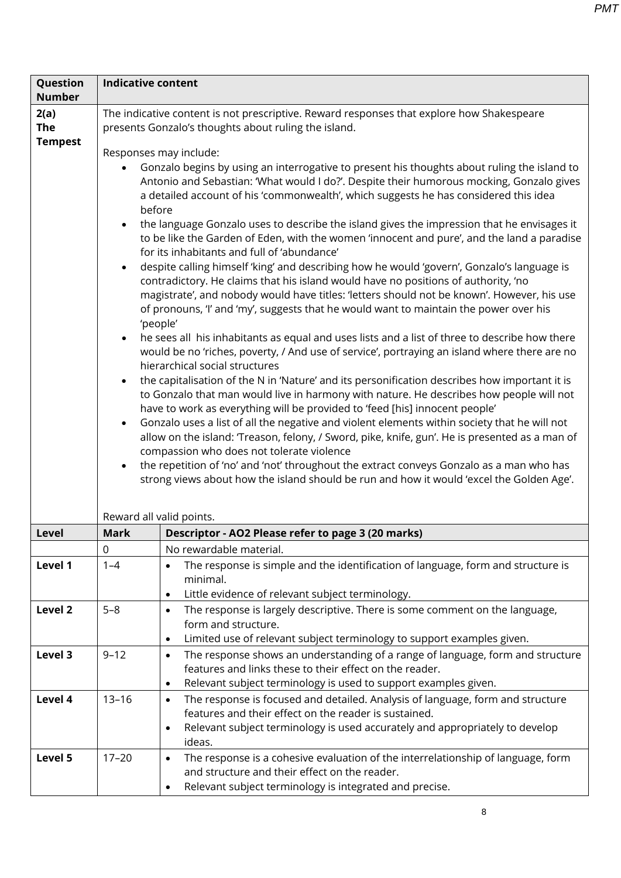| Question Number | Indicative content | |
|---|---|---|
| 2(a) The Tempest | The indicative content is not prescriptive. Reward responses that explore how Shakespeare presents Gonzalo's thoughts about ruling the island.<br><br>Responses may include:<br>• Gonzalo begins by using an interrogative to present his thoughts about ruling the island to Antonio and Sebastian: 'What would I do?'. Despite their humorous mocking, Gonzalo gives a detailed account of his 'commonwealth', which suggests he has considered this idea before<br>• the language Gonzalo uses to describe the island gives the impression that he envisages it to be like the Garden of Eden, with the women 'innocent and pure', and the land a paradise for its inhabitants and full of 'abundance'<br>• despite calling himself 'king' and describing how he would 'govern', Gonzalo's language is contradictory. He claims that his island would have no positions of authority, 'no magistrate', and nobody would have titles: 'letters should not be known'. However, his use of pronouns, 'I' and 'my', suggests that he would want to maintain the power over his 'people'<br>• he sees all his inhabitants as equal and uses lists and a list of three to describe how there would be no 'riches, poverty, / And use of service', portraying an island where there are no hierarchical social structures<br>• the capitalisation of the N in 'Nature' and its personification describes how important it is to Gonzalo that man would live in harmony with nature. He describes how people will not have to work as everything will be provided to 'feed [his] innocent people'<br>• Gonzalo uses a list of all the negative and violent elements within society that he will not allow on the island: 'Treason, felony, / Sword, pike, knife, gun'. He is presented as a man of compassion who does not tolerate violence<br>• the repetition of 'no' and 'not' throughout the extract conveys Gonzalo as a man who has strong views about how the island should be run and how it would 'excel the Golden Age'.<br><br>Reward all valid points. | |
| **Level** | **Mark** | **Descriptor - AO2 Please refer to page 3 (20 marks)** |
| | 0 | No rewardable material. |
| **Level 1** | 1–4 | • The response is simple and the identification of language, form and structure is minimal.<br>• Little evidence of relevant subject terminology. |
| **Level 2** | 5–8 | • The response is largely descriptive. There is some comment on the language, form and structure.<br>• Limited use of relevant subject terminology to support examples given. |
| **Level 3** | 9–12 | • The response shows an understanding of a range of language, form and structure features and links these to their effect on the reader.<br>• Relevant subject terminology is used to support examples given. |
| **Level 4** | 13–16 | • The response is focused and detailed. Analysis of language, form and structure features and their effect on the reader is sustained.<br>• Relevant subject terminology is used accurately and appropriately to develop ideas. |
| **Level 5** | 17–20 | • The response is a cohesive evaluation of the interrelationship of language, form and structure and their effect on the reader.<br>• Relevant subject terminology is integrated and precise. |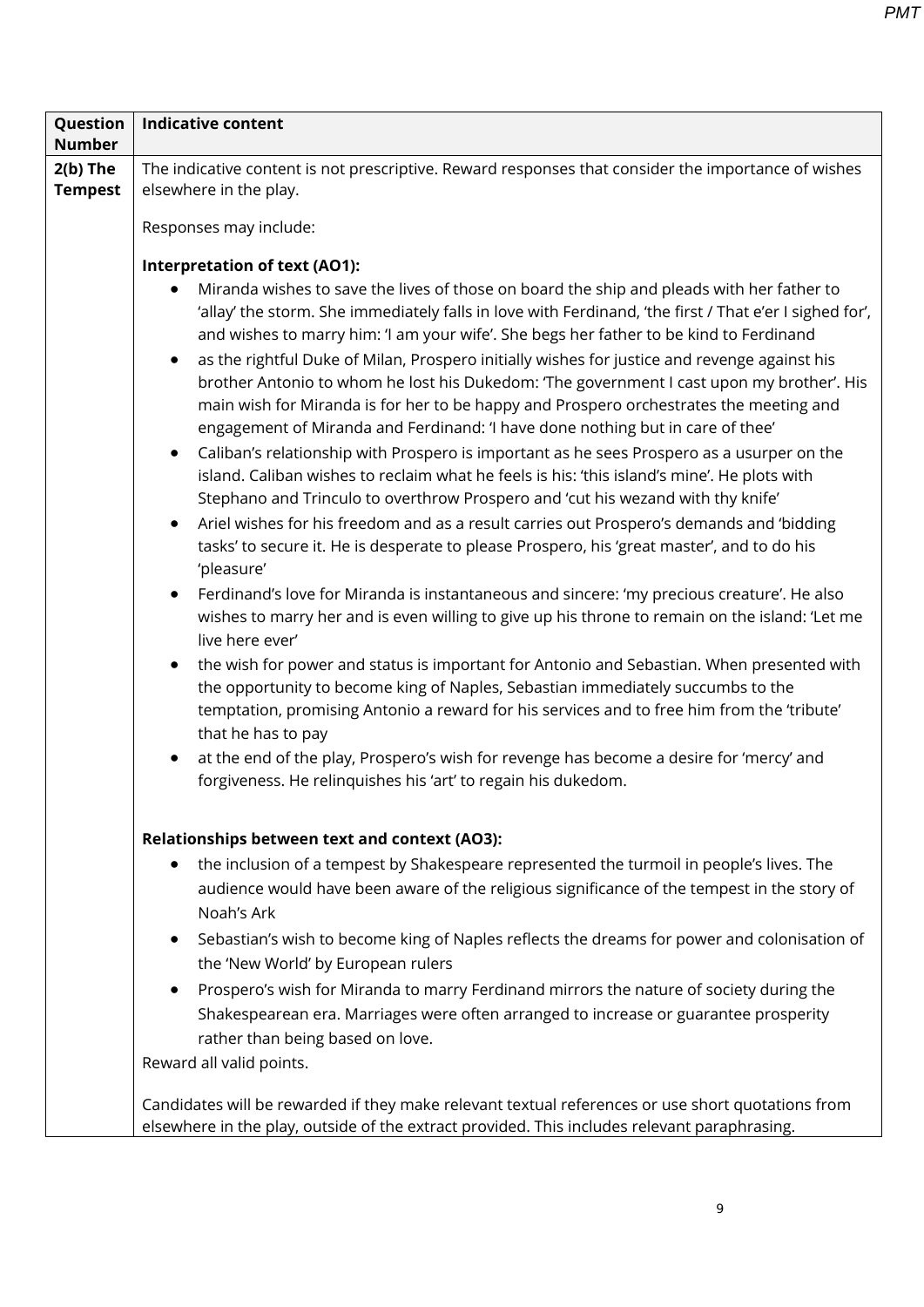| Question Number | Indicative content |
|---|---|
| **2(b) The Tempest** | The indicative content is not prescriptive. Reward responses that consider the importance of wishes elsewhere in the play.<br><br>Responses may include:<br><br>**Interpretation of text (AO1):**<br>• Miranda wishes to save the lives of those on board the ship and pleads with her father to 'allay' the storm. She immediately falls in love with Ferdinand, 'the first / That e'er I sighed for', and wishes to marry him: 'I am your wife'. She begs her father to be kind to Ferdinand<br>• as the rightful Duke of Milan, Prospero initially wishes for justice and revenge against his brother Antonio to whom he lost his Dukedom: 'The government I cast upon my brother'. His main wish for Miranda is for her to be happy and Prospero orchestrates the meeting and engagement of Miranda and Ferdinand: 'I have done nothing but in care of thee'<br>• Caliban's relationship with Prospero is important as he sees Prospero as a usurper on the island. Caliban wishes to reclaim what he feels is his: 'this island's mine'. He plots with Stephano and Trinculo to overthrow Prospero and 'cut his wezand with thy knife'<br>• Ariel wishes for his freedom and as a result carries out Prospero's demands and 'bidding tasks' to secure it. He is desperate to please Prospero, his 'great master', and to do his 'pleasure'<br>• Ferdinand's love for Miranda is instantaneous and sincere: 'my precious creature'. He also wishes to marry her and is even willing to give up his throne to remain on the island: 'Let me live here ever'<br>• the wish for power and status is important for Antonio and Sebastian. When presented with the opportunity to become king of Naples, Sebastian immediately succumbs to the temptation, promising Antonio a reward for his services and to free him from the 'tribute' that he has to pay<br>• at the end of the play, Prospero's wish for revenge has become a desire for 'mercy' and forgiveness. He relinquishes his 'art' to regain his dukedom.<br><br>**Relationships between text and context (AO3):**<br>• the inclusion of a tempest by Shakespeare represented the turmoil in people's lives. The audience would have been aware of the religious significance of the tempest in the story of Noah's Ark<br>• Sebastian's wish to become king of Naples reflects the dreams for power and colonisation of the 'New World' by European rulers<br>• Prospero's wish for Miranda to marry Ferdinand mirrors the nature of society during the Shakespearean era. Marriages were often arranged to increase or guarantee prosperity rather than being based on love.<br><br>Reward all valid points.<br><br>Candidates will be rewarded if they make relevant textual references or use short quotations from elsewhere in the play, outside of the extract provided. This includes relevant paraphrasing. |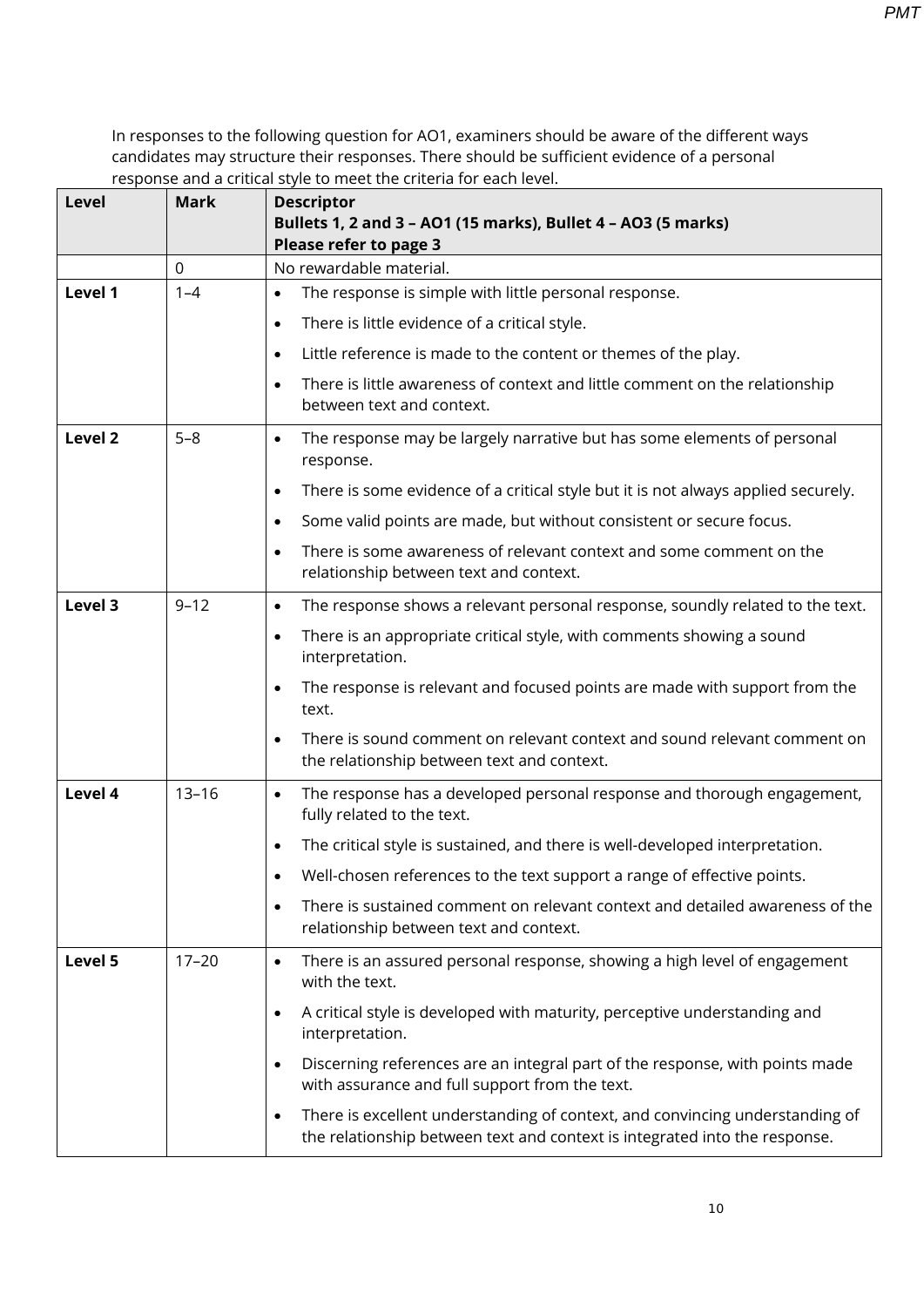In responses to the following question for AO1, examiners should be aware of the different ways candidates may structure their responses. There should be sufficient evidence of a personal response and a critical style to meet the criteria for each level.

| Level | Mark | Descriptor<br>**Bullets 1, 2 and 3 – AO1 (15 marks), Bullet 4 – AO3 (5 marks)**<br>**Please refer to page 3** |
|---|---|---|
| | 0 | No rewardable material. |
| **Level 1** | 1–4 | • The response is simple with little personal response.<br>• There is little evidence of a critical style.<br>• Little reference is made to the content or themes of the play.<br>• There is little awareness of context and little comment on the relationship between text and context. |
| **Level 2** | 5–8 | • The response may be largely narrative but has some elements of personal response.<br>• There is some evidence of a critical style but it is not always applied securely.<br>• Some valid points are made, but without consistent or secure focus.<br>• There is some awareness of relevant context and some comment on the relationship between text and context. |
| **Level 3** | 9–12 | • The response shows a relevant personal response, soundly related to the text.<br>• There is an appropriate critical style, with comments showing a sound interpretation.<br>• The response is relevant and focused points are made with support from the text.<br>• There is sound comment on relevant context and sound relevant comment on the relationship between text and context. |
| **Level 4** | 13–16 | • The response has a developed personal response and thorough engagement, fully related to the text.<br>• The critical style is sustained, and there is well-developed interpretation.<br>• Well-chosen references to the text support a range of effective points.<br>• There is sustained comment on relevant context and detailed awareness of the relationship between text and context. |
| **Level 5** | 17–20 | • There is an assured personal response, showing a high level of engagement with the text.<br>• A critical style is developed with maturity, perceptive understanding and interpretation.<br>• Discerning references are an integral part of the response, with points made with assurance and full support from the text.<br>• There is excellent understanding of context, and convincing understanding of the relationship between text and context is integrated into the response. |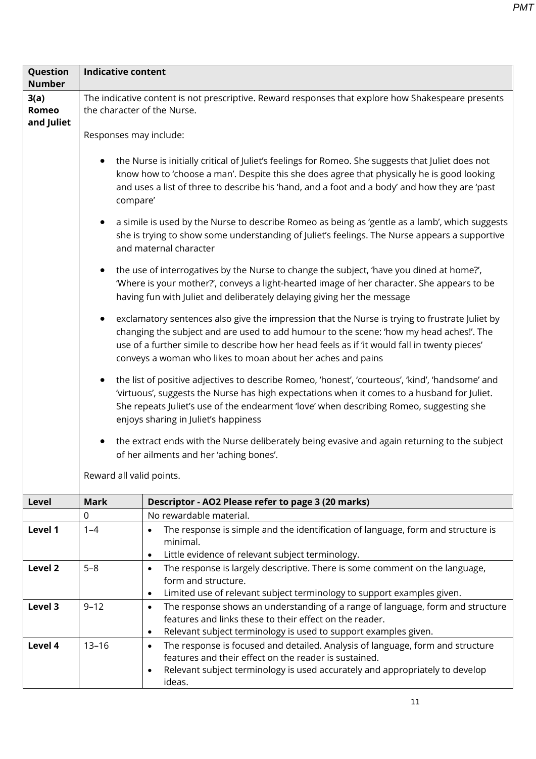| Question Number | Indicative content |
|---|---|
| 3(a) Romeo and Juliet | The indicative content is not prescriptive. Reward responses that explore how Shakespeare presents the character of the Nurse.<br><br>Responses may include:<br><br>• the Nurse is initially critical of Juliet's feelings for Romeo. She suggests that Juliet does not know how to 'choose a man'. Despite this she does agree that physically he is good looking and uses a list of three to describe his 'hand, and a foot and a body' and how they are 'past compare'<br><br>• a simile is used by the Nurse to describe Romeo as being as 'gentle as a lamb', which suggests she is trying to show some understanding of Juliet's feelings. The Nurse appears a supportive and maternal character<br><br>• the use of interrogatives by the Nurse to change the subject, 'have you dined at home?', 'Where is your mother?', conveys a light-hearted image of her character. She appears to be having fun with Juliet and deliberately delaying giving her the message<br><br>• exclamatory sentences also give the impression that the Nurse is trying to frustrate Juliet by changing the subject and are used to add humour to the scene: 'how my head aches!'. The use of a further simile to describe how her head feels as if 'it would fall in twenty pieces' conveys a woman who likes to moan about her aches and pains<br><br>• the list of positive adjectives to describe Romeo, 'honest', 'courteous', 'kind', 'handsome' and 'virtuous', suggests the Nurse has high expectations when it comes to a husband for Juliet. She repeats Juliet's use of the endearment 'love' when describing Romeo, suggesting she enjoys sharing in Juliet's happiness<br><br>• the extract ends with the Nurse deliberately being evasive and again returning to the subject of her ailments and her 'aching bones'.<br><br>Reward all valid points. |

| Level | Mark | Descriptor - AO2 Please refer to page 3 (20 marks) |
|---|---|---|
| | 0 | No rewardable material. |
| Level 1 | 1–4 | • The response is simple and the identification of language, form and structure is minimal.<br>• Little evidence of relevant subject terminology. |
| Level 2 | 5–8 | • The response is largely descriptive. There is some comment on the language, form and structure.<br>• Limited use of relevant subject terminology to support examples given. |
| Level 3 | 9–12 | • The response shows an understanding of a range of language, form and structure features and links these to their effect on the reader.<br>• Relevant subject terminology is used to support examples given. |
| Level 4 | 13–16 | • The response is focused and detailed. Analysis of language, form and structure features and their effect on the reader is sustained.<br>• Relevant subject terminology is used accurately and appropriately to develop ideas. |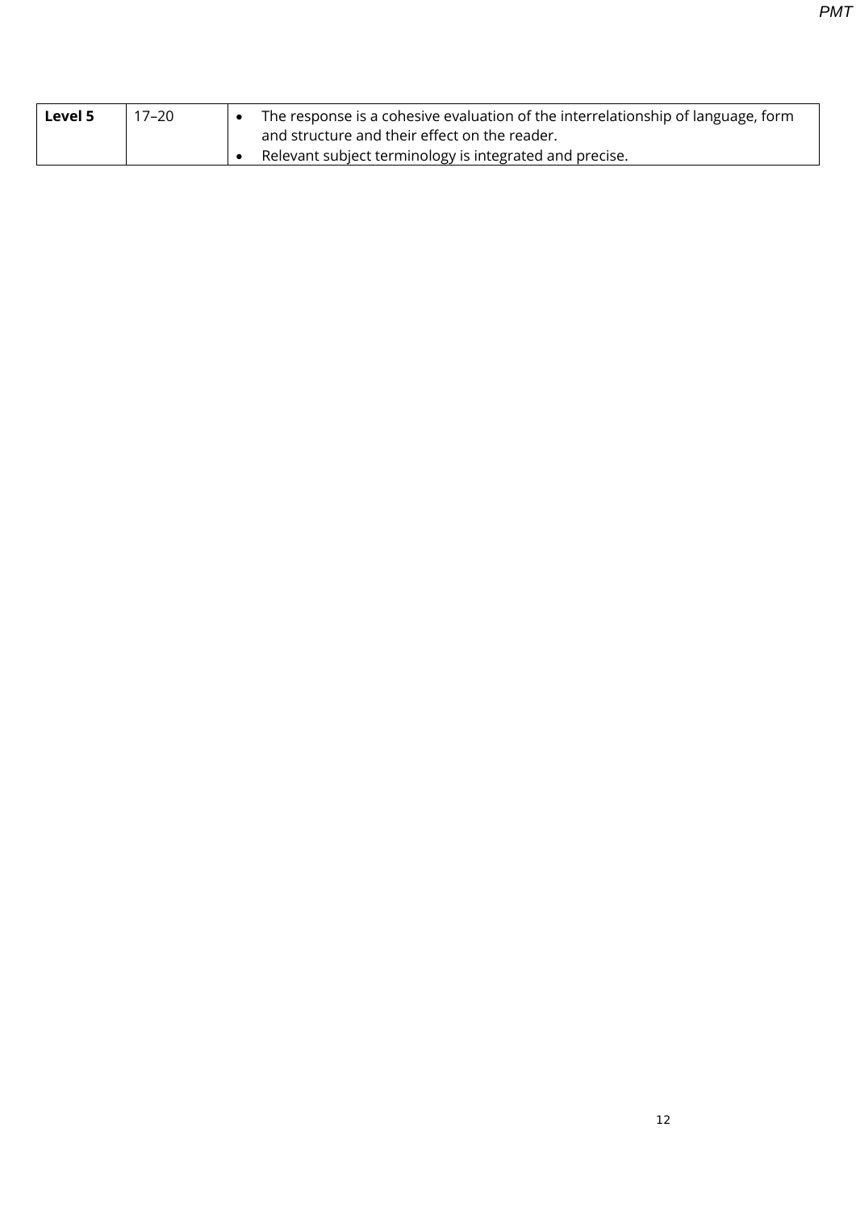| | | |
|---|---|---|
| **Level 5** | 17–20 | • The response is a cohesive evaluation of the interrelationship of language, form and structure and their effect on the reader.<br>• Relevant subject terminology is integrated and precise. |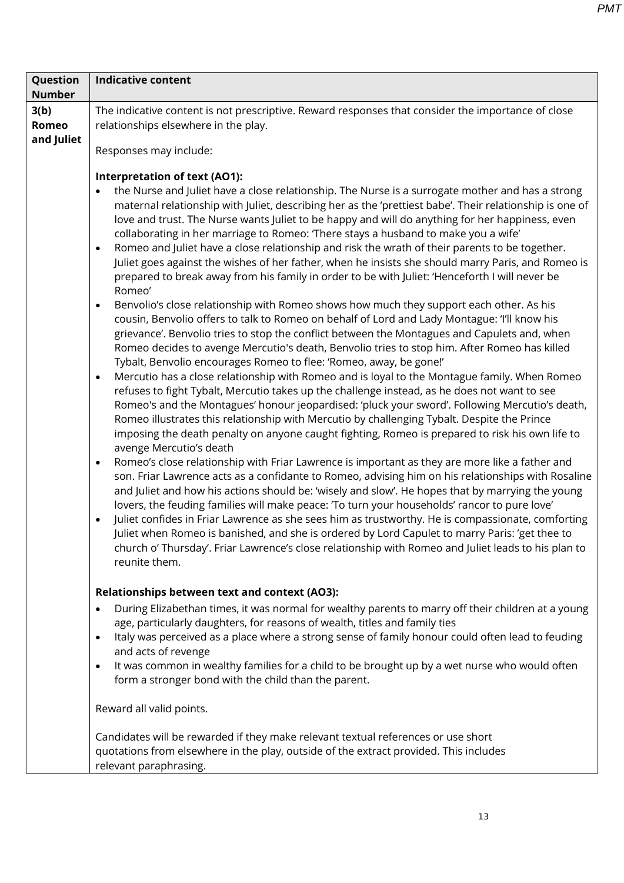| Question Number | Indicative content |
| --- | --- |
| **3(b) Romeo and Juliet** | The indicative content is not prescriptive. Reward responses that consider the importance of close relationships elsewhere in the play.<br><br>Responses may include:<br><br>**Interpretation of text (AO1):**<br>• the Nurse and Juliet have a close relationship. The Nurse is a surrogate mother and has a strong maternal relationship with Juliet, describing her as the 'prettiest babe'. Their relationship is one of love and trust. The Nurse wants Juliet to be happy and will do anything for her happiness, even collaborating in her marriage to Romeo: 'There stays a husband to make you a wife'<br>• Romeo and Juliet have a close relationship and risk the wrath of their parents to be together. Juliet goes against the wishes of her father, when he insists she should marry Paris, and Romeo is prepared to break away from his family in order to be with Juliet: 'Henceforth I will never be Romeo'<br>• Benvolio's close relationship with Romeo shows how much they support each other. As his cousin, Benvolio offers to talk to Romeo on behalf of Lord and Lady Montague: 'I'll know his grievance'. Benvolio tries to stop the conflict between the Montagues and Capulets and, when Romeo decides to avenge Mercutio's death, Benvolio tries to stop him. After Romeo has killed Tybalt, Benvolio encourages Romeo to flee: 'Romeo, away, be gone!'<br>• Mercutio has a close relationship with Romeo and is loyal to the Montague family. When Romeo refuses to fight Tybalt, Mercutio takes up the challenge instead, as he does not want to see Romeo's and the Montagues' honour jeopardised: 'pluck your sword'. Following Mercutio's death, Romeo illustrates this relationship with Mercutio by challenging Tybalt. Despite the Prince imposing the death penalty on anyone caught fighting, Romeo is prepared to risk his own life to avenge Mercutio's death<br>• Romeo's close relationship with Friar Lawrence is important as they are more like a father and son. Friar Lawrence acts as a confidante to Romeo, advising him on his relationships with Rosaline and Juliet and how his actions should be: 'wisely and slow'. He hopes that by marrying the young lovers, the feuding families will make peace: 'To turn your households' rancor to pure love'<br>• Juliet confides in Friar Lawrence as she sees him as trustworthy. He is compassionate, comforting Juliet when Romeo is banished, and she is ordered by Lord Capulet to marry Paris: 'get thee to church o' Thursday'. Friar Lawrence's close relationship with Romeo and Juliet leads to his plan to reunite them.<br><br>**Relationships between text and context (AO3):**<br>• During Elizabethan times, it was normal for wealthy parents to marry off their children at a young age, particularly daughters, for reasons of wealth, titles and family ties<br>• Italy was perceived as a place where a strong sense of family honour could often lead to feuding and acts of revenge<br>• It was common in wealthy families for a child to be brought up by a wet nurse who would often form a stronger bond with the child than the parent.<br><br>Reward all valid points.<br><br>Candidates will be rewarded if they make relevant textual references or use short quotations from elsewhere in the play, outside of the extract provided. This includes relevant paraphrasing. |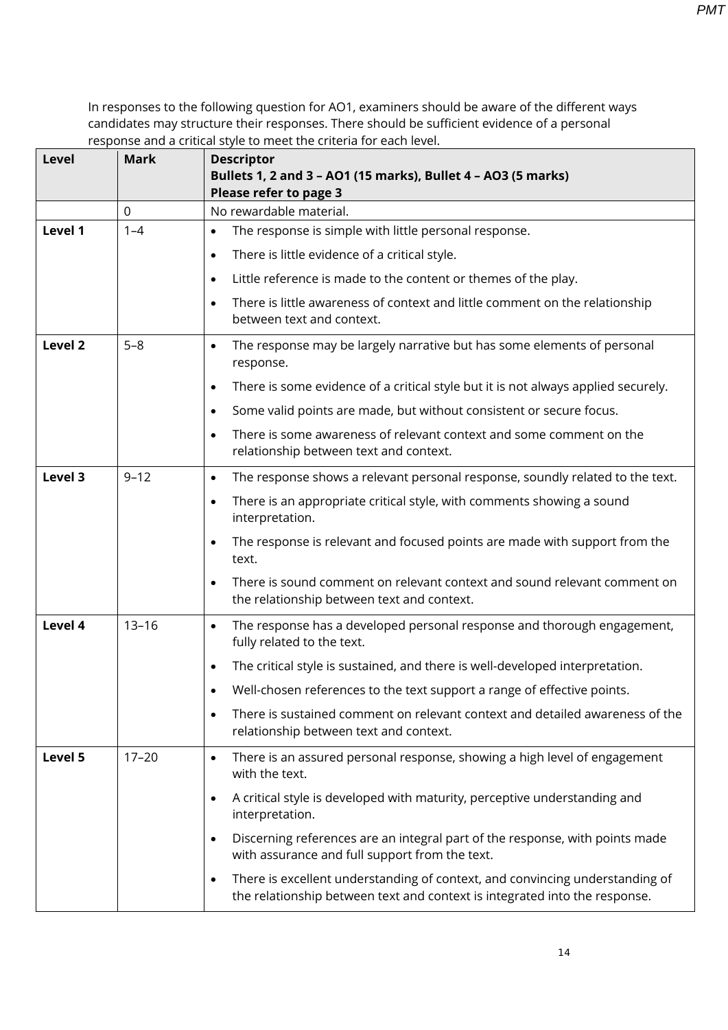In responses to the following question for AO1, examiners should be aware of the different ways candidates may structure their responses. There should be sufficient evidence of a personal response and a critical style to meet the criteria for each level.

| Level | Mark | Descriptor<br>**Bullets 1, 2 and 3 – AO1 (15 marks), Bullet 4 – AO3 (5 marks)**<br>**Please refer to page 3** |
|---|---|---|
| | 0 | No rewardable material. |
| **Level 1** | 1–4 | • The response is simple with little personal response.<br>• There is little evidence of a critical style.<br>• Little reference is made to the content or themes of the play.<br>• There is little awareness of context and little comment on the relationship between text and context. |
| **Level 2** | 5–8 | • The response may be largely narrative but has some elements of personal response.<br>• There is some evidence of a critical style but it is not always applied securely.<br>• Some valid points are made, but without consistent or secure focus.<br>• There is some awareness of relevant context and some comment on the relationship between text and context. |
| **Level 3** | 9–12 | • The response shows a relevant personal response, soundly related to the text.<br>• There is an appropriate critical style, with comments showing a sound interpretation.<br>• The response is relevant and focused points are made with support from the text.<br>• There is sound comment on relevant context and sound relevant comment on the relationship between text and context. |
| **Level 4** | 13–16 | • The response has a developed personal response and thorough engagement, fully related to the text.<br>• The critical style is sustained, and there is well-developed interpretation.<br>• Well-chosen references to the text support a range of effective points.<br>• There is sustained comment on relevant context and detailed awareness of the relationship between text and context. |
| **Level 5** | 17–20 | • There is an assured personal response, showing a high level of engagement with the text.<br>• A critical style is developed with maturity, perceptive understanding and interpretation.<br>• Discerning references are an integral part of the response, with points made with assurance and full support from the text.<br>• There is excellent understanding of context, and convincing understanding of the relationship between text and context is integrated into the response. |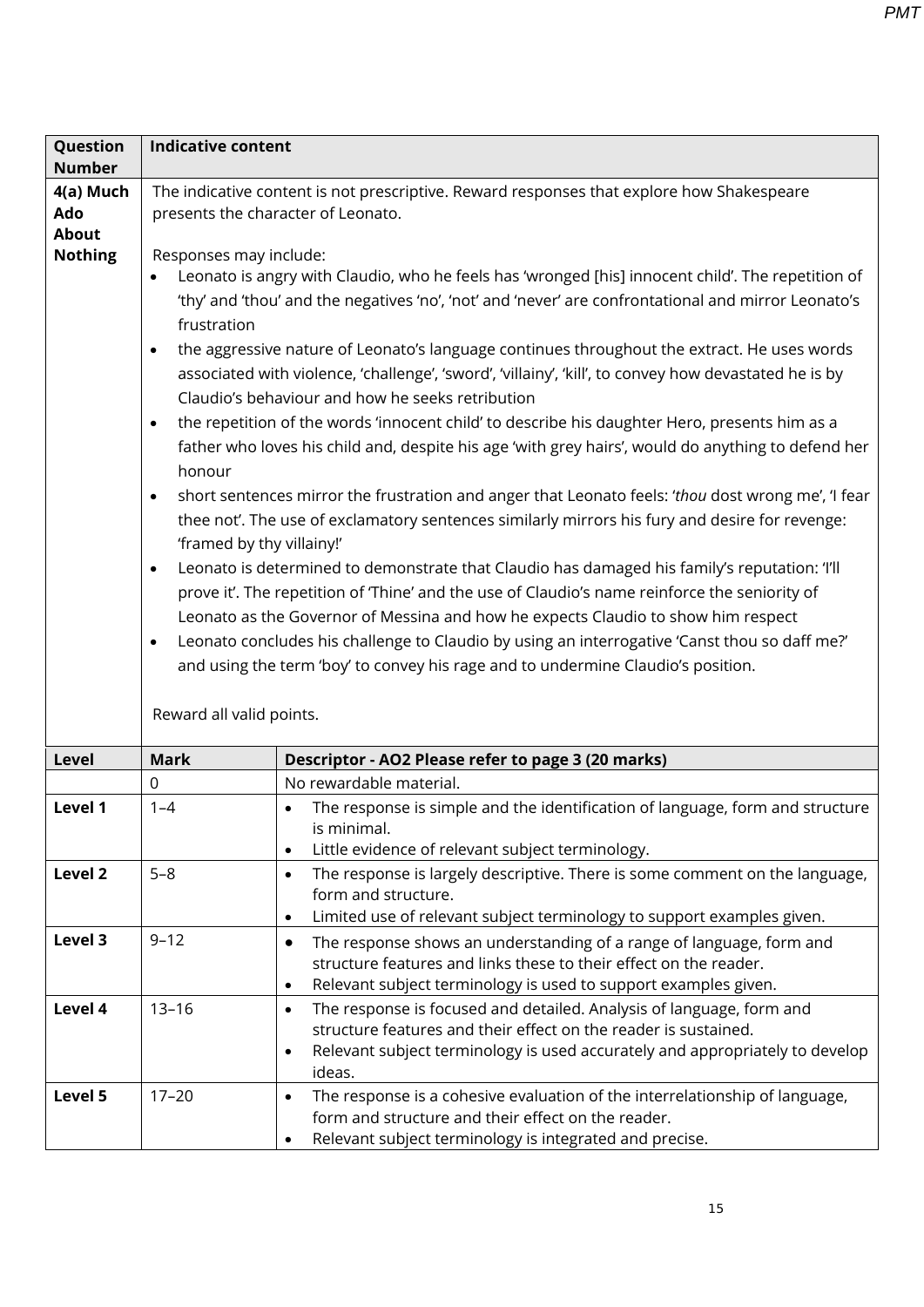| Question Number | Indicative content |
|---|---|
| 4(a) Much Ado About Nothing | The indicative content is not prescriptive. Reward responses that explore how Shakespeare presents the character of Leonato.<br><br>Responses may include:<br>• Leonato is angry with Claudio, who he feels has 'wronged [his] innocent child'. The repetition of 'thy' and 'thou' and the negatives 'no', 'not' and 'never' are confrontational and mirror Leonato's frustration<br>• the aggressive nature of Leonato's language continues throughout the extract. He uses words associated with violence, 'challenge', 'sword', 'villainy', 'kill', to convey how devastated he is by Claudio's behaviour and how he seeks retribution<br>• the repetition of the words 'innocent child' to describe his daughter Hero, presents him as a father who loves his child and, despite his age 'with grey hairs', would do anything to defend her honour<br>• short sentences mirror the frustration and anger that Leonato feels: '*thou* dost wrong me', 'I fear thee not'. The use of exclamatory sentences similarly mirrors his fury and desire for revenge: 'framed by thy villainy!'<br>• Leonato is determined to demonstrate that Claudio has damaged his family's reputation: 'I'll prove it'. The repetition of 'Thine' and the use of Claudio's name reinforce the seniority of Leonato as the Governor of Messina and how he expects Claudio to show him respect<br>• Leonato concludes his challenge to Claudio by using an interrogative 'Canst thou so daff me?' and using the term 'boy' to convey his rage and to undermine Claudio's position.<br><br>Reward all valid points. |

| Level | Mark | Descriptor - AO2 Please refer to page 3 (20 marks) |
|---|---|---|
| | 0 | No rewardable material. |
| Level 1 | 1–4 | • The response is simple and the identification of language, form and structure is minimal.<br>• Little evidence of relevant subject terminology. |
| Level 2 | 5–8 | • The response is largely descriptive. There is some comment on the language, form and structure.<br>• Limited use of relevant subject terminology to support examples given. |
| Level 3 | 9–12 | • The response shows an understanding of a range of language, form and structure features and links these to their effect on the reader.<br>• Relevant subject terminology is used to support examples given. |
| Level 4 | 13–16 | • The response is focused and detailed. Analysis of language, form and structure features and their effect on the reader is sustained.<br>• Relevant subject terminology is used accurately and appropriately to develop ideas. |
| Level 5 | 17–20 | • The response is a cohesive evaluation of the interrelationship of language, form and structure and their effect on the reader.<br>• Relevant subject terminology is integrated and precise. |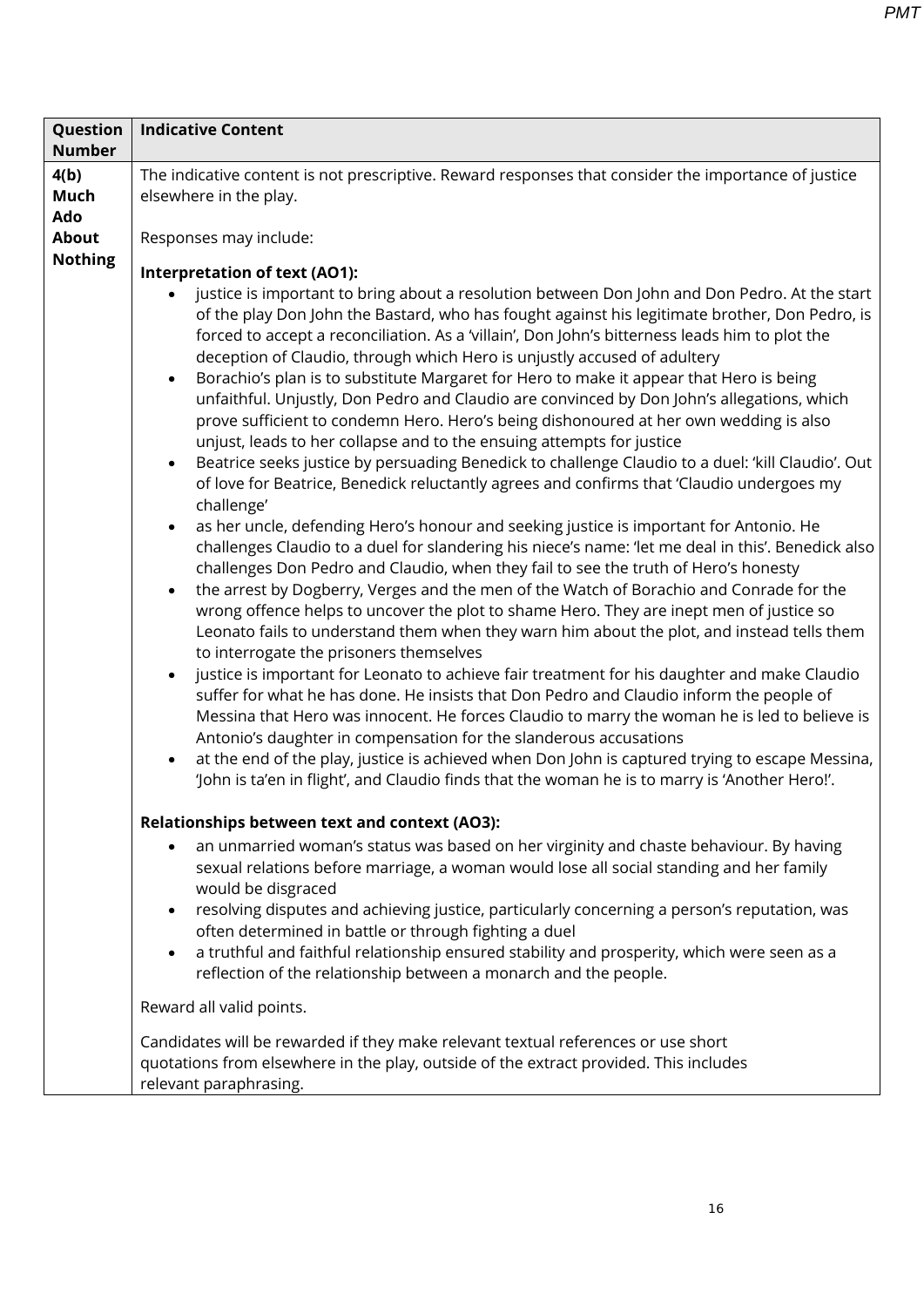| Question Number | Indicative Content |
|---|---|
| 4(b) Much Ado About Nothing | The indicative content is not prescriptive. Reward responses that consider the importance of justice elsewhere in the play.<br><br>Responses may include:<br><br>**Interpretation of text (AO1):**<br>• justice is important to bring about a resolution between Don John and Don Pedro. At the start of the play Don John the Bastard, who has fought against his legitimate brother, Don Pedro, is forced to accept a reconciliation. As a 'villain', Don John's bitterness leads him to plot the deception of Claudio, through which Hero is unjustly accused of adultery<br>• Borachio's plan is to substitute Margaret for Hero to make it appear that Hero is being unfaithful. Unjustly, Don Pedro and Claudio are convinced by Don John's allegations, which prove sufficient to condemn Hero. Hero's being dishonoured at her own wedding is also unjust, leads to her collapse and to the ensuing attempts for justice<br>• Beatrice seeks justice by persuading Benedick to challenge Claudio to a duel: 'kill Claudio'. Out of love for Beatrice, Benedick reluctantly agrees and confirms that 'Claudio undergoes my challenge'<br>• as her uncle, defending Hero's honour and seeking justice is important for Antonio. He challenges Claudio to a duel for slandering his niece's name: 'let me deal in this'. Benedick also challenges Don Pedro and Claudio, when they fail to see the truth of Hero's honesty<br>• the arrest by Dogberry, Verges and the men of the Watch of Borachio and Conrade for the wrong offence helps to uncover the plot to shame Hero. They are inept men of justice so Leonato fails to understand them when they warn him about the plot, and instead tells them to interrogate the prisoners themselves<br>• justice is important for Leonato to achieve fair treatment for his daughter and make Claudio suffer for what he has done. He insists that Don Pedro and Claudio inform the people of Messina that Hero was innocent. He forces Claudio to marry the woman he is led to believe is Antonio's daughter in compensation for the slanderous accusations<br>• at the end of the play, justice is achieved when Don John is captured trying to escape Messina, 'John is ta'en in flight', and Claudio finds that the woman he is to marry is 'Another Hero!'.<br><br>**Relationships between text and context (AO3):**<br>• an unmarried woman's status was based on her virginity and chaste behaviour. By having sexual relations before marriage, a woman would lose all social standing and her family would be disgraced<br>• resolving disputes and achieving justice, particularly concerning a person's reputation, was often determined in battle or through fighting a duel<br>• a truthful and faithful relationship ensured stability and prosperity, which were seen as a reflection of the relationship between a monarch and the people.<br><br>Reward all valid points.<br><br>Candidates will be rewarded if they make relevant textual references or use short quotations from elsewhere in the play, outside of the extract provided. This includes relevant paraphrasing. |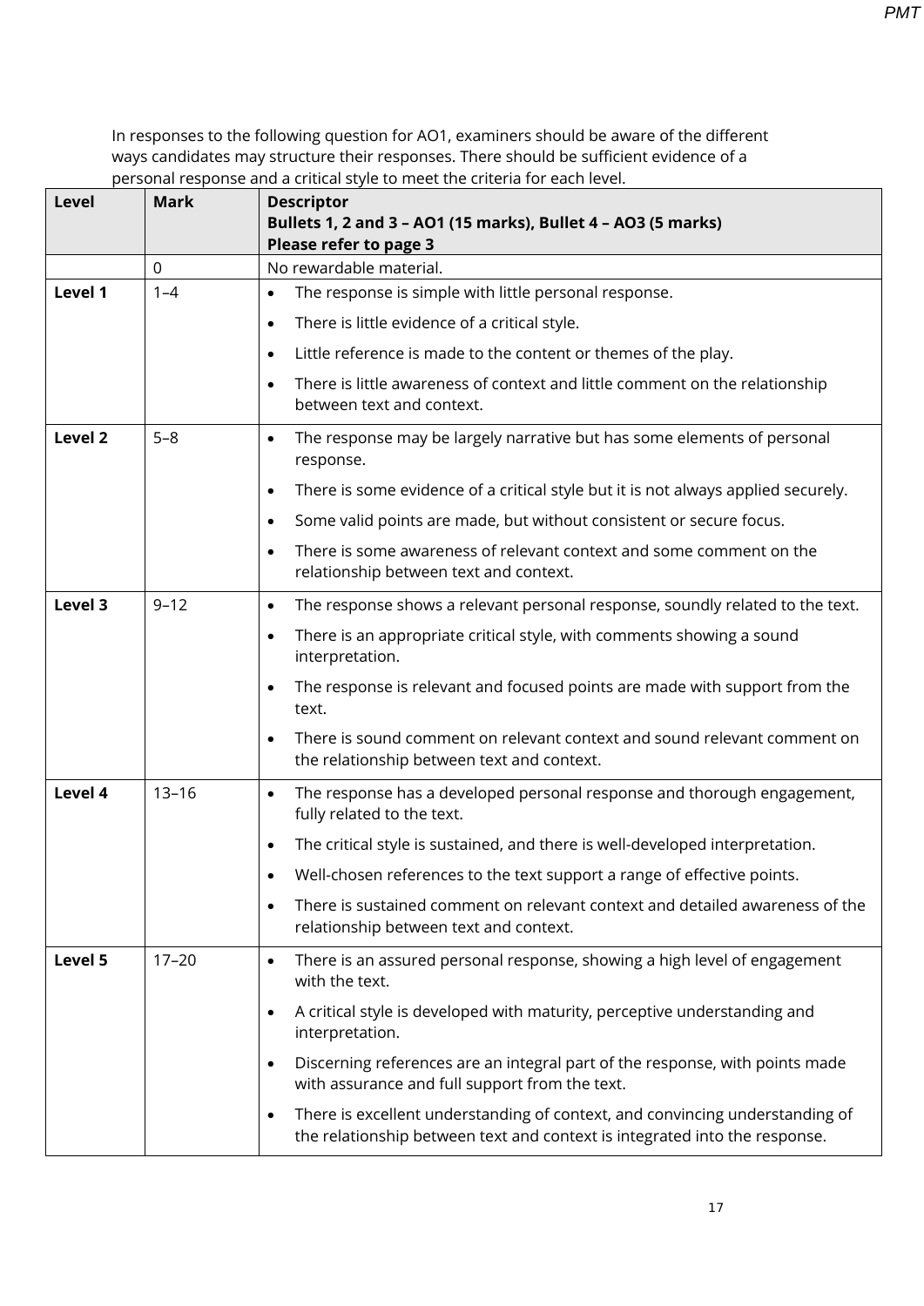In responses to the following question for AO1, examiners should be aware of the different ways candidates may structure their responses. There should be sufficient evidence of a personal response and a critical style to meet the criteria for each level.

| Level | Mark | Descriptor<br>**Bullets 1, 2 and 3 – AO1 (15 marks), Bullet 4 – AO3 (5 marks)**<br>**Please refer to page 3** |
|---|---|---|
| | 0 | No rewardable material. |
| **Level 1** | 1–4 | • The response is simple with little personal response.<br>• There is little evidence of a critical style.<br>• Little reference is made to the content or themes of the play.<br>• There is little awareness of context and little comment on the relationship between text and context. |
| **Level 2** | 5–8 | • The response may be largely narrative but has some elements of personal response.<br>• There is some evidence of a critical style but it is not always applied securely.<br>• Some valid points are made, but without consistent or secure focus.<br>• There is some awareness of relevant context and some comment on the relationship between text and context. |
| **Level 3** | 9–12 | • The response shows a relevant personal response, soundly related to the text.<br>• There is an appropriate critical style, with comments showing a sound interpretation.<br>• The response is relevant and focused points are made with support from the text.<br>• There is sound comment on relevant context and sound relevant comment on the relationship between text and context. |
| **Level 4** | 13–16 | • The response has a developed personal response and thorough engagement, fully related to the text.<br>• The critical style is sustained, and there is well-developed interpretation.<br>• Well-chosen references to the text support a range of effective points.<br>• There is sustained comment on relevant context and detailed awareness of the relationship between text and context. |
| **Level 5** | 17–20 | • There is an assured personal response, showing a high level of engagement with the text.<br>• A critical style is developed with maturity, perceptive understanding and interpretation.<br>• Discerning references are an integral part of the response, with points made with assurance and full support from the text.<br>• There is excellent understanding of context, and convincing understanding of the relationship between text and context is integrated into the response. |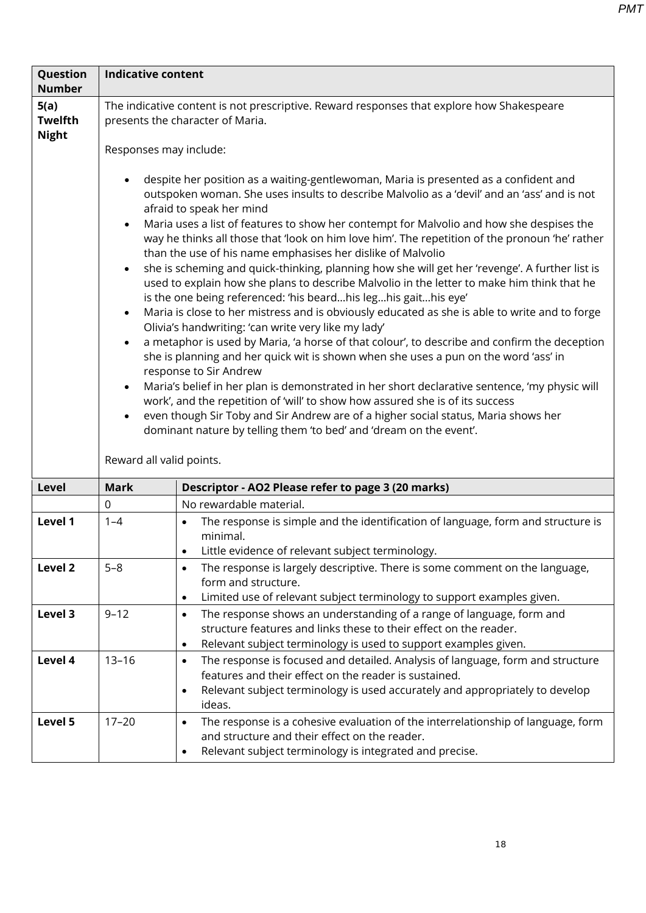| Question Number | Indicative content |
|---|---|
| 5(a) Twelfth Night | The indicative content is not prescriptive. Reward responses that explore how Shakespeare presents the character of Maria.<br><br>Responses may include:<br><br>• despite her position as a waiting-gentlewoman, Maria is presented as a confident and outspoken woman. She uses insults to describe Malvolio as a 'devil' and an 'ass' and is not afraid to speak her mind<br>• Maria uses a list of features to show her contempt for Malvolio and how she despises the way he thinks all those that 'look on him love him'. The repetition of the pronoun 'he' rather than the use of his name emphasises her dislike of Malvolio<br>• she is scheming and quick-thinking, planning how she will get her 'revenge'. A further list is used to explain how she plans to describe Malvolio in the letter to make him think that he is the one being referenced: 'his beard…his leg…his gait…his eye'<br>• Maria is close to her mistress and is obviously educated as she is able to write and to forge Olivia's handwriting: 'can write very like my lady'<br>• a metaphor is used by Maria, 'a horse of that colour', to describe and confirm the deception she is planning and her quick wit is shown when she uses a pun on the word 'ass' in response to Sir Andrew<br>• Maria's belief in her plan is demonstrated in her short declarative sentence, 'my physic will work', and the repetition of 'will' to show how assured she is of its success<br>• even though Sir Toby and Sir Andrew are of a higher social status, Maria shows her dominant nature by telling them 'to bed' and 'dream on the event'.<br><br>Reward all valid points. |

| Level | Mark | Descriptor - AO2 Please refer to page 3 (20 marks) |
|---|---|---|
| | 0 | No rewardable material. |
| Level 1 | 1–4 | • The response is simple and the identification of language, form and structure is minimal.<br>• Little evidence of relevant subject terminology. |
| Level 2 | 5–8 | • The response is largely descriptive. There is some comment on the language, form and structure.<br>• Limited use of relevant subject terminology to support examples given. |
| Level 3 | 9–12 | • The response shows an understanding of a range of language, form and structure features and links these to their effect on the reader.<br>• Relevant subject terminology is used to support examples given. |
| Level 4 | 13–16 | • The response is focused and detailed. Analysis of language, form and structure features and their effect on the reader is sustained.<br>• Relevant subject terminology is used accurately and appropriately to develop ideas. |
| Level 5 | 17–20 | • The response is a cohesive evaluation of the interrelationship of language, form and structure and their effect on the reader.<br>• Relevant subject terminology is integrated and precise. |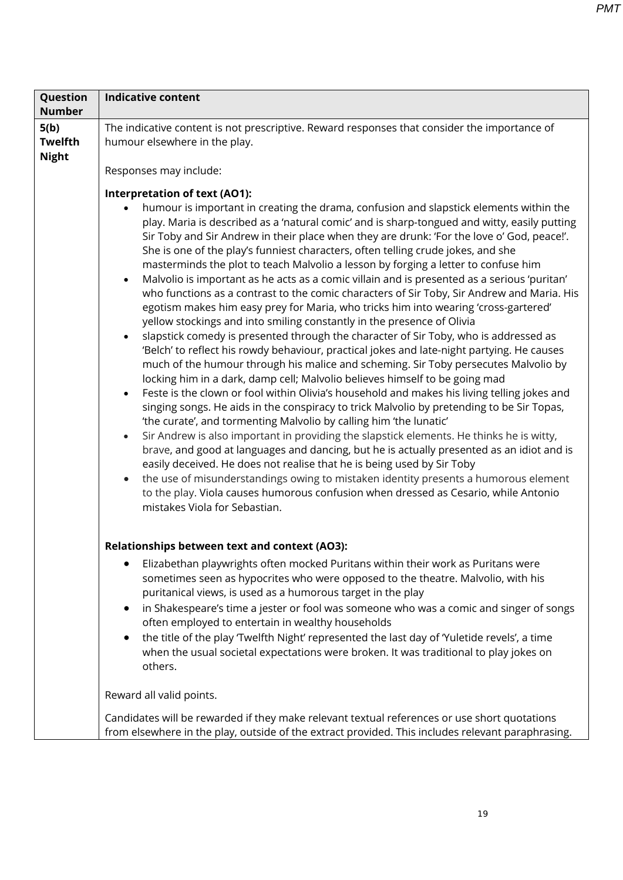| Question Number | Indicative content |
|---|---|
| 5(b) Twelfth Night | The indicative content is not prescriptive. Reward responses that consider the importance of humour elsewhere in the play.<br><br>Responses may include:<br><br>**Interpretation of text (AO1):**<br>• humour is important in creating the drama, confusion and slapstick elements within the play. Maria is described as a 'natural comic' and is sharp-tongued and witty, easily putting Sir Toby and Sir Andrew in their place when they are drunk: 'For the love o' God, peace!'. She is one of the play's funniest characters, often telling crude jokes, and she masterminds the plot to teach Malvolio a lesson by forging a letter to confuse him<br>• Malvolio is important as he acts as a comic villain and is presented as a serious 'puritan' who functions as a contrast to the comic characters of Sir Toby, Sir Andrew and Maria. His egotism makes him easy prey for Maria, who tricks him into wearing 'cross-gartered' yellow stockings and into smiling constantly in the presence of Olivia<br>• slapstick comedy is presented through the character of Sir Toby, who is addressed as 'Belch' to reflect his rowdy behaviour, practical jokes and late-night partying. He causes much of the humour through his malice and scheming. Sir Toby persecutes Malvolio by locking him in a dark, damp cell; Malvolio believes himself to be going mad<br>• Feste is the clown or fool within Olivia's household and makes his living telling jokes and singing songs. He aids in the conspiracy to trick Malvolio by pretending to be Sir Topas, 'the curate', and tormenting Malvolio by calling him 'the lunatic'<br>• Sir Andrew is also important in providing the slapstick elements. He thinks he is witty, brave, and good at languages and dancing, but he is actually presented as an idiot and is easily deceived. He does not realise that he is being used by Sir Toby<br>• the use of misunderstandings owing to mistaken identity presents a humorous element to the play. Viola causes humorous confusion when dressed as Cesario, while Antonio mistakes Viola for Sebastian.<br><br>**Relationships between text and context (AO3):**<br>• Elizabethan playwrights often mocked Puritans within their work as Puritans were sometimes seen as hypocrites who were opposed to the theatre. Malvolio, with his puritanical views, is used as a humorous target in the play<br>• in Shakespeare's time a jester or fool was someone who was a comic and singer of songs often employed to entertain in wealthy households<br>• the title of the play 'Twelfth Night' represented the last day of 'Yuletide revels', a time when the usual societal expectations were broken. It was traditional to play jokes on others.<br><br>Reward all valid points.<br><br>Candidates will be rewarded if they make relevant textual references or use short quotations from elsewhere in the play, outside of the extract provided. This includes relevant paraphrasing. |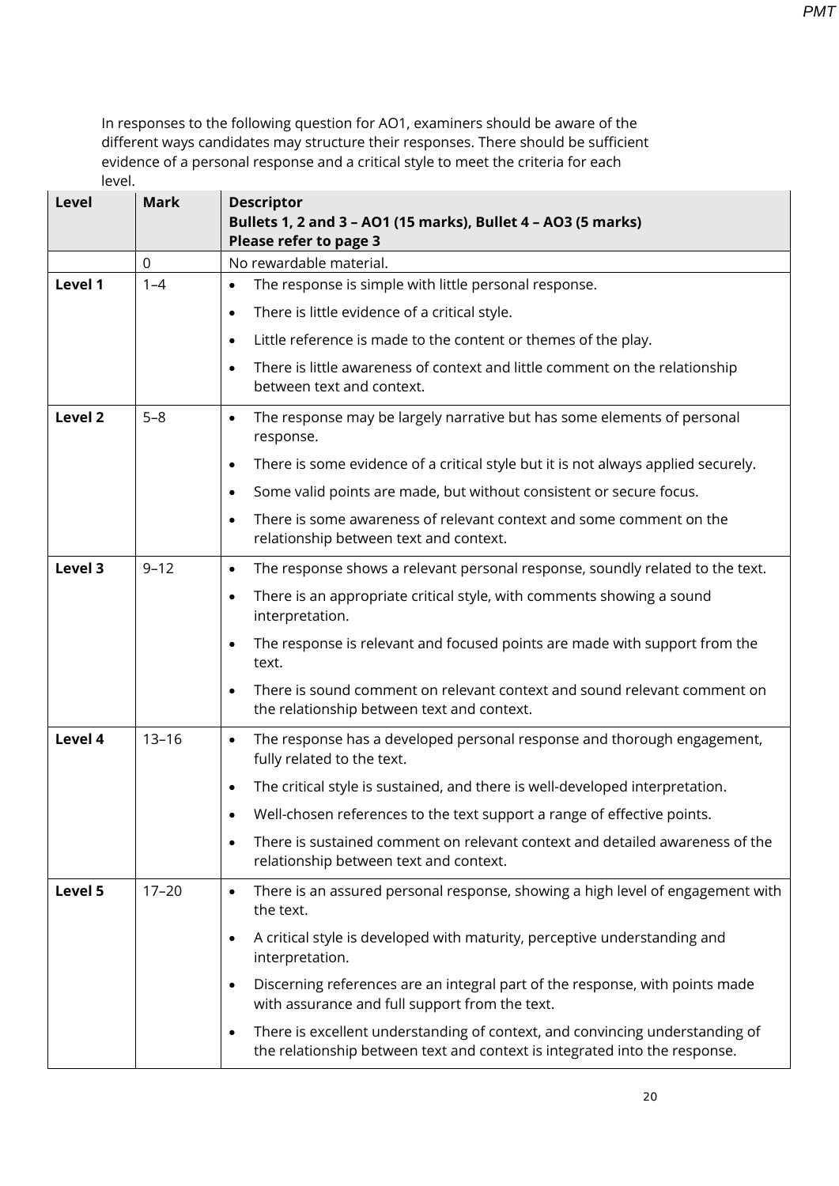In responses to the following question for AO1, examiners should be aware of the different ways candidates may structure their responses. There should be sufficient evidence of a personal response and a critical style to meet the criteria for each level.

| Level | Mark | Descriptor<br>**Bullets 1, 2 and 3 – AO1 (15 marks), Bullet 4 – AO3 (5 marks)<br>Please refer to page 3** |
|---|---|---|
| | 0 | No rewardable material. |
| **Level 1** | 1–4 | • The response is simple with little personal response.<br>• There is little evidence of a critical style.<br>• Little reference is made to the content or themes of the play.<br>• There is little awareness of context and little comment on the relationship between text and context. |
| **Level 2** | 5–8 | • The response may be largely narrative but has some elements of personal response.<br>• There is some evidence of a critical style but it is not always applied securely.<br>• Some valid points are made, but without consistent or secure focus.<br>• There is some awareness of relevant context and some comment on the relationship between text and context. |
| **Level 3** | 9–12 | • The response shows a relevant personal response, soundly related to the text.<br>• There is an appropriate critical style, with comments showing a sound interpretation.<br>• The response is relevant and focused points are made with support from the text.<br>• There is sound comment on relevant context and sound relevant comment on the relationship between text and context. |
| **Level 4** | 13–16 | • The response has a developed personal response and thorough engagement, fully related to the text.<br>• The critical style is sustained, and there is well-developed interpretation.<br>• Well-chosen references to the text support a range of effective points.<br>• There is sustained comment on relevant context and detailed awareness of the relationship between text and context. |
| **Level 5** | 17–20 | • There is an assured personal response, showing a high level of engagement with the text.<br>• A critical style is developed with maturity, perceptive understanding and interpretation.<br>• Discerning references are an integral part of the response, with points made with assurance and full support from the text.<br>• There is excellent understanding of context, and convincing understanding of the relationship between text and context is integrated into the response. |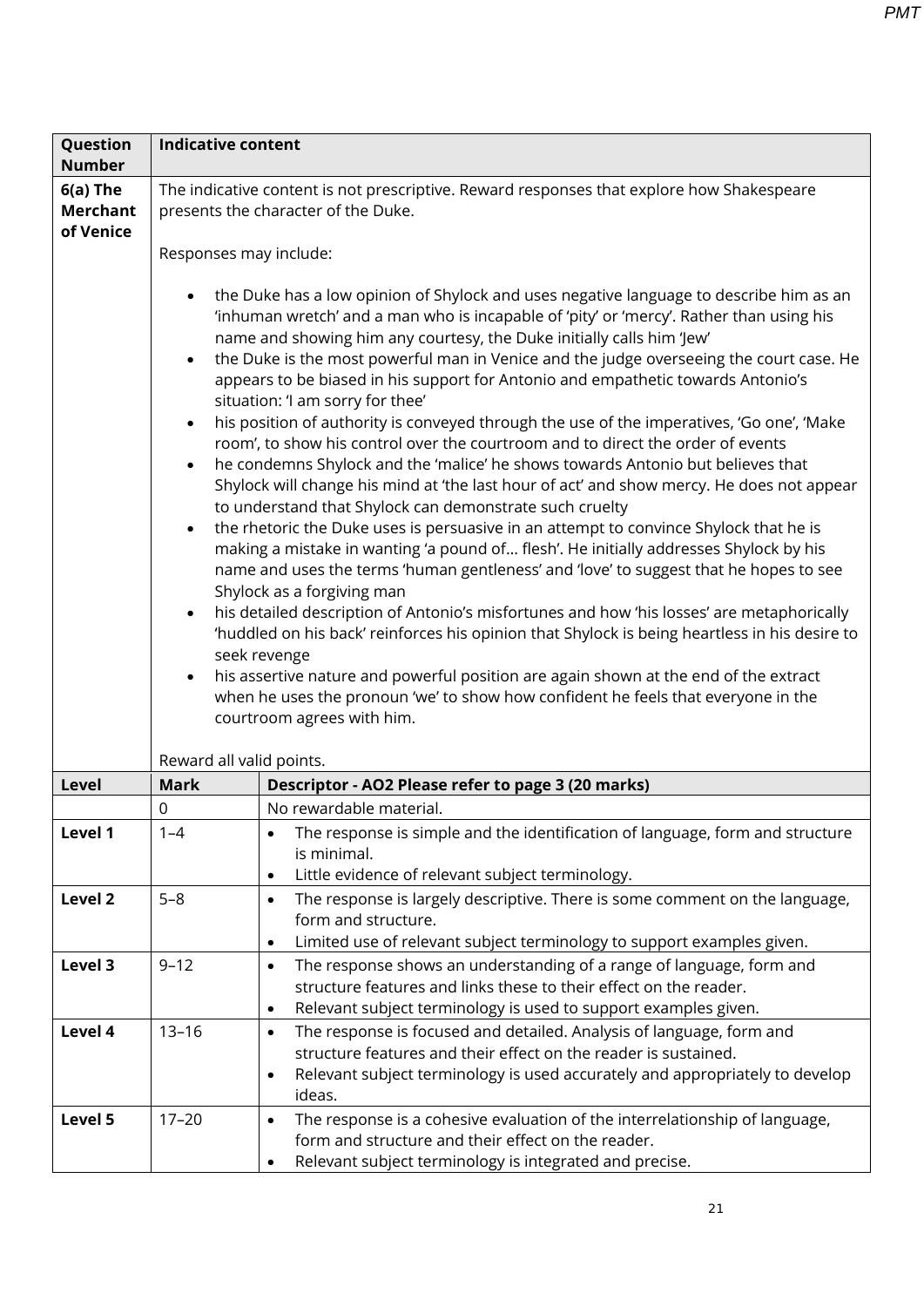| Question Number | Indicative content | |
|---|---|---|
| 6(a) The Merchant of Venice | The indicative content is not prescriptive. Reward responses that explore how Shakespeare presents the character of the Duke.<br><br>Responses may include:<br><br>• the Duke has a low opinion of Shylock and uses negative language to describe him as an 'inhuman wretch' and a man who is incapable of 'pity' or 'mercy'. Rather than using his name and showing him any courtesy, the Duke initially calls him 'Jew'<br>• the Duke is the most powerful man in Venice and the judge overseeing the court case. He appears to be biased in his support for Antonio and empathetic towards Antonio's situation: 'I am sorry for thee'<br>• his position of authority is conveyed through the use of the imperatives, 'Go one', 'Make room', to show his control over the courtroom and to direct the order of events<br>• he condemns Shylock and the 'malice' he shows towards Antonio but believes that Shylock will change his mind at 'the last hour of act' and show mercy. He does not appear to understand that Shylock can demonstrate such cruelty<br>• the rhetoric the Duke uses is persuasive in an attempt to convince Shylock that he is making a mistake in wanting 'a pound of… flesh'. He initially addresses Shylock by his name and uses the terms 'human gentleness' and 'love' to suggest that he hopes to see Shylock as a forgiving man<br>• his detailed description of Antonio's misfortunes and how 'his losses' are metaphorically 'huddled on his back' reinforces his opinion that Shylock is being heartless in his desire to seek revenge<br>• his assertive nature and powerful position are again shown at the end of the extract when he uses the pronoun 'we' to show how confident he feels that everyone in the courtroom agrees with him.<br><br>Reward all valid points. | |
| **Level** | **Mark** | **Descriptor - AO2 Please refer to page 3 (20 marks)** |
| | 0 | No rewardable material. |
| **Level 1** | 1–4 | • The response is simple and the identification of language, form and structure is minimal.<br>• Little evidence of relevant subject terminology. |
| **Level 2** | 5–8 | • The response is largely descriptive. There is some comment on the language, form and structure.<br>• Limited use of relevant subject terminology to support examples given. |
| **Level 3** | 9–12 | • The response shows an understanding of a range of language, form and structure features and links these to their effect on the reader.<br>• Relevant subject terminology is used to support examples given. |
| **Level 4** | 13–16 | • The response is focused and detailed. Analysis of language, form and structure features and their effect on the reader is sustained.<br>• Relevant subject terminology is used accurately and appropriately to develop ideas. |
| **Level 5** | 17–20 | • The response is a cohesive evaluation of the interrelationship of language, form and structure and their effect on the reader.<br>• Relevant subject terminology is integrated and precise. |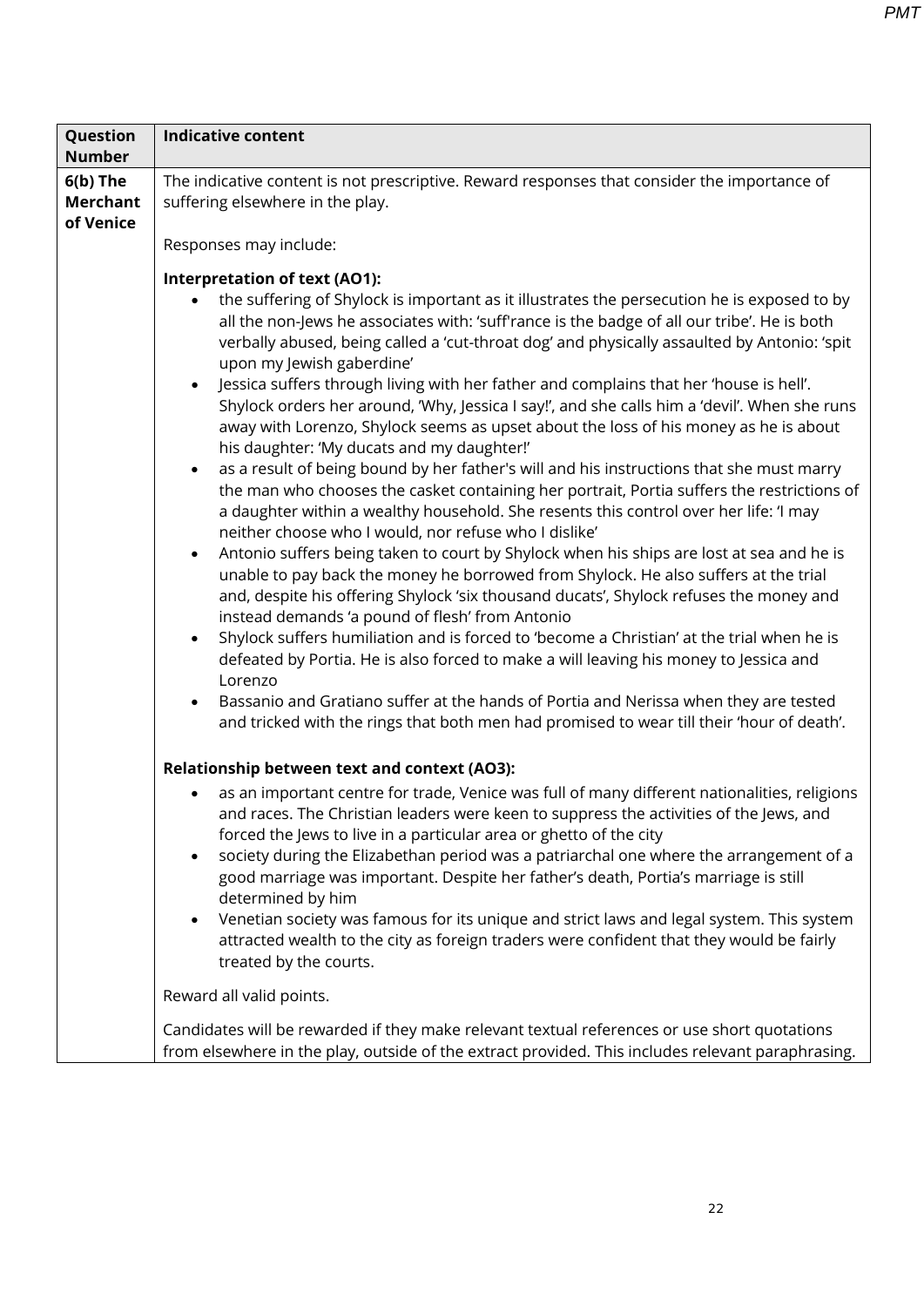| Question Number | Indicative content |
|---|---|
| 6(b) The Merchant of Venice | The indicative content is not prescriptive. Reward responses that consider the importance of suffering elsewhere in the play.<br><br>Responses may include:<br><br>**Interpretation of text (AO1):**<br>• the suffering of Shylock is important as it illustrates the persecution he is exposed to by all the non-Jews he associates with: 'suff'rance is the badge of all our tribe'. He is both verbally abused, being called a 'cut-throat dog' and physically assaulted by Antonio: 'spit upon my Jewish gaberdine'<br>• Jessica suffers through living with her father and complains that her 'house is hell'. Shylock orders her around, 'Why, Jessica I say!', and she calls him a 'devil'. When she runs away with Lorenzo, Shylock seems as upset about the loss of his money as he is about his daughter: 'My ducats and my daughter!'<br>• as a result of being bound by her father's will and his instructions that she must marry the man who chooses the casket containing her portrait, Portia suffers the restrictions of a daughter within a wealthy household. She resents this control over her life: 'I may neither choose who I would, nor refuse who I dislike'<br>• Antonio suffers being taken to court by Shylock when his ships are lost at sea and he is unable to pay back the money he borrowed from Shylock. He also suffers at the trial and, despite his offering Shylock 'six thousand ducats', Shylock refuses the money and instead demands 'a pound of flesh' from Antonio<br>• Shylock suffers humiliation and is forced to 'become a Christian' at the trial when he is defeated by Portia. He is also forced to make a will leaving his money to Jessica and Lorenzo<br>• Bassanio and Gratiano suffer at the hands of Portia and Nerissa when they are tested and tricked with the rings that both men had promised to wear till their 'hour of death'.<br><br>**Relationship between text and context (AO3):**<br>• as an important centre for trade, Venice was full of many different nationalities, religions and races. The Christian leaders were keen to suppress the activities of the Jews, and forced the Jews to live in a particular area or ghetto of the city<br>• society during the Elizabethan period was a patriarchal one where the arrangement of a good marriage was important. Despite her father's death, Portia's marriage is still determined by him<br>• Venetian society was famous for its unique and strict laws and legal system. This system attracted wealth to the city as foreign traders were confident that they would be fairly treated by the courts.<br><br>Reward all valid points.<br><br>Candidates will be rewarded if they make relevant textual references or use short quotations from elsewhere in the play, outside of the extract provided. This includes relevant paraphrasing. |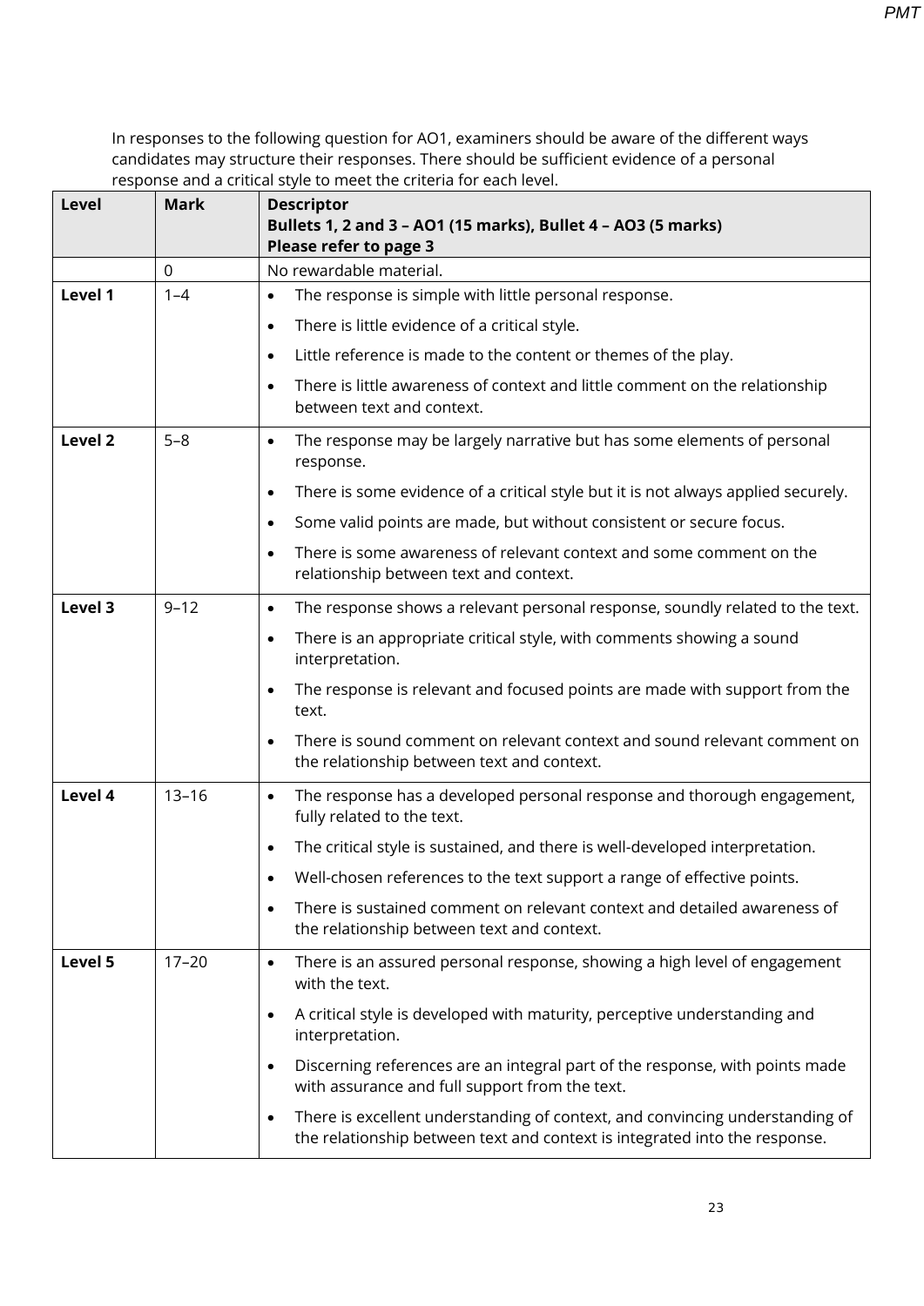In responses to the following question for AO1, examiners should be aware of the different ways candidates may structure their responses. There should be sufficient evidence of a personal response and a critical style to meet the criteria for each level.

| Level | Mark | Descriptor<br>**Bullets 1, 2 and 3 – AO1 (15 marks), Bullet 4 – AO3 (5 marks)**<br>**Please refer to page 3** |
|---|---|---|
| | 0 | No rewardable material. |
| **Level 1** | 1–4 | • The response is simple with little personal response.<br>• There is little evidence of a critical style.<br>• Little reference is made to the content or themes of the play.<br>• There is little awareness of context and little comment on the relationship between text and context. |
| **Level 2** | 5–8 | • The response may be largely narrative but has some elements of personal response.<br>• There is some evidence of a critical style but it is not always applied securely.<br>• Some valid points are made, but without consistent or secure focus.<br>• There is some awareness of relevant context and some comment on the relationship between text and context. |
| **Level 3** | 9–12 | • The response shows a relevant personal response, soundly related to the text.<br>• There is an appropriate critical style, with comments showing a sound interpretation.<br>• The response is relevant and focused points are made with support from the text.<br>• There is sound comment on relevant context and sound relevant comment on the relationship between text and context. |
| **Level 4** | 13–16 | • The response has a developed personal response and thorough engagement, fully related to the text.<br>• The critical style is sustained, and there is well-developed interpretation.<br>• Well-chosen references to the text support a range of effective points.<br>• There is sustained comment on relevant context and detailed awareness of the relationship between text and context. |
| **Level 5** | 17–20 | • There is an assured personal response, showing a high level of engagement with the text.<br>• A critical style is developed with maturity, perceptive understanding and interpretation.<br>• Discerning references are an integral part of the response, with points made with assurance and full support from the text.<br>• There is excellent understanding of context, and convincing understanding of the relationship between text and context is integrated into the response. |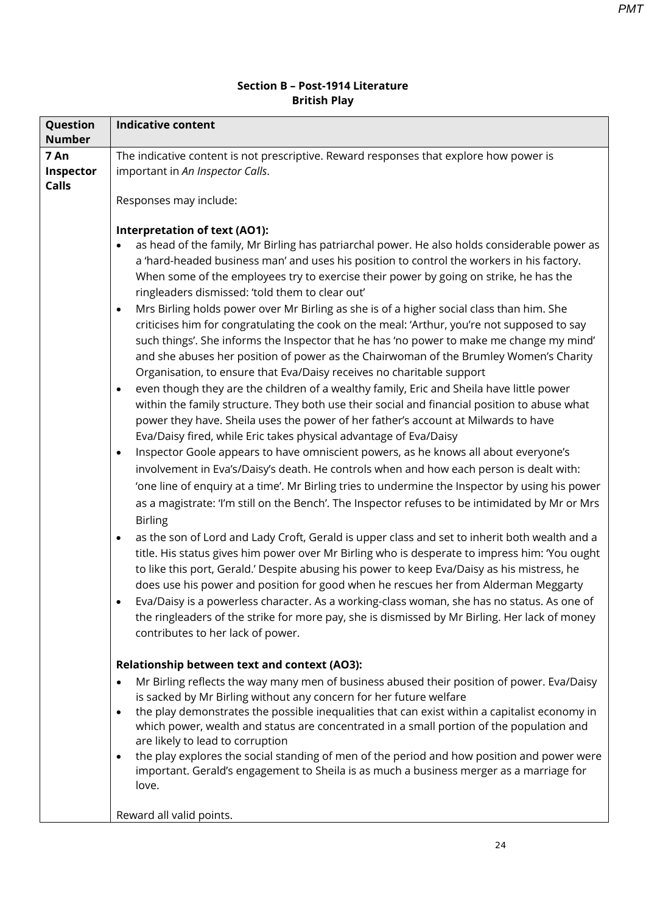**Section B – Post-1914 Literature**
**British Play**

| Question Number | Indicative content |
|---|---|
| **7 An Inspector Calls** | The indicative content is not prescriptive. Reward responses that explore how power is important in *An Inspector Calls*.<br><br>Responses may include:<br><br>**Interpretation of text (AO1):**<br>• as head of the family, Mr Birling has patriarchal power. He also holds considerable power as a 'hard-headed business man' and uses his position to control the workers in his factory. When some of the employees try to exercise their power by going on strike, he has the ringleaders dismissed: 'told them to clear out'<br>• Mrs Birling holds power over Mr Birling as she is of a higher social class than him. She criticises him for congratulating the cook on the meal: 'Arthur, you're not supposed to say such things'. She informs the Inspector that he has 'no power to make me change my mind' and she abuses her position of power as the Chairwoman of the Brumley Women's Charity Organisation, to ensure that Eva/Daisy receives no charitable support<br>• even though they are the children of a wealthy family, Eric and Sheila have little power within the family structure. They both use their social and financial position to abuse what power they have. Sheila uses the power of her father's account at Milwards to have Eva/Daisy fired, while Eric takes physical advantage of Eva/Daisy<br>• Inspector Goole appears to have omniscient powers, as he knows all about everyone's involvement in Eva's/Daisy's death. He controls when and how each person is dealt with: 'one line of enquiry at a time'. Mr Birling tries to undermine the Inspector by using his power as a magistrate: 'I'm still on the Bench'. The Inspector refuses to be intimidated by Mr or Mrs Birling<br>• as the son of Lord and Lady Croft, Gerald is upper class and set to inherit both wealth and a title. His status gives him power over Mr Birling who is desperate to impress him: 'You ought to like this port, Gerald.' Despite abusing his power to keep Eva/Daisy as his mistress, he does use his power and position for good when he rescues her from Alderman Meggarty<br>• Eva/Daisy is a powerless character. As a working-class woman, she has no status. As one of the ringleaders of the strike for more pay, she is dismissed by Mr Birling. Her lack of money contributes to her lack of power.<br><br>**Relationship between text and context (AO3):**<br>• Mr Birling reflects the way many men of business abused their position of power. Eva/Daisy is sacked by Mr Birling without any concern for her future welfare<br>• the play demonstrates the possible inequalities that can exist within a capitalist economy in which power, wealth and status are concentrated in a small portion of the population and are likely to lead to corruption<br>• the play explores the social standing of men of the period and how position and power were important. Gerald's engagement to Sheila is as much a business merger as a marriage for love.<br><br>Reward all valid points. |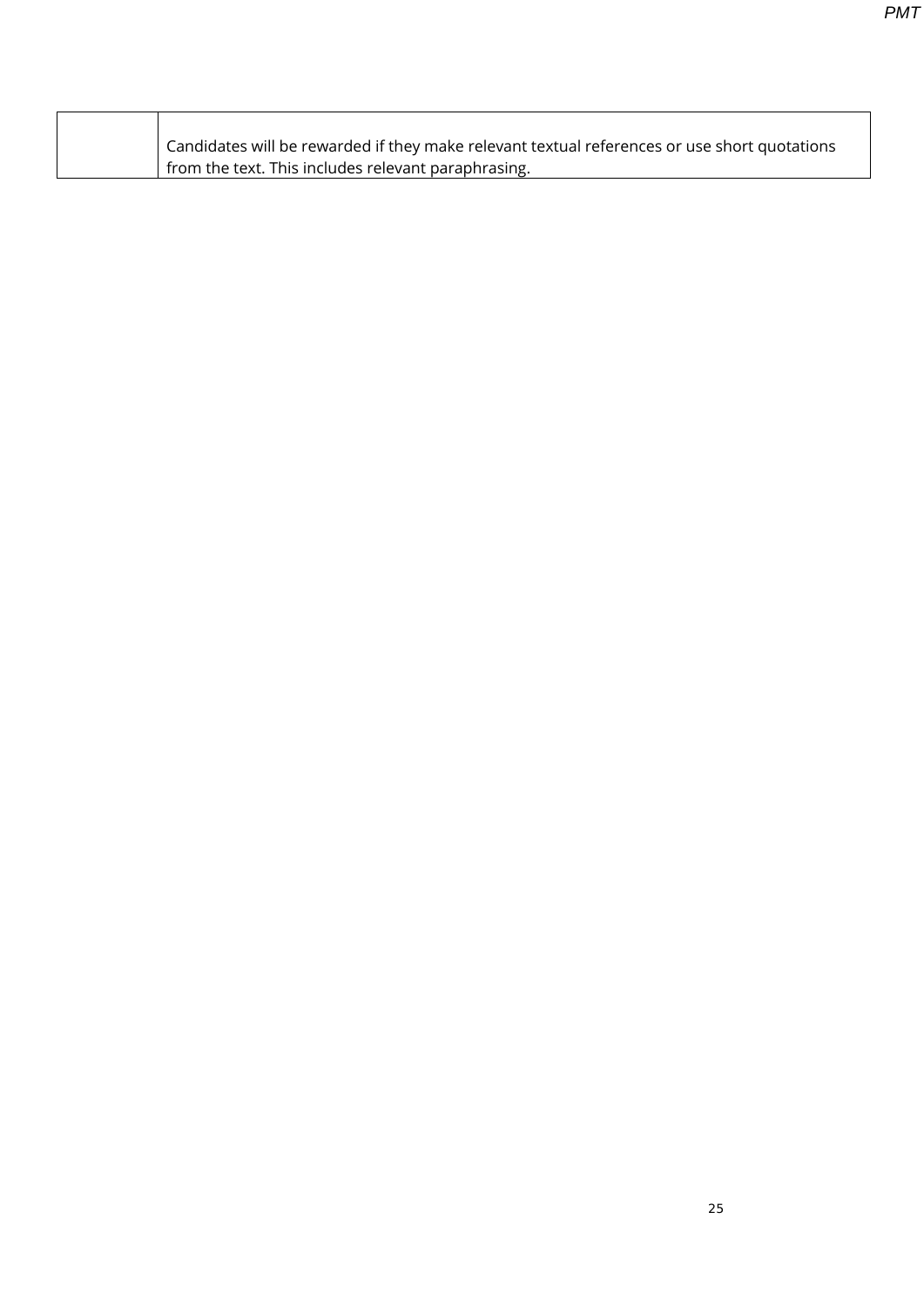| | |
|---|---|
| | Candidates will be rewarded if they make relevant textual references or use short quotations from the text. This includes relevant paraphrasing. |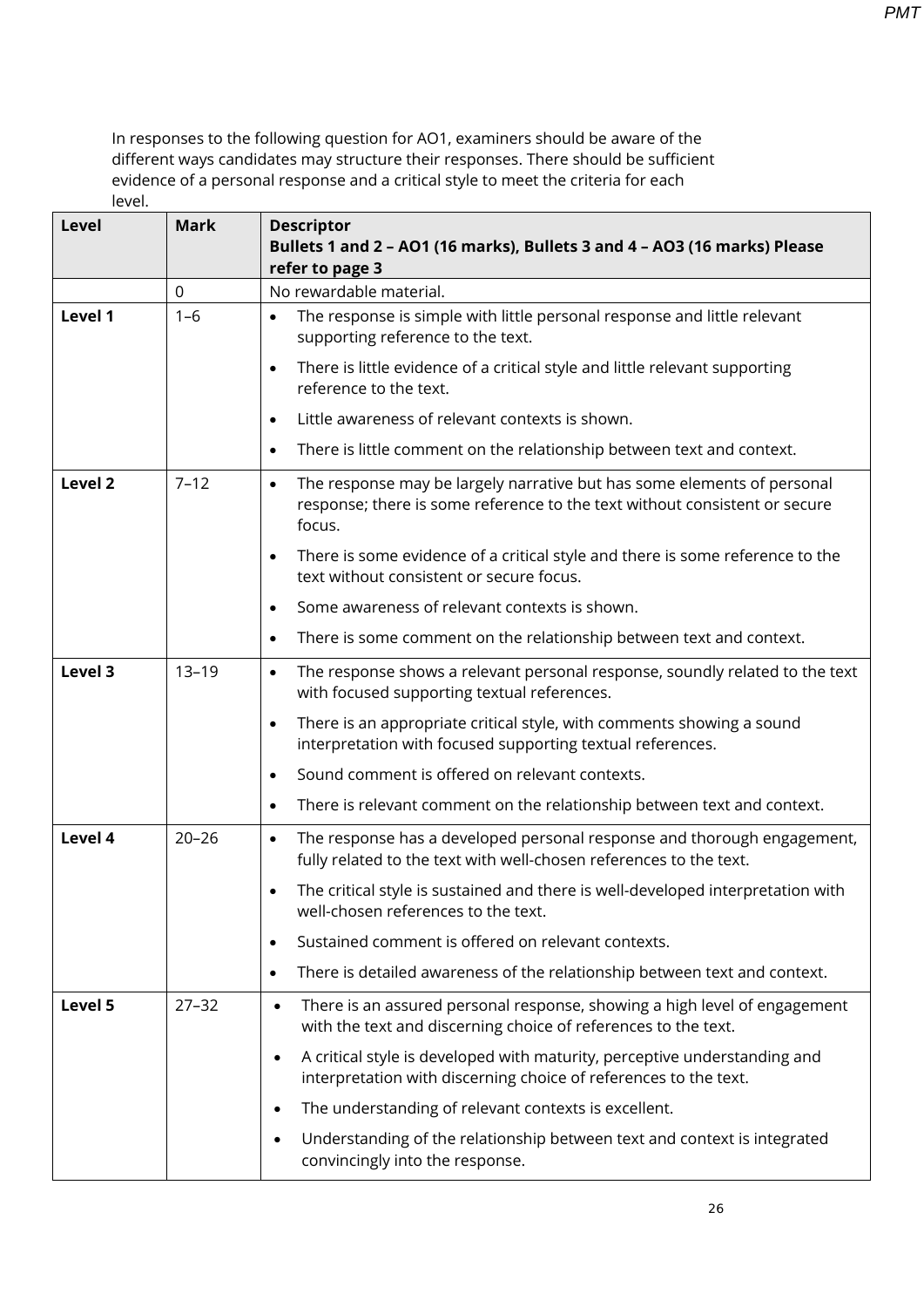In responses to the following question for AO1, examiners should be aware of the different ways candidates may structure their responses. There should be sufficient evidence of a personal response and a critical style to meet the criteria for each level.

| Level | Mark | Descriptor<br>**Bullets 1 and 2 – AO1 (16 marks), Bullets 3 and 4 – AO3 (16 marks) Please refer to page 3** |
|---|---|---|
| | 0 | No rewardable material. |
| **Level 1** | 1–6 | • The response is simple with little personal response and little relevant supporting reference to the text.<br>• There is little evidence of a critical style and little relevant supporting reference to the text.<br>• Little awareness of relevant contexts is shown.<br>• There is little comment on the relationship between text and context. |
| **Level 2** | 7–12 | • The response may be largely narrative but has some elements of personal response; there is some reference to the text without consistent or secure focus.<br>• There is some evidence of a critical style and there is some reference to the text without consistent or secure focus.<br>• Some awareness of relevant contexts is shown.<br>• There is some comment on the relationship between text and context. |
| **Level 3** | 13–19 | • The response shows a relevant personal response, soundly related to the text with focused supporting textual references.<br>• There is an appropriate critical style, with comments showing a sound interpretation with focused supporting textual references.<br>• Sound comment is offered on relevant contexts.<br>• There is relevant comment on the relationship between text and context. |
| **Level 4** | 20–26 | • The response has a developed personal response and thorough engagement, fully related to the text with well-chosen references to the text.<br>• The critical style is sustained and there is well-developed interpretation with well-chosen references to the text.<br>• Sustained comment is offered on relevant contexts.<br>• There is detailed awareness of the relationship between text and context. |
| **Level 5** | 27–32 | • There is an assured personal response, showing a high level of engagement with the text and discerning choice of references to the text.<br>• A critical style is developed with maturity, perceptive understanding and interpretation with discerning choice of references to the text.<br>• The understanding of relevant contexts is excellent.<br>• Understanding of the relationship between text and context is integrated convincingly into the response. |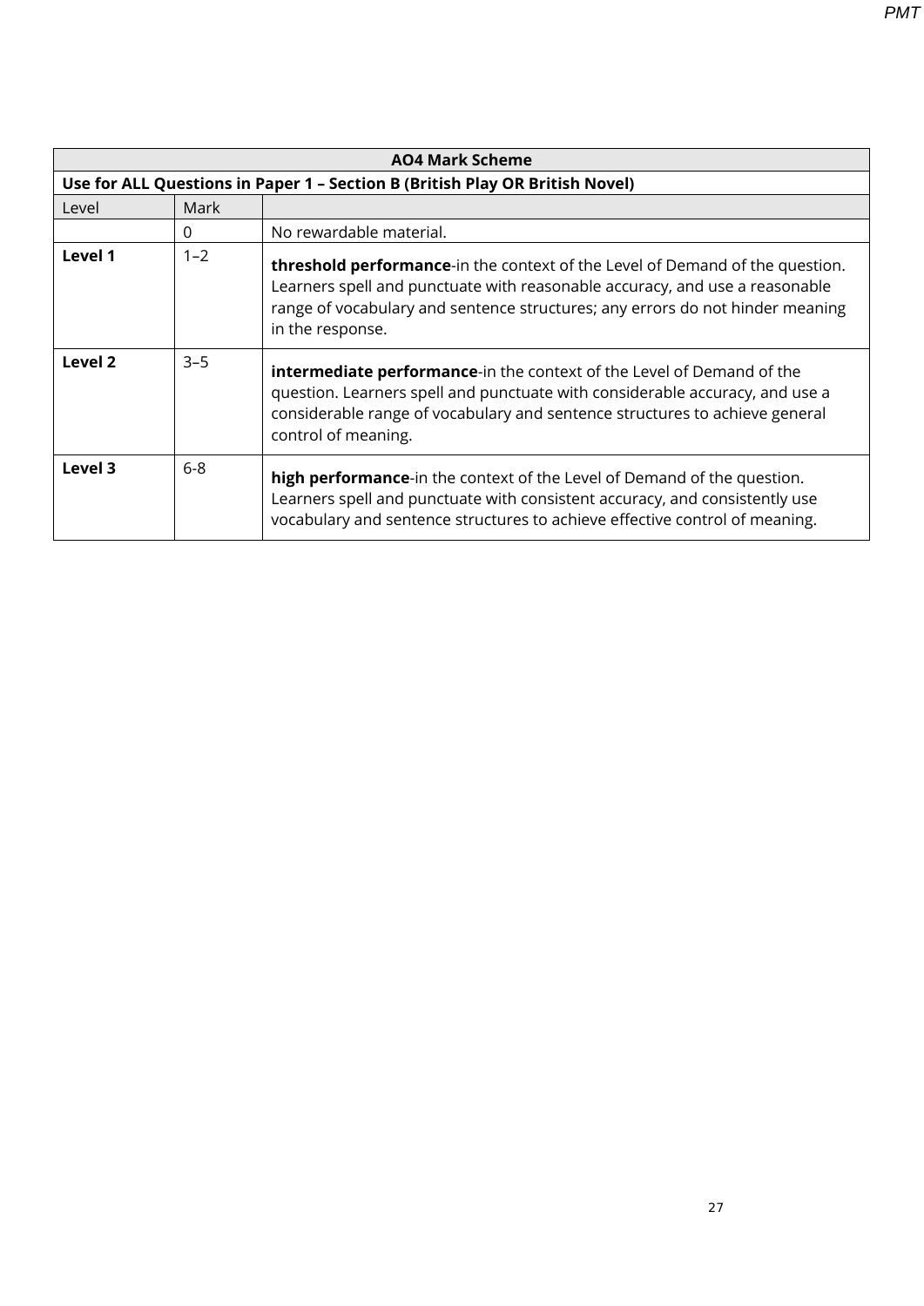| AO4 Mark Scheme | | |
|---|---|---|
| **Use for ALL Questions in Paper 1 – Section B (British Play OR British Novel)** | | |
| Level | Mark | |
| | 0 | No rewardable material. |
| **Level 1** | 1–2 | **threshold performance**-in the context of the Level of Demand of the question. Learners spell and punctuate with reasonable accuracy, and use a reasonable range of vocabulary and sentence structures; any errors do not hinder meaning in the response. |
| **Level 2** | 3–5 | **intermediate performance**-in the context of the Level of Demand of the question. Learners spell and punctuate with considerable accuracy, and use a considerable range of vocabulary and sentence structures to achieve general control of meaning. |
| **Level 3** | 6-8 | **high performance**-in the context of the Level of Demand of the question. Learners spell and punctuate with consistent accuracy, and consistently use vocabulary and sentence structures to achieve effective control of meaning. |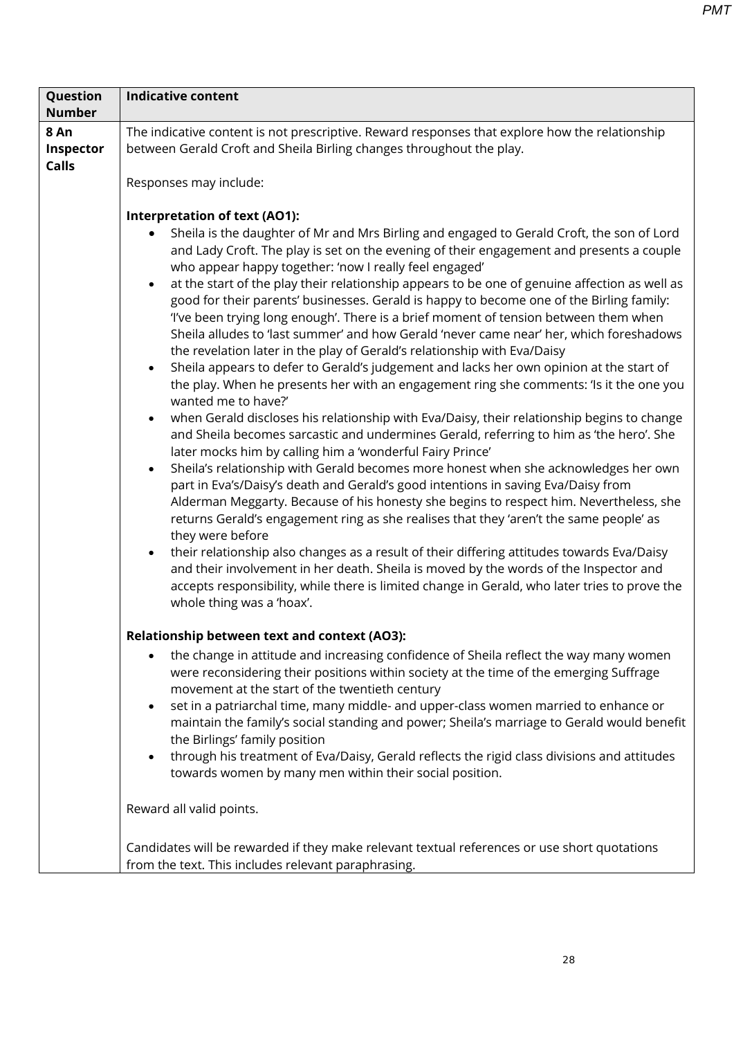| Question Number | Indicative content |
| --- | --- |
| 8 An Inspector Calls | The indicative content is not prescriptive. Reward responses that explore how the relationship between Gerald Croft and Sheila Birling changes throughout the play.<br><br>Responses may include:<br><br>**Interpretation of text (AO1):**<br>• Sheila is the daughter of Mr and Mrs Birling and engaged to Gerald Croft, the son of Lord and Lady Croft. The play is set on the evening of their engagement and presents a couple who appear happy together: 'now I really feel engaged'<br>• at the start of the play their relationship appears to be one of genuine affection as well as good for their parents' businesses. Gerald is happy to become one of the Birling family: 'I've been trying long enough'. There is a brief moment of tension between them when Sheila alludes to 'last summer' and how Gerald 'never came near' her, which foreshadows the revelation later in the play of Gerald's relationship with Eva/Daisy<br>• Sheila appears to defer to Gerald's judgement and lacks her own opinion at the start of the play. When he presents her with an engagement ring she comments: 'Is it the one you wanted me to have?'<br>• when Gerald discloses his relationship with Eva/Daisy, their relationship begins to change and Sheila becomes sarcastic and undermines Gerald, referring to him as 'the hero'. She later mocks him by calling him a 'wonderful Fairy Prince'<br>• Sheila's relationship with Gerald becomes more honest when she acknowledges her own part in Eva's/Daisy's death and Gerald's good intentions in saving Eva/Daisy from Alderman Meggarty. Because of his honesty she begins to respect him. Nevertheless, she returns Gerald's engagement ring as she realises that they 'aren't the same people' as they were before<br>• their relationship also changes as a result of their differing attitudes towards Eva/Daisy and their involvement in her death. Sheila is moved by the words of the Inspector and accepts responsibility, while there is limited change in Gerald, who later tries to prove the whole thing was a 'hoax'.<br><br>**Relationship between text and context (AO3):**<br>• the change in attitude and increasing confidence of Sheila reflect the way many women were reconsidering their positions within society at the time of the emerging Suffrage movement at the start of the twentieth century<br>• set in a patriarchal time, many middle- and upper-class women married to enhance or maintain the family's social standing and power; Sheila's marriage to Gerald would benefit the Birlings' family position<br>• through his treatment of Eva/Daisy, Gerald reflects the rigid class divisions and attitudes towards women by many men within their social position.<br><br>Reward all valid points.<br><br>Candidates will be rewarded if they make relevant textual references or use short quotations from the text. This includes relevant paraphrasing. |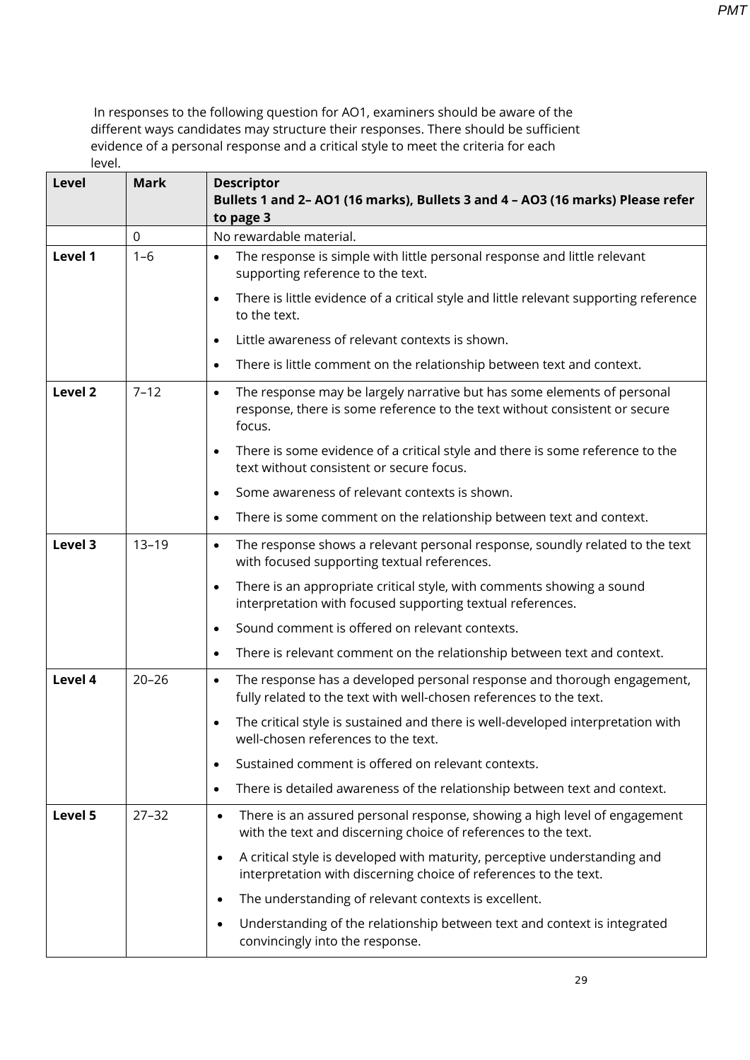In responses to the following question for AO1, examiners should be aware of the different ways candidates may structure their responses. There should be sufficient evidence of a personal response and a critical style to meet the criteria for each level.

| Level | Mark | Descriptor<br>**Bullets 1 and 2– AO1 (16 marks), Bullets 3 and 4 – AO3 (16 marks) Please refer to page 3** |
|---|---|---|
| | 0 | No rewardable material. |
| **Level 1** | 1–6 | • The response is simple with little personal response and little relevant supporting reference to the text.<br>• There is little evidence of a critical style and little relevant supporting reference to the text.<br>• Little awareness of relevant contexts is shown.<br>• There is little comment on the relationship between text and context. |
| **Level 2** | 7–12 | • The response may be largely narrative but has some elements of personal response, there is some reference to the text without consistent or secure focus.<br>• There is some evidence of a critical style and there is some reference to the text without consistent or secure focus.<br>• Some awareness of relevant contexts is shown.<br>• There is some comment on the relationship between text and context. |
| **Level 3** | 13–19 | • The response shows a relevant personal response, soundly related to the text with focused supporting textual references.<br>• There is an appropriate critical style, with comments showing a sound interpretation with focused supporting textual references.<br>• Sound comment is offered on relevant contexts.<br>• There is relevant comment on the relationship between text and context. |
| **Level 4** | 20–26 | • The response has a developed personal response and thorough engagement, fully related to the text with well-chosen references to the text.<br>• The critical style is sustained and there is well-developed interpretation with well-chosen references to the text.<br>• Sustained comment is offered on relevant contexts.<br>• There is detailed awareness of the relationship between text and context. |
| **Level 5** | 27–32 | • There is an assured personal response, showing a high level of engagement with the text and discerning choice of references to the text.<br>• A critical style is developed with maturity, perceptive understanding and interpretation with discerning choice of references to the text.<br>• The understanding of relevant contexts is excellent.<br>• Understanding of the relationship between text and context is integrated convincingly into the response. |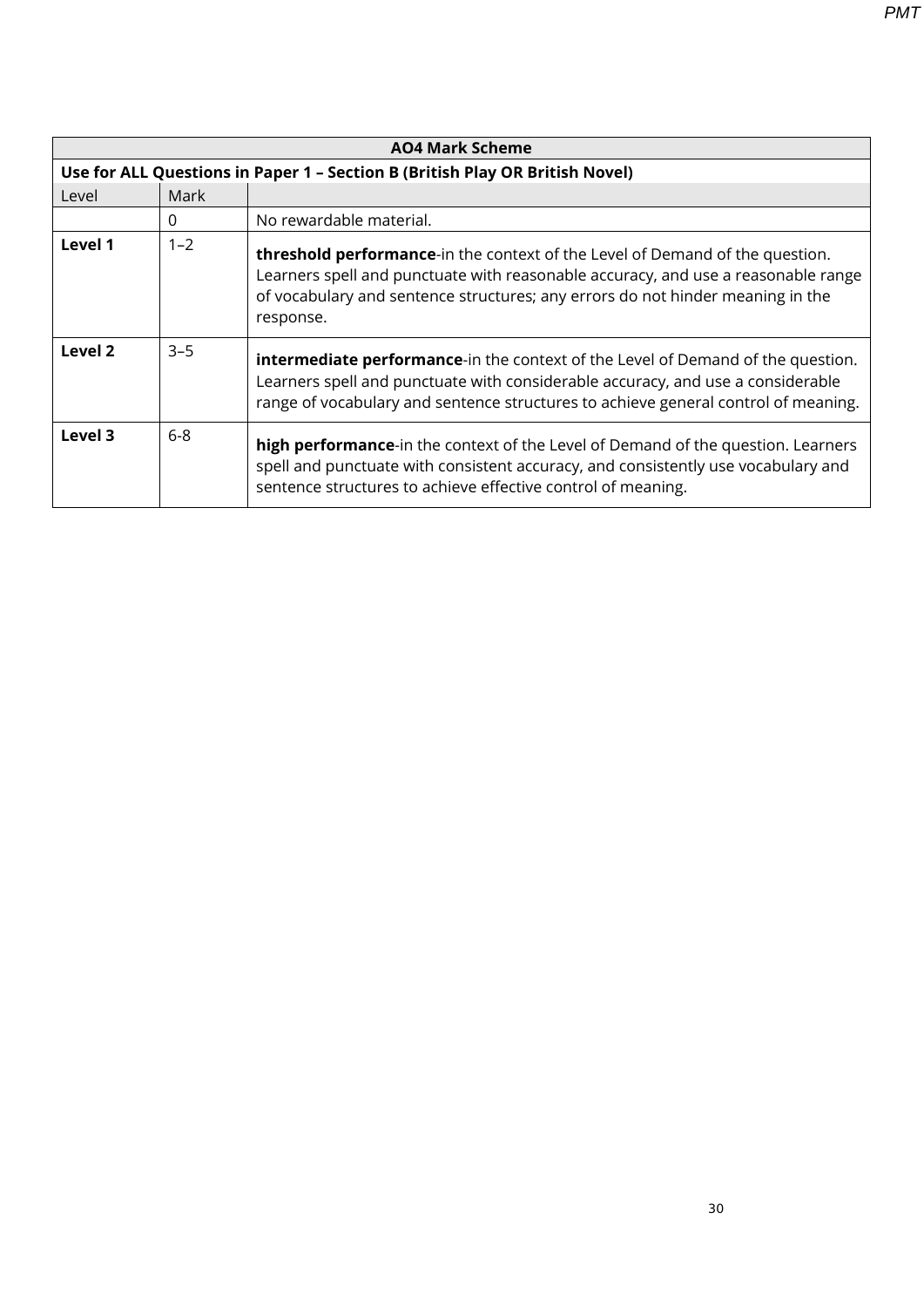| **AO4 Mark Scheme** | | |
|---|---|---|
| **Use for ALL Questions in Paper 1 – Section B (British Play OR British Novel)** | | |
| Level | Mark | |
| | 0 | No rewardable material. |
| **Level 1** | 1–2 | **threshold performance**-in the context of the Level of Demand of the question. Learners spell and punctuate with reasonable accuracy, and use a reasonable range of vocabulary and sentence structures; any errors do not hinder meaning in the response. |
| **Level 2** | 3–5 | **intermediate performance**-in the context of the Level of Demand of the question. Learners spell and punctuate with considerable accuracy, and use a considerable range of vocabulary and sentence structures to achieve general control of meaning. |
| **Level 3** | 6-8 | **high performance**-in the context of the Level of Demand of the question. Learners spell and punctuate with consistent accuracy, and consistently use vocabulary and sentence structures to achieve effective control of meaning. |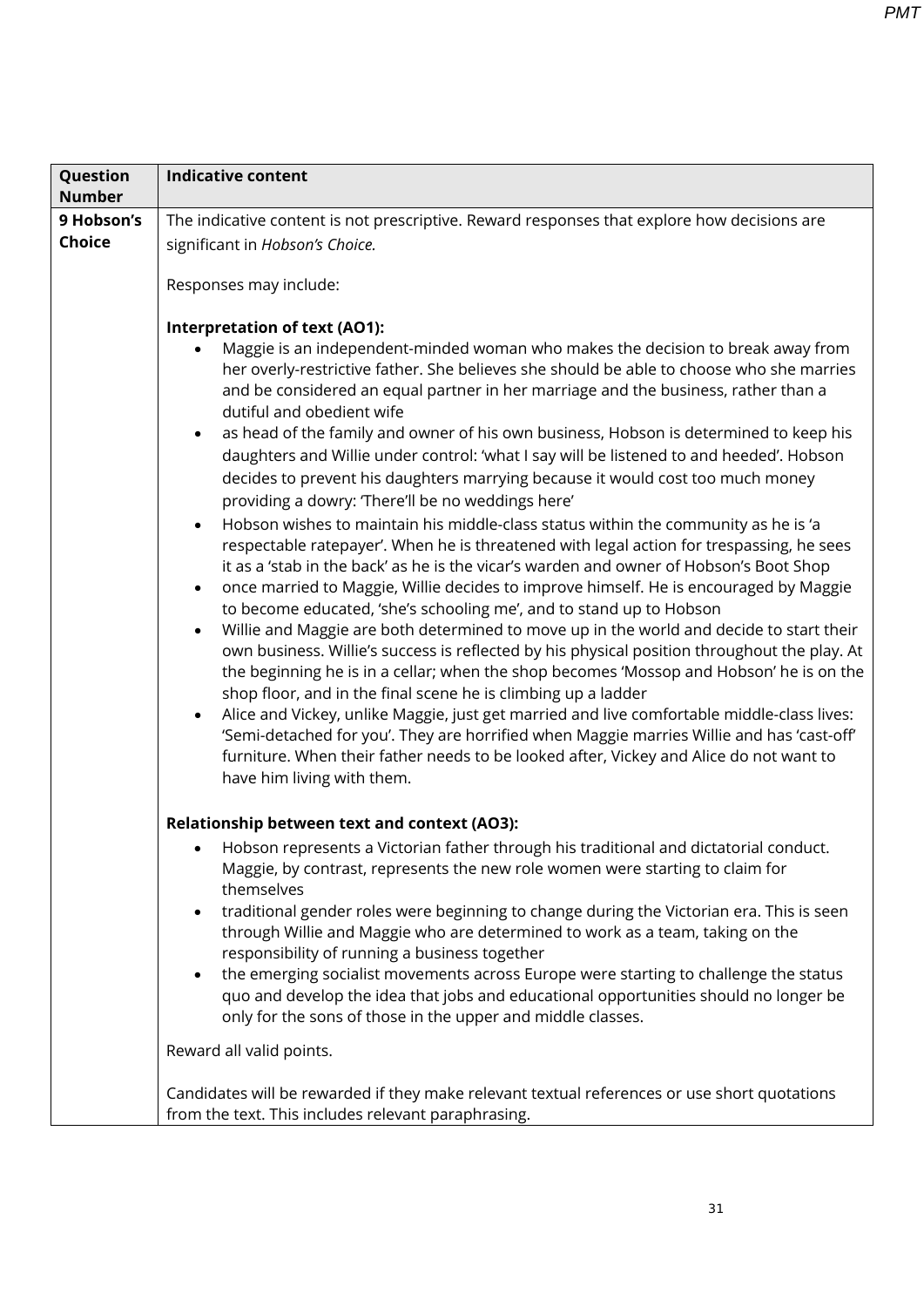| Question Number | Indicative content |
|---|---|
| 9 Hobson's Choice | The indicative content is not prescriptive. Reward responses that explore how decisions are significant in *Hobson's Choice.*<br><br>Responses may include:<br><br>**Interpretation of text (AO1):**<br>• Maggie is an independent-minded woman who makes the decision to break away from her overly-restrictive father. She believes she should be able to choose who she marries and be considered an equal partner in her marriage and the business, rather than a dutiful and obedient wife<br>• as head of the family and owner of his own business, Hobson is determined to keep his daughters and Willie under control: 'what I say will be listened to and heeded'. Hobson decides to prevent his daughters marrying because it would cost too much money providing a dowry: 'There'll be no weddings here'<br>• Hobson wishes to maintain his middle-class status within the community as he is 'a respectable ratepayer'. When he is threatened with legal action for trespassing, he sees it as a 'stab in the back' as he is the vicar's warden and owner of Hobson's Boot Shop<br>• once married to Maggie, Willie decides to improve himself. He is encouraged by Maggie to become educated, 'she's schooling me', and to stand up to Hobson<br>• Willie and Maggie are both determined to move up in the world and decide to start their own business. Willie's success is reflected by his physical position throughout the play. At the beginning he is in a cellar; when the shop becomes 'Mossop and Hobson' he is on the shop floor, and in the final scene he is climbing up a ladder<br>• Alice and Vickey, unlike Maggie, just get married and live comfortable middle-class lives: 'Semi-detached for you'. They are horrified when Maggie marries Willie and has 'cast-off' furniture. When their father needs to be looked after, Vickey and Alice do not want to have him living with them.<br><br>**Relationship between text and context (AO3):**<br>• Hobson represents a Victorian father through his traditional and dictatorial conduct. Maggie, by contrast, represents the new role women were starting to claim for themselves<br>• traditional gender roles were beginning to change during the Victorian era. This is seen through Willie and Maggie who are determined to work as a team, taking on the responsibility of running a business together<br>• the emerging socialist movements across Europe were starting to challenge the status quo and develop the idea that jobs and educational opportunities should no longer be only for the sons of those in the upper and middle classes.<br><br>Reward all valid points.<br><br>Candidates will be rewarded if they make relevant textual references or use short quotations from the text. This includes relevant paraphrasing. |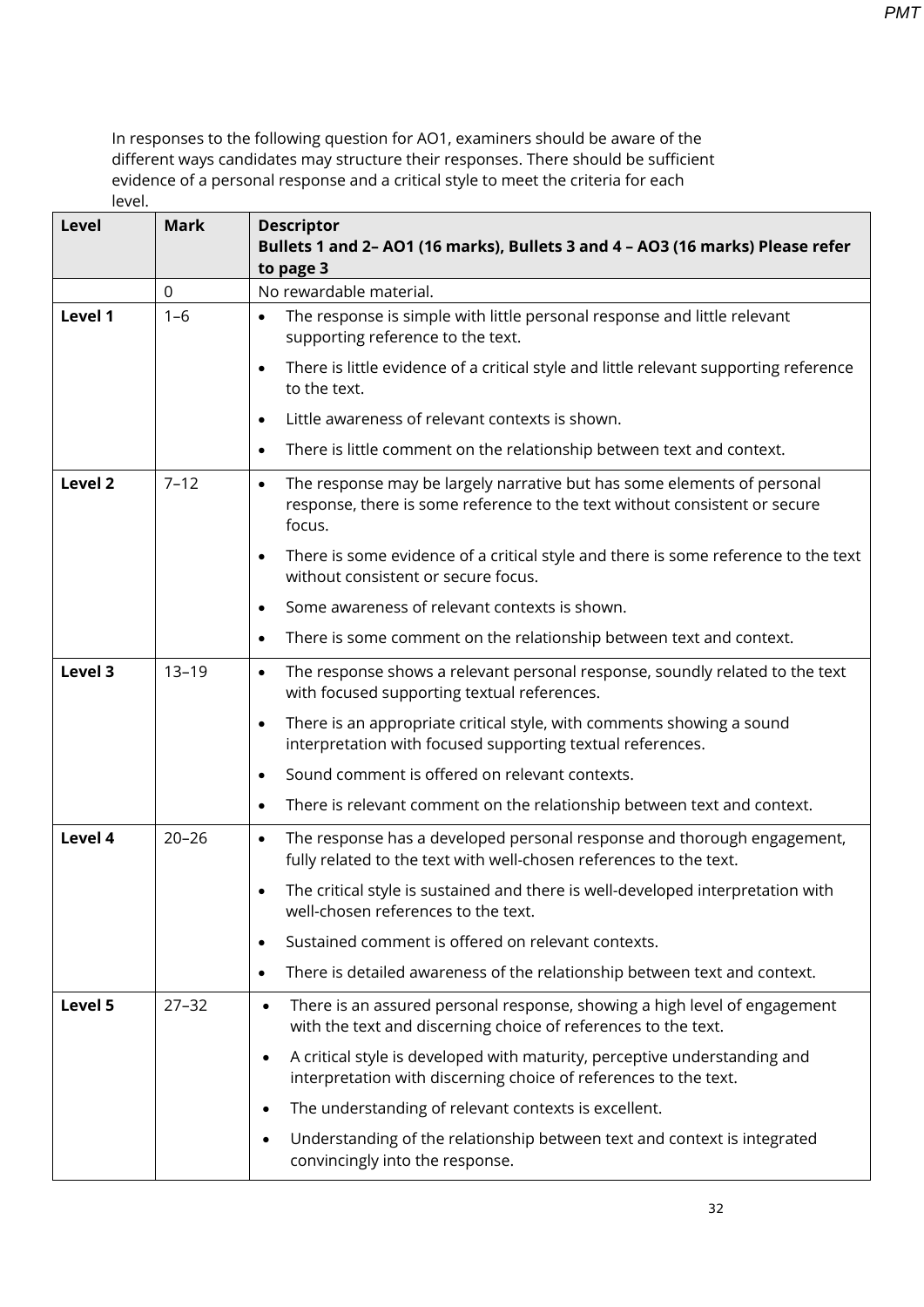In responses to the following question for AO1, examiners should be aware of the different ways candidates may structure their responses. There should be sufficient evidence of a personal response and a critical style to meet the criteria for each level.

| Level | Mark | Descriptor<br>**Bullets 1 and 2– AO1 (16 marks), Bullets 3 and 4 – AO3 (16 marks) Please refer to page 3** |
|---|---|---|
| | 0 | No rewardable material. |
| **Level 1** | 1–6 | • The response is simple with little personal response and little relevant supporting reference to the text.<br>• There is little evidence of a critical style and little relevant supporting reference to the text.<br>• Little awareness of relevant contexts is shown.<br>• There is little comment on the relationship between text and context. |
| **Level 2** | 7–12 | • The response may be largely narrative but has some elements of personal response, there is some reference to the text without consistent or secure focus.<br>• There is some evidence of a critical style and there is some reference to the text without consistent or secure focus.<br>• Some awareness of relevant contexts is shown.<br>• There is some comment on the relationship between text and context. |
| **Level 3** | 13–19 | • The response shows a relevant personal response, soundly related to the text with focused supporting textual references.<br>• There is an appropriate critical style, with comments showing a sound interpretation with focused supporting textual references.<br>• Sound comment is offered on relevant contexts.<br>• There is relevant comment on the relationship between text and context. |
| **Level 4** | 20–26 | • The response has a developed personal response and thorough engagement, fully related to the text with well-chosen references to the text.<br>• The critical style is sustained and there is well-developed interpretation with well-chosen references to the text.<br>• Sustained comment is offered on relevant contexts.<br>• There is detailed awareness of the relationship between text and context. |
| **Level 5** | 27–32 | • There is an assured personal response, showing a high level of engagement with the text and discerning choice of references to the text.<br>• A critical style is developed with maturity, perceptive understanding and interpretation with discerning choice of references to the text.<br>• The understanding of relevant contexts is excellent.<br>• Understanding of the relationship between text and context is integrated convincingly into the response. |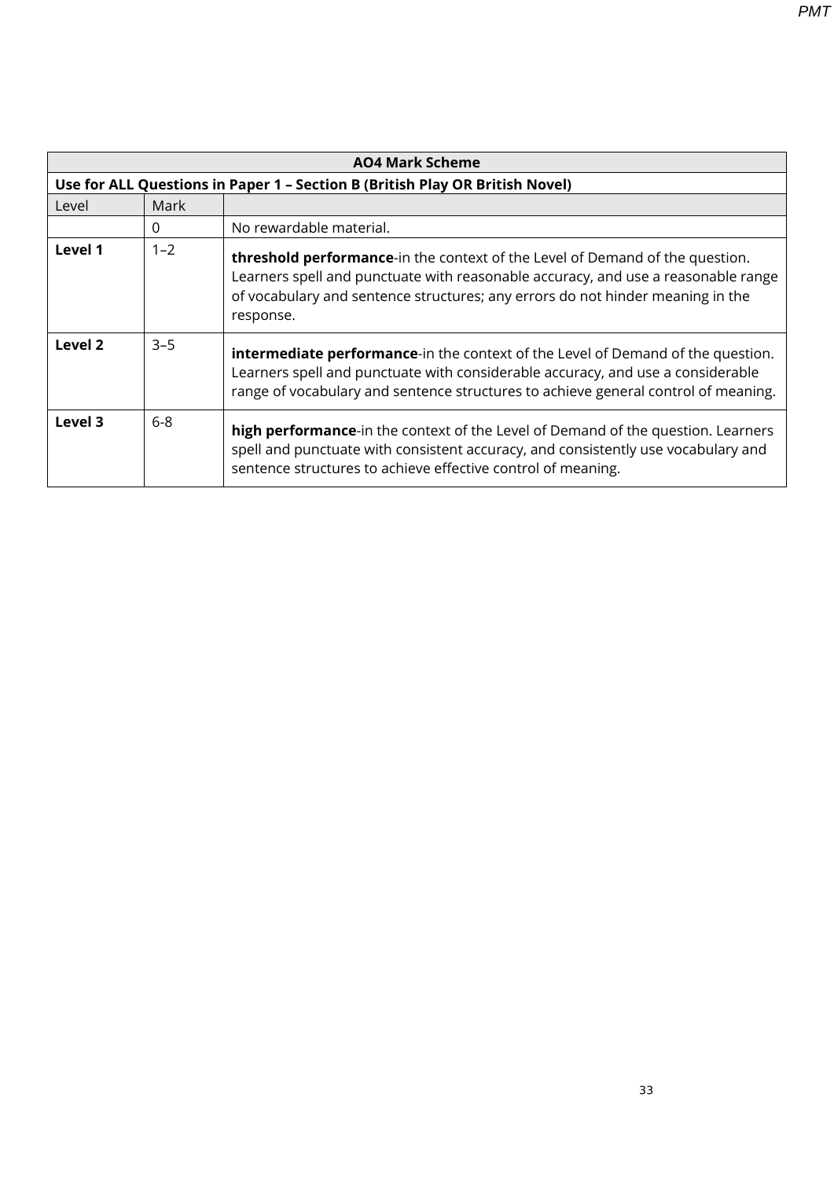| AO4 Mark Scheme | | |
| --- | --- | --- |
| **Use for ALL Questions in Paper 1 – Section B (British Play OR British Novel)** | | |
| Level | Mark | |
| | 0 | No rewardable material. |
| **Level 1** | 1–2 | **threshold performance**-in the context of the Level of Demand of the question. Learners spell and punctuate with reasonable accuracy, and use a reasonable range of vocabulary and sentence structures; any errors do not hinder meaning in the response. |
| **Level 2** | 3–5 | **intermediate performance**-in the context of the Level of Demand of the question. Learners spell and punctuate with considerable accuracy, and use a considerable range of vocabulary and sentence structures to achieve general control of meaning. |
| **Level 3** | 6-8 | **high performance**-in the context of the Level of Demand of the question. Learners spell and punctuate with consistent accuracy, and consistently use vocabulary and sentence structures to achieve effective control of meaning. |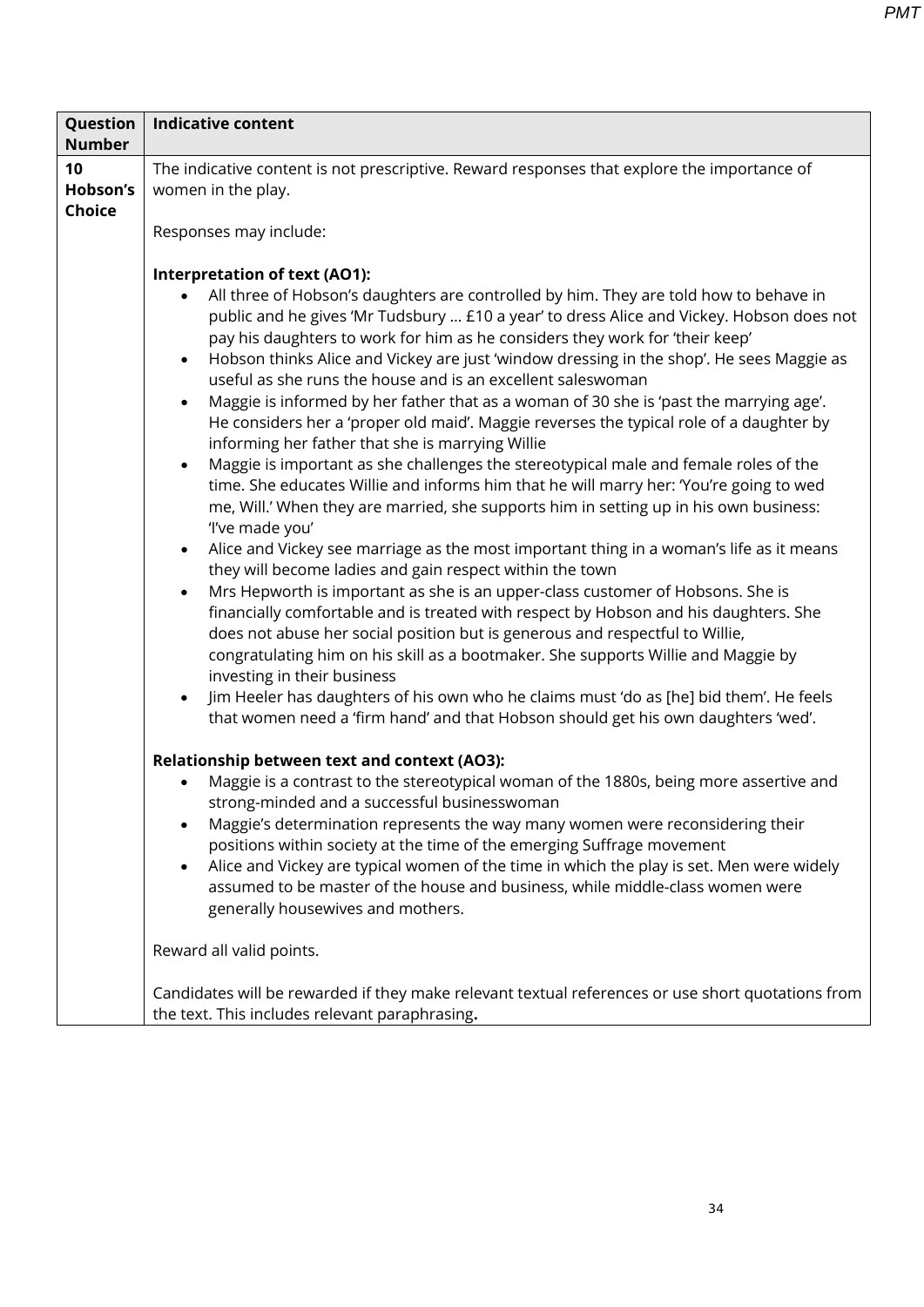| Question Number | Indicative content |
|---|---|
| 10 Hobson's Choice | The indicative content is not prescriptive. Reward responses that explore the importance of women in the play.<br><br>Responses may include:<br><br>**Interpretation of text (AO1):**<br>• All three of Hobson's daughters are controlled by him. They are told how to behave in public and he gives 'Mr Tudsbury … £10 a year' to dress Alice and Vickey. Hobson does not pay his daughters to work for him as he considers they work for 'their keep'<br>• Hobson thinks Alice and Vickey are just 'window dressing in the shop'. He sees Maggie as useful as she runs the house and is an excellent saleswoman<br>• Maggie is informed by her father that as a woman of 30 she is 'past the marrying age'. He considers her a 'proper old maid'. Maggie reverses the typical role of a daughter by informing her father that she is marrying Willie<br>• Maggie is important as she challenges the stereotypical male and female roles of the time. She educates Willie and informs him that he will marry her: 'You're going to wed me, Will.' When they are married, she supports him in setting up in his own business: 'I've made you'<br>• Alice and Vickey see marriage as the most important thing in a woman's life as it means they will become ladies and gain respect within the town<br>• Mrs Hepworth is important as she is an upper-class customer of Hobsons. She is financially comfortable and is treated with respect by Hobson and his daughters. She does not abuse her social position but is generous and respectful to Willie, congratulating him on his skill as a bootmaker. She supports Willie and Maggie by investing in their business<br>• Jim Heeler has daughters of his own who he claims must 'do as [he] bid them'. He feels that women need a 'firm hand' and that Hobson should get his own daughters 'wed'.<br><br>**Relationship between text and context (AO3):**<br>• Maggie is a contrast to the stereotypical woman of the 1880s, being more assertive and strong-minded and a successful businesswoman<br>• Maggie's determination represents the way many women were reconsidering their positions within society at the time of the emerging Suffrage movement<br>• Alice and Vickey are typical women of the time in which the play is set. Men were widely assumed to be master of the house and business, while middle-class women were generally housewives and mothers.<br><br>Reward all valid points.<br><br>Candidates will be rewarded if they make relevant textual references or use short quotations from the text. This includes relevant paraphrasing. |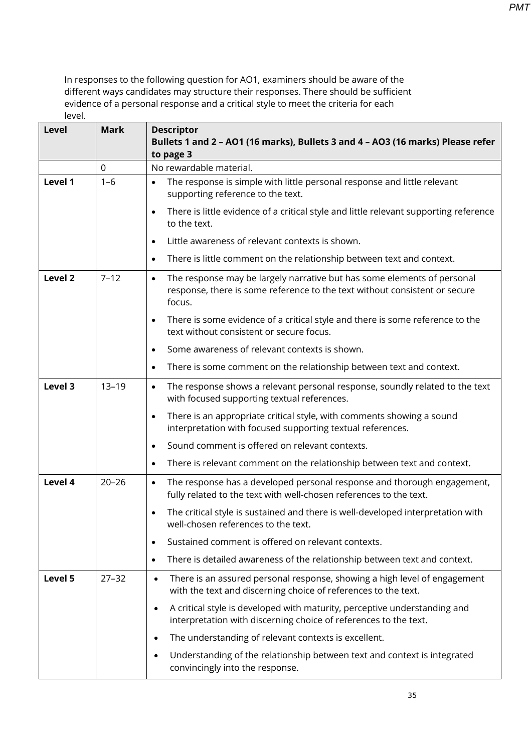In responses to the following question for AO1, examiners should be aware of the different ways candidates may structure their responses. There should be sufficient evidence of a personal response and a critical style to meet the criteria for each level.

| Level | Mark | Descriptor<br>**Bullets 1 and 2 – AO1 (16 marks), Bullets 3 and 4 – AO3 (16 marks) Please refer to page 3** |
|---|---|---|
| | 0 | No rewardable material. |
| **Level 1** | 1–6 | • The response is simple with little personal response and little relevant supporting reference to the text.<br>• There is little evidence of a critical style and little relevant supporting reference to the text.<br>• Little awareness of relevant contexts is shown.<br>• There is little comment on the relationship between text and context. |
| **Level 2** | 7–12 | • The response may be largely narrative but has some elements of personal response, there is some reference to the text without consistent or secure focus.<br>• There is some evidence of a critical style and there is some reference to the text without consistent or secure focus.<br>• Some awareness of relevant contexts is shown.<br>• There is some comment on the relationship between text and context. |
| **Level 3** | 13–19 | • The response shows a relevant personal response, soundly related to the text with focused supporting textual references.<br>• There is an appropriate critical style, with comments showing a sound interpretation with focused supporting textual references.<br>• Sound comment is offered on relevant contexts.<br>• There is relevant comment on the relationship between text and context. |
| **Level 4** | 20–26 | • The response has a developed personal response and thorough engagement, fully related to the text with well-chosen references to the text.<br>• The critical style is sustained and there is well-developed interpretation with well-chosen references to the text.<br>• Sustained comment is offered on relevant contexts.<br>• There is detailed awareness of the relationship between text and context. |
| **Level 5** | 27–32 | • There is an assured personal response, showing a high level of engagement with the text and discerning choice of references to the text.<br>• A critical style is developed with maturity, perceptive understanding and interpretation with discerning choice of references to the text.<br>• The understanding of relevant contexts is excellent.<br>• Understanding of the relationship between text and context is integrated convincingly into the response. |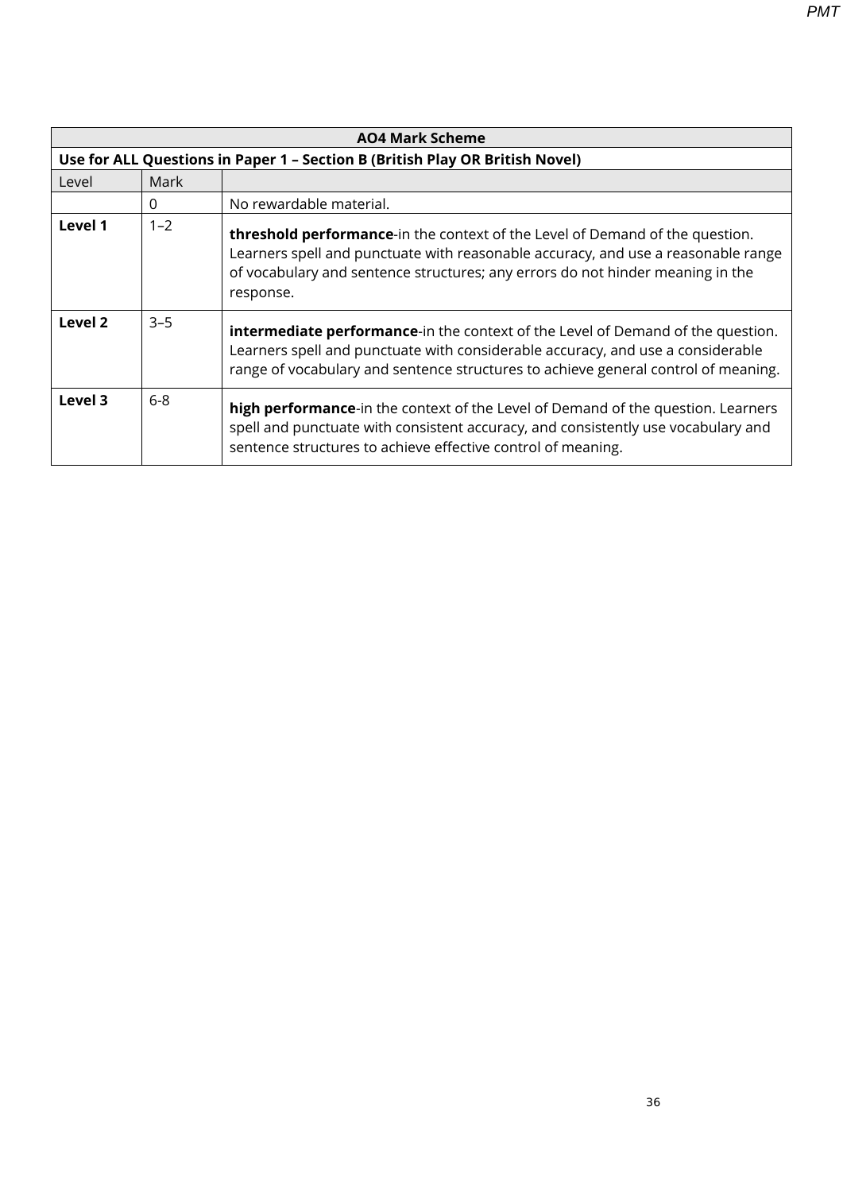| AO4 Mark Scheme | | |
|---|---|---|
| **Use for ALL Questions in Paper 1 – Section B (British Play OR British Novel)** | | |
| Level | Mark | |
| | 0 | No rewardable material. |
| **Level 1** | 1–2 | **threshold performance**-in the context of the Level of Demand of the question. Learners spell and punctuate with reasonable accuracy, and use a reasonable range of vocabulary and sentence structures; any errors do not hinder meaning in the response. |
| **Level 2** | 3–5 | **intermediate performance**-in the context of the Level of Demand of the question. Learners spell and punctuate with considerable accuracy, and use a considerable range of vocabulary and sentence structures to achieve general control of meaning. |
| **Level 3** | 6-8 | **high performance**-in the context of the Level of Demand of the question. Learners spell and punctuate with consistent accuracy, and consistently use vocabulary and sentence structures to achieve effective control of meaning. |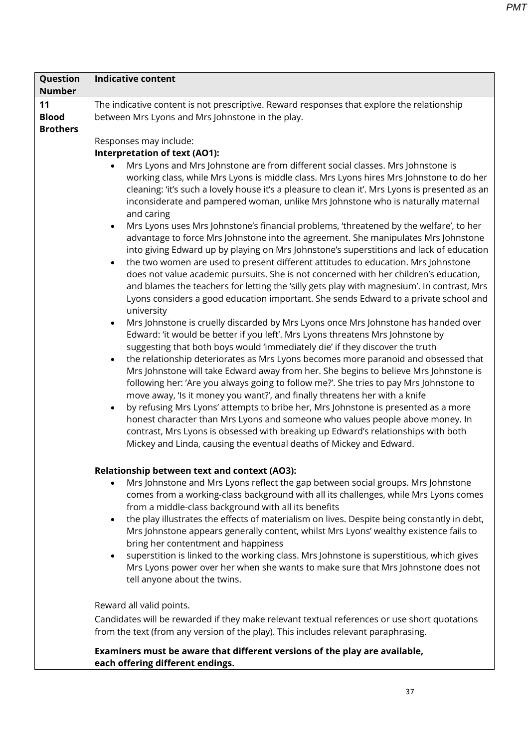| Question Number | Indicative content |
|---|---|
| **11 Blood Brothers** | The indicative content is not prescriptive. Reward responses that explore the relationship between Mrs Lyons and Mrs Johnstone in the play.<br><br>Responses may include:<br>**Interpretation of text (AO1):**<br>• Mrs Lyons and Mrs Johnstone are from different social classes. Mrs Johnstone is working class, while Mrs Lyons is middle class. Mrs Lyons hires Mrs Johnstone to do her cleaning: 'it's such a lovely house it's a pleasure to clean it'. Mrs Lyons is presented as an inconsiderate and pampered woman, unlike Mrs Johnstone who is naturally maternal and caring<br>• Mrs Lyons uses Mrs Johnstone's financial problems, 'threatened by the welfare', to her advantage to force Mrs Johnstone into the agreement. She manipulates Mrs Johnstone into giving Edward up by playing on Mrs Johnstone's superstitions and lack of education<br>• the two women are used to present different attitudes to education. Mrs Johnstone does not value academic pursuits. She is not concerned with her children's education, and blames the teachers for letting the 'silly gets play with magnesium'. In contrast, Mrs Lyons considers a good education important. She sends Edward to a private school and university<br>• Mrs Johnstone is cruelly discarded by Mrs Lyons once Mrs Johnstone has handed over Edward: 'it would be better if you left'. Mrs Lyons threatens Mrs Johnstone by suggesting that both boys would 'immediately die' if they discover the truth<br>• the relationship deteriorates as Mrs Lyons becomes more paranoid and obsessed that Mrs Johnstone will take Edward away from her. She begins to believe Mrs Johnstone is following her: 'Are you always going to follow me?'. She tries to pay Mrs Johnstone to move away, 'Is it money you want?', and finally threatens her with a knife<br>• by refusing Mrs Lyons' attempts to bribe her, Mrs Johnstone is presented as a more honest character than Mrs Lyons and someone who values people above money. In contrast, Mrs Lyons is obsessed with breaking up Edward's relationships with both Mickey and Linda, causing the eventual deaths of Mickey and Edward.<br><br>**Relationship between text and context (AO3):**<br>• Mrs Johnstone and Mrs Lyons reflect the gap between social groups. Mrs Johnstone comes from a working-class background with all its challenges, while Mrs Lyons comes from a middle-class background with all its benefits<br>• the play illustrates the effects of materialism on lives. Despite being constantly in debt, Mrs Johnstone appears generally content, whilst Mrs Lyons' wealthy existence fails to bring her contentment and happiness<br>• superstition is linked to the working class. Mrs Johnstone is superstitious, which gives Mrs Lyons power over her when she wants to make sure that Mrs Johnstone does not tell anyone about the twins.<br><br>Reward all valid points.<br>Candidates will be rewarded if they make relevant textual references or use short quotations from the text (from any version of the play). This includes relevant paraphrasing.<br>**Examiners must be aware that different versions of the play are available, each offering different endings.** |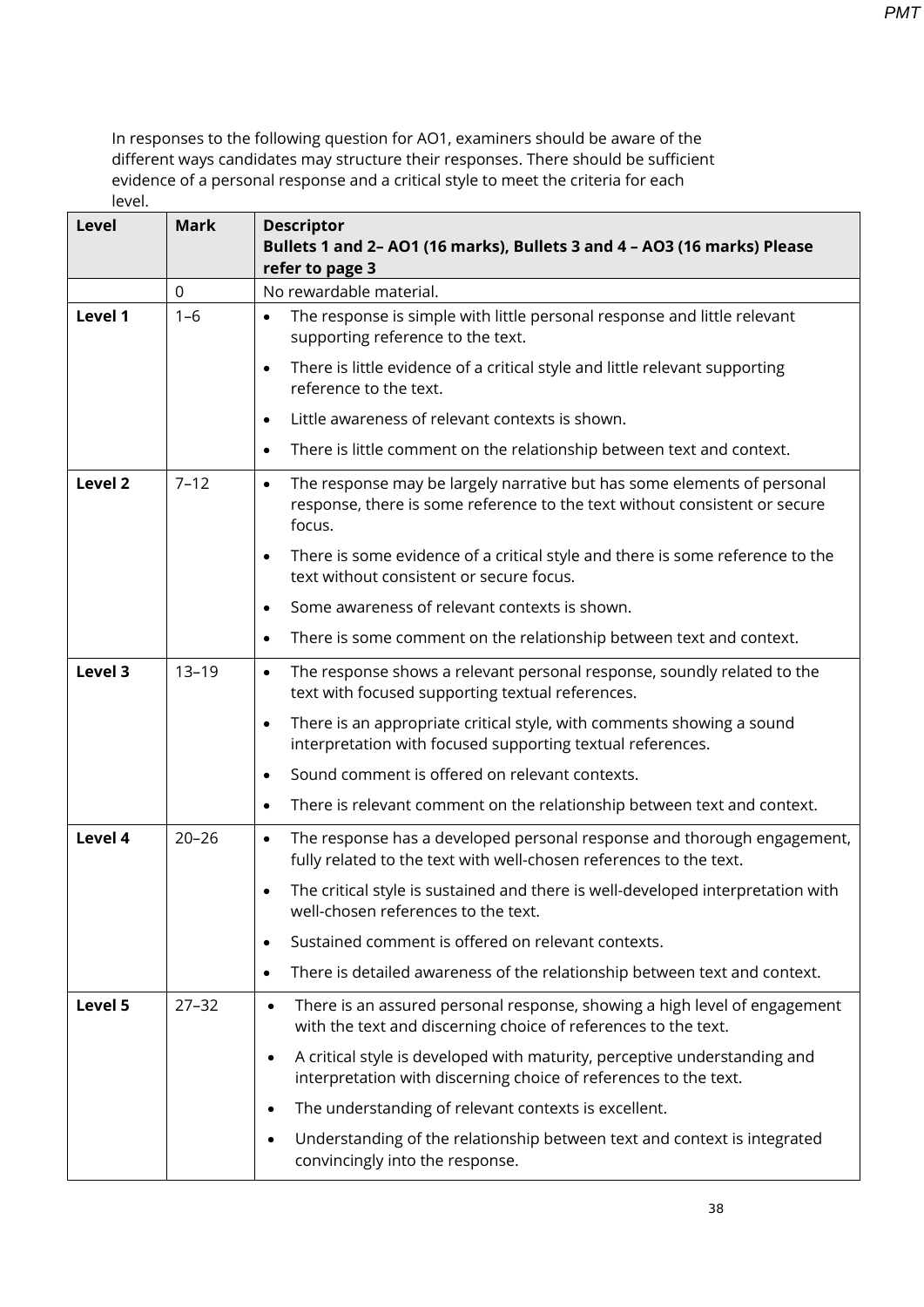In responses to the following question for AO1, examiners should be aware of the different ways candidates may structure their responses. There should be sufficient evidence of a personal response and a critical style to meet the criteria for each level.

| Level | Mark | Descriptor<br>**Bullets 1 and 2– AO1 (16 marks), Bullets 3 and 4 – AO3 (16 marks) Please refer to page 3** |
|---|---|---|
| | 0 | No rewardable material. |
| **Level 1** | 1–6 | • The response is simple with little personal response and little relevant supporting reference to the text.<br>• There is little evidence of a critical style and little relevant supporting reference to the text.<br>• Little awareness of relevant contexts is shown.<br>• There is little comment on the relationship between text and context. |
| **Level 2** | 7–12 | • The response may be largely narrative but has some elements of personal response, there is some reference to the text without consistent or secure focus.<br>• There is some evidence of a critical style and there is some reference to the text without consistent or secure focus.<br>• Some awareness of relevant contexts is shown.<br>• There is some comment on the relationship between text and context. |
| **Level 3** | 13–19 | • The response shows a relevant personal response, soundly related to the text with focused supporting textual references.<br>• There is an appropriate critical style, with comments showing a sound interpretation with focused supporting textual references.<br>• Sound comment is offered on relevant contexts.<br>• There is relevant comment on the relationship between text and context. |
| **Level 4** | 20–26 | • The response has a developed personal response and thorough engagement, fully related to the text with well-chosen references to the text.<br>• The critical style is sustained and there is well-developed interpretation with well-chosen references to the text.<br>• Sustained comment is offered on relevant contexts.<br>• There is detailed awareness of the relationship between text and context. |
| **Level 5** | 27–32 | • There is an assured personal response, showing a high level of engagement with the text and discerning choice of references to the text.<br>• A critical style is developed with maturity, perceptive understanding and interpretation with discerning choice of references to the text.<br>• The understanding of relevant contexts is excellent.<br>• Understanding of the relationship between text and context is integrated convincingly into the response. |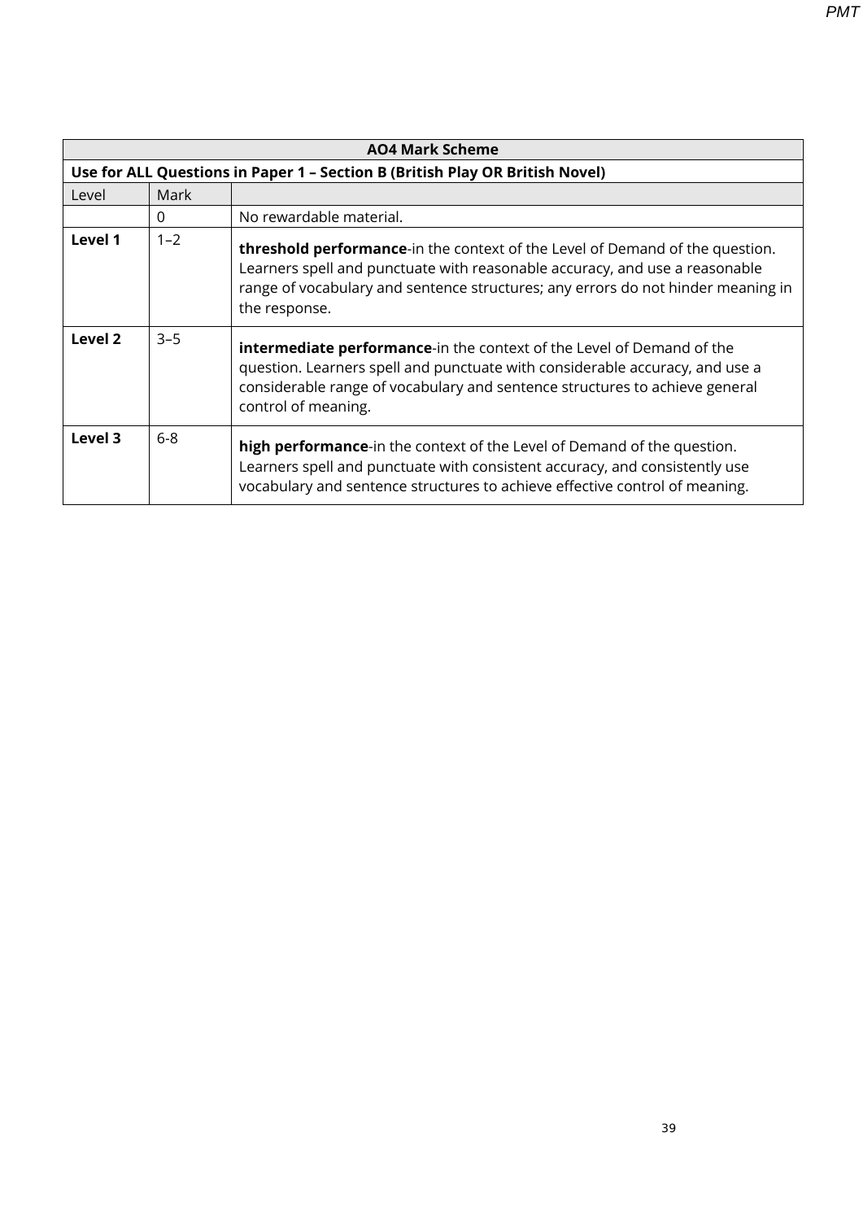| AO4 Mark Scheme | | |
|---|---|---|
| **Use for ALL Questions in Paper 1 – Section B (British Play OR British Novel)** | | |
| Level | Mark | |
| | 0 | No rewardable material. |
| **Level 1** | 1–2 | **threshold performance**-in the context of the Level of Demand of the question. Learners spell and punctuate with reasonable accuracy, and use a reasonable range of vocabulary and sentence structures; any errors do not hinder meaning in the response. |
| **Level 2** | 3–5 | **intermediate performance**-in the context of the Level of Demand of the question. Learners spell and punctuate with considerable accuracy, and use a considerable range of vocabulary and sentence structures to achieve general control of meaning. |
| **Level 3** | 6-8 | **high performance**-in the context of the Level of Demand of the question. Learners spell and punctuate with consistent accuracy, and consistently use vocabulary and sentence structures to achieve effective control of meaning. |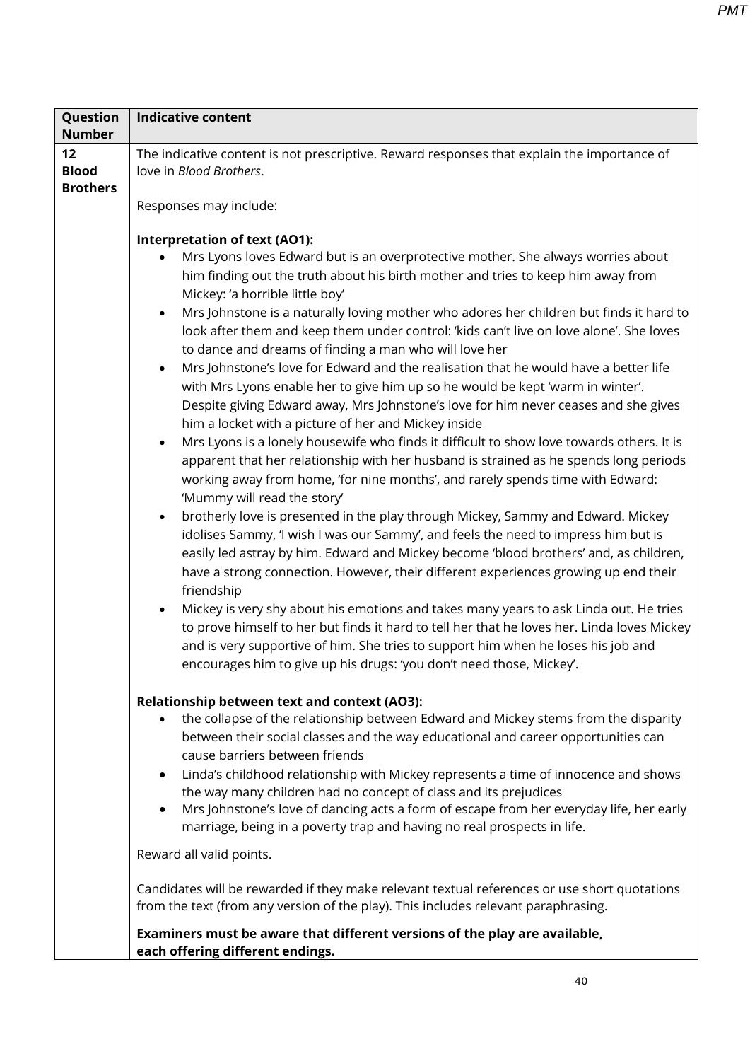| Question Number | Indicative content |
|---|---|
| **12 Blood Brothers** | The indicative content is not prescriptive. Reward responses that explain the importance of love in *Blood Brothers*.<br><br>Responses may include:<br><br>**Interpretation of text (AO1):**<br>• Mrs Lyons loves Edward but is an overprotective mother. She always worries about him finding out the truth about his birth mother and tries to keep him away from Mickey: 'a horrible little boy'<br>• Mrs Johnstone is a naturally loving mother who adores her children but finds it hard to look after them and keep them under control: 'kids can't live on love alone'. She loves to dance and dreams of finding a man who will love her<br>• Mrs Johnstone's love for Edward and the realisation that he would have a better life with Mrs Lyons enable her to give him up so he would be kept 'warm in winter'. Despite giving Edward away, Mrs Johnstone's love for him never ceases and she gives him a locket with a picture of her and Mickey inside<br>• Mrs Lyons is a lonely housewife who finds it difficult to show love towards others. It is apparent that her relationship with her husband is strained as he spends long periods working away from home, 'for nine months', and rarely spends time with Edward: 'Mummy will read the story'<br>• brotherly love is presented in the play through Mickey, Sammy and Edward. Mickey idolises Sammy, 'I wish I was our Sammy', and feels the need to impress him but is easily led astray by him. Edward and Mickey become 'blood brothers' and, as children, have a strong connection. However, their different experiences growing up end their friendship<br>• Mickey is very shy about his emotions and takes many years to ask Linda out. He tries to prove himself to her but finds it hard to tell her that he loves her. Linda loves Mickey and is very supportive of him. She tries to support him when he loses his job and encourages him to give up his drugs: 'you don't need those, Mickey'.<br><br>**Relationship between text and context (AO3):**<br>• the collapse of the relationship between Edward and Mickey stems from the disparity between their social classes and the way educational and career opportunities can cause barriers between friends<br>• Linda's childhood relationship with Mickey represents a time of innocence and shows the way many children had no concept of class and its prejudices<br>• Mrs Johnstone's love of dancing acts a form of escape from her everyday life, her early marriage, being in a poverty trap and having no real prospects in life.<br><br>Reward all valid points.<br><br>Candidates will be rewarded if they make relevant textual references or use short quotations from the text (from any version of the play). This includes relevant paraphrasing.<br><br>**Examiners must be aware that different versions of the play are available, each offering different endings.** |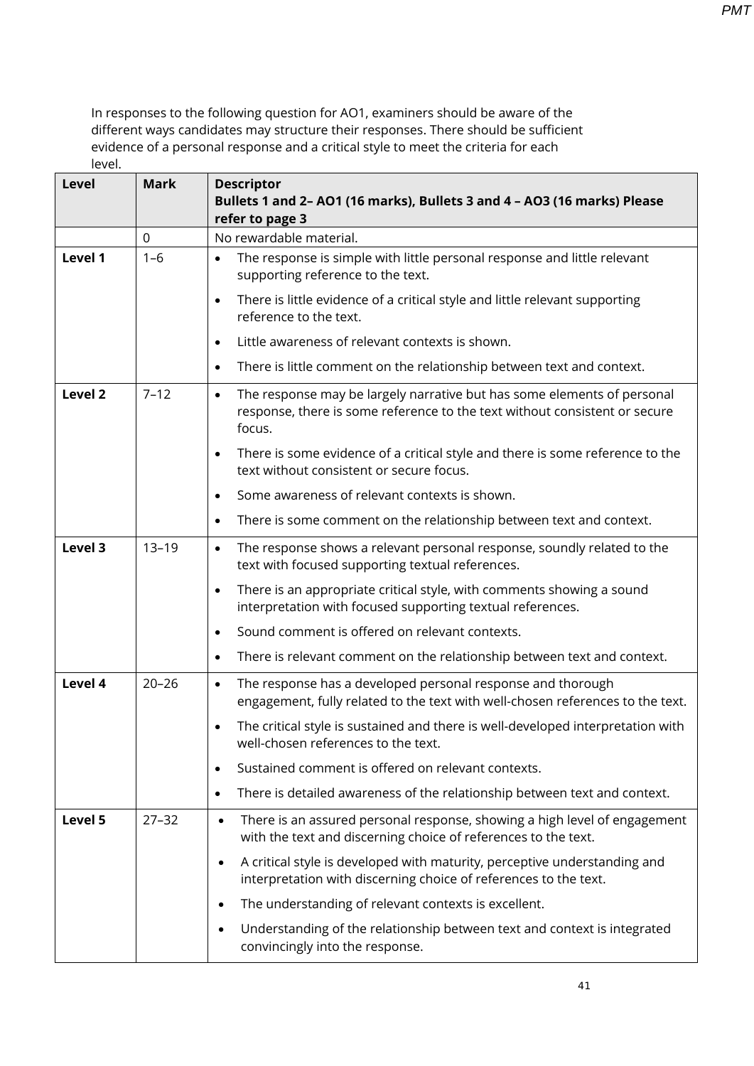In responses to the following question for AO1, examiners should be aware of the different ways candidates may structure their responses. There should be sufficient evidence of a personal response and a critical style to meet the criteria for each level.

| Level | Mark | Descriptor<br>**Bullets 1 and 2– AO1 (16 marks), Bullets 3 and 4 – AO3 (16 marks) Please refer to page 3** |
|---|---|---|
| | 0 | No rewardable material. |
| **Level 1** | 1–6 | • The response is simple with little personal response and little relevant supporting reference to the text.<br>• There is little evidence of a critical style and little relevant supporting reference to the text.<br>• Little awareness of relevant contexts is shown.<br>• There is little comment on the relationship between text and context. |
| **Level 2** | 7–12 | • The response may be largely narrative but has some elements of personal response, there is some reference to the text without consistent or secure focus.<br>• There is some evidence of a critical style and there is some reference to the text without consistent or secure focus.<br>• Some awareness of relevant contexts is shown.<br>• There is some comment on the relationship between text and context. |
| **Level 3** | 13–19 | • The response shows a relevant personal response, soundly related to the text with focused supporting textual references.<br>• There is an appropriate critical style, with comments showing a sound interpretation with focused supporting textual references.<br>• Sound comment is offered on relevant contexts.<br>• There is relevant comment on the relationship between text and context. |
| **Level 4** | 20–26 | • The response has a developed personal response and thorough engagement, fully related to the text with well-chosen references to the text.<br>• The critical style is sustained and there is well-developed interpretation with well-chosen references to the text.<br>• Sustained comment is offered on relevant contexts.<br>• There is detailed awareness of the relationship between text and context. |
| **Level 5** | 27–32 | • There is an assured personal response, showing a high level of engagement with the text and discerning choice of references to the text.<br>• A critical style is developed with maturity, perceptive understanding and interpretation with discerning choice of references to the text.<br>• The understanding of relevant contexts is excellent.<br>• Understanding of the relationship between text and context is integrated convincingly into the response. |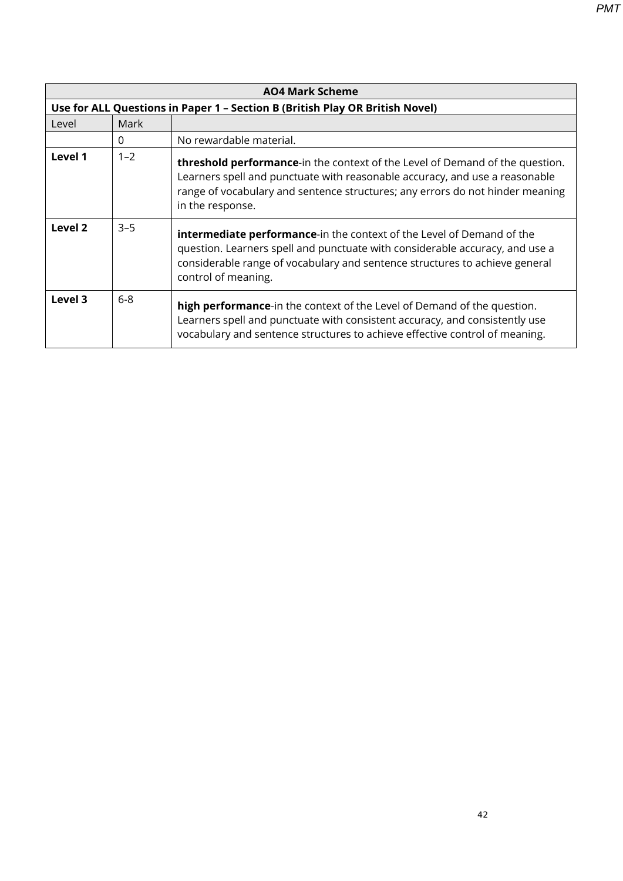| AO4 Mark Scheme | | |
|---|---|---|
| **Use for ALL Questions in Paper 1 – Section B (British Play OR British Novel)** | | |
| Level | Mark | |
| | 0 | No rewardable material. |
| **Level 1** | 1–2 | **threshold performance**-in the context of the Level of Demand of the question. Learners spell and punctuate with reasonable accuracy, and use a reasonable range of vocabulary and sentence structures; any errors do not hinder meaning in the response. |
| **Level 2** | 3–5 | **intermediate performance**-in the context of the Level of Demand of the question. Learners spell and punctuate with considerable accuracy, and use a considerable range of vocabulary and sentence structures to achieve general control of meaning. |
| **Level 3** | 6-8 | **high performance**-in the context of the Level of Demand of the question. Learners spell and punctuate with consistent accuracy, and consistently use vocabulary and sentence structures to achieve effective control of meaning. |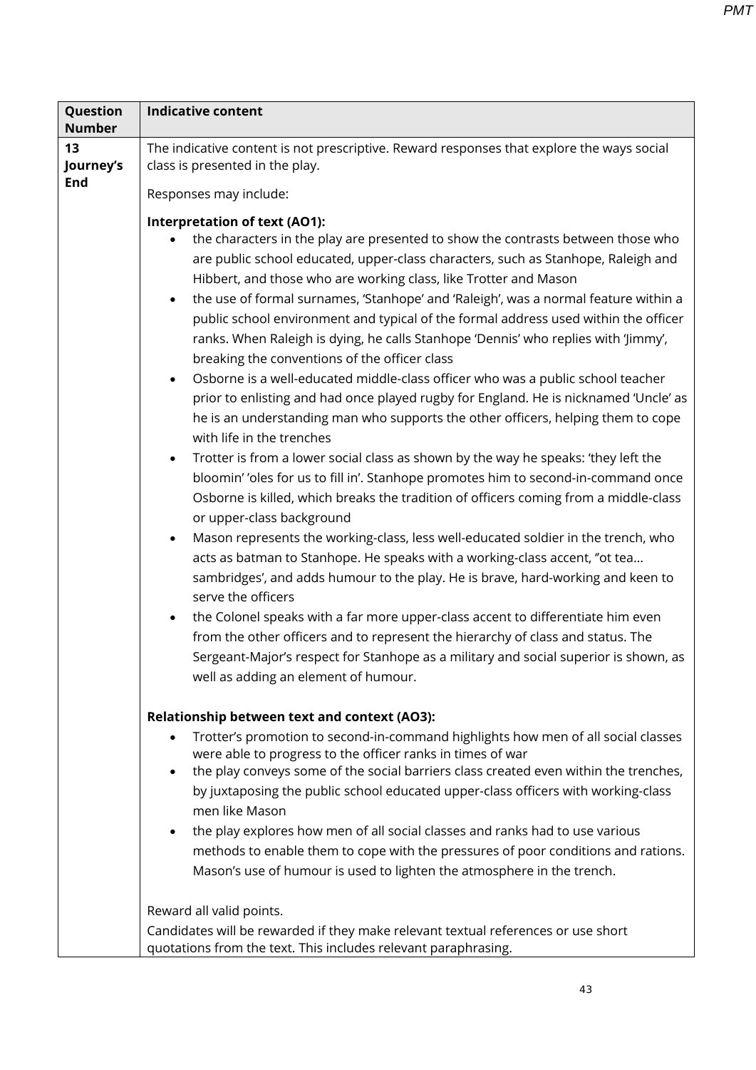| Question Number | Indicative content |
|---|---|
| 13 Journey's End | The indicative content is not prescriptive. Reward responses that explore the ways social class is presented in the play.<br><br>Responses may include:<br><br>**Interpretation of text (AO1):**<br>• the characters in the play are presented to show the contrasts between those who are public school educated, upper-class characters, such as Stanhope, Raleigh and Hibbert, and those who are working class, like Trotter and Mason<br>• the use of formal surnames, 'Stanhope' and 'Raleigh', was a normal feature within a public school environment and typical of the formal address used within the officer ranks. When Raleigh is dying, he calls Stanhope 'Dennis' who replies with 'Jimmy', breaking the conventions of the officer class<br>• Osborne is a well-educated middle-class officer who was a public school teacher prior to enlisting and had once played rugby for England. He is nicknamed 'Uncle' as he is an understanding man who supports the other officers, helping them to cope with life in the trenches<br>• Trotter is from a lower social class as shown by the way he speaks: 'they left the bloomin' 'oles for us to fill in'. Stanhope promotes him to second-in-command once Osborne is killed, which breaks the tradition of officers coming from a middle-class or upper-class background<br>• Mason represents the working-class, less well-educated soldier in the trench, who acts as batman to Stanhope. He speaks with a working-class accent, ''ot tea… sambridges', and adds humour to the play. He is brave, hard-working and keen to serve the officers<br>• the Colonel speaks with a far more upper-class accent to differentiate him even from the other officers and to represent the hierarchy of class and status. The Sergeant-Major's respect for Stanhope as a military and social superior is shown, as well as adding an element of humour.<br><br>**Relationship between text and context (AO3):**<br>• Trotter's promotion to second-in-command highlights how men of all social classes were able to progress to the officer ranks in times of war<br>• the play conveys some of the social barriers class created even within the trenches, by juxtaposing the public school educated upper-class officers with working-class men like Mason<br>• the play explores how men of all social classes and ranks had to use various methods to enable them to cope with the pressures of poor conditions and rations. Mason's use of humour is used to lighten the atmosphere in the trench.<br><br>Reward all valid points.<br>Candidates will be rewarded if they make relevant textual references or use short quotations from the text. This includes relevant paraphrasing. |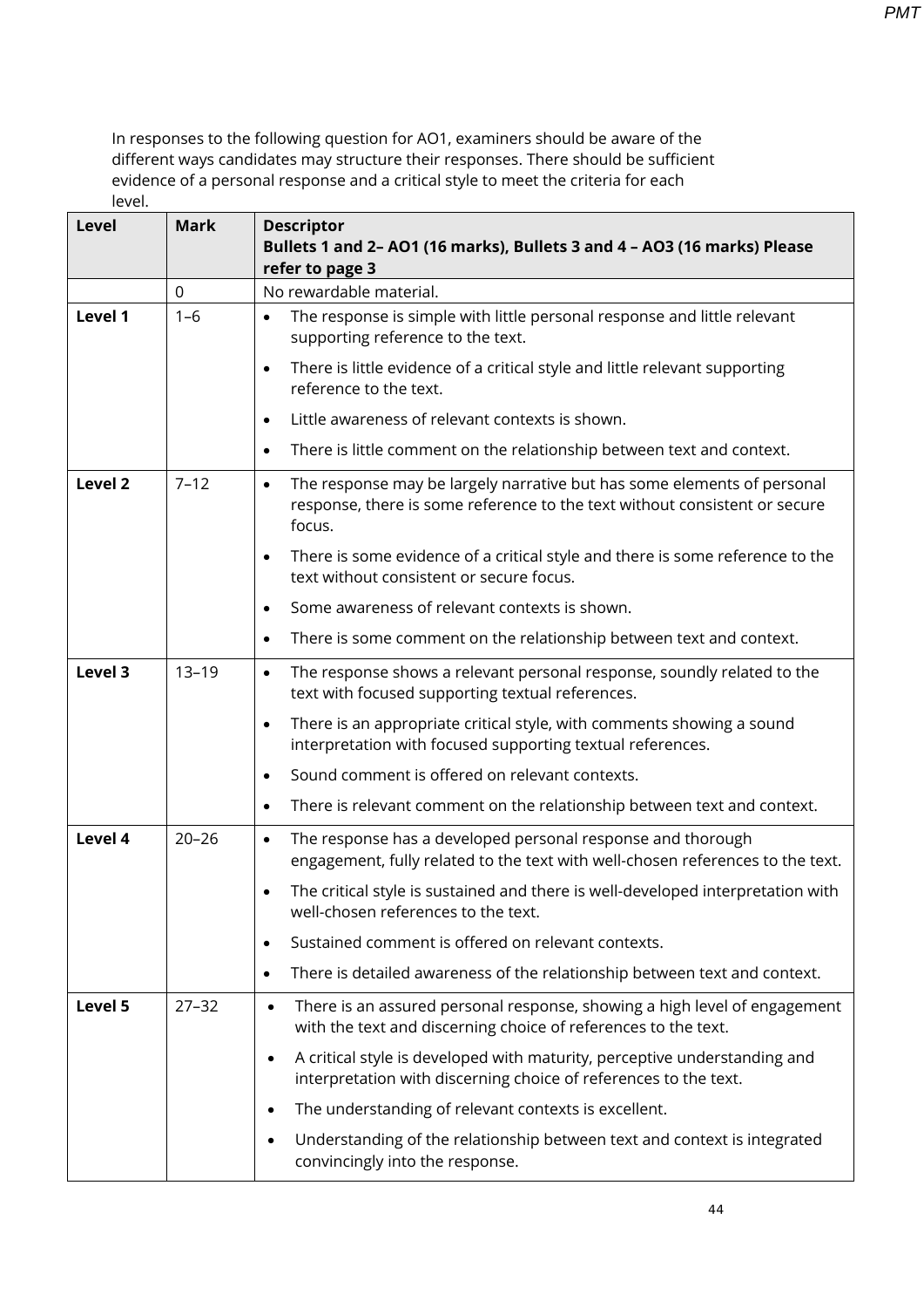In responses to the following question for AO1, examiners should be aware of the different ways candidates may structure their responses. There should be sufficient evidence of a personal response and a critical style to meet the criteria for each level.

| Level | Mark | Descriptor<br>**Bullets 1 and 2– AO1 (16 marks), Bullets 3 and 4 – AO3 (16 marks) Please refer to page 3** |
|---|---|---|
| | 0 | No rewardable material. |
| **Level 1** | 1–6 | • The response is simple with little personal response and little relevant supporting reference to the text.<br>• There is little evidence of a critical style and little relevant supporting reference to the text.<br>• Little awareness of relevant contexts is shown.<br>• There is little comment on the relationship between text and context. |
| **Level 2** | 7–12 | • The response may be largely narrative but has some elements of personal response, there is some reference to the text without consistent or secure focus.<br>• There is some evidence of a critical style and there is some reference to the text without consistent or secure focus.<br>• Some awareness of relevant contexts is shown.<br>• There is some comment on the relationship between text and context. |
| **Level 3** | 13–19 | • The response shows a relevant personal response, soundly related to the text with focused supporting textual references.<br>• There is an appropriate critical style, with comments showing a sound interpretation with focused supporting textual references.<br>• Sound comment is offered on relevant contexts.<br>• There is relevant comment on the relationship between text and context. |
| **Level 4** | 20–26 | • The response has a developed personal response and thorough engagement, fully related to the text with well-chosen references to the text.<br>• The critical style is sustained and there is well-developed interpretation with well-chosen references to the text.<br>• Sustained comment is offered on relevant contexts.<br>• There is detailed awareness of the relationship between text and context. |
| **Level 5** | 27–32 | • There is an assured personal response, showing a high level of engagement with the text and discerning choice of references to the text.<br>• A critical style is developed with maturity, perceptive understanding and interpretation with discerning choice of references to the text.<br>• The understanding of relevant contexts is excellent.<br>• Understanding of the relationship between text and context is integrated convincingly into the response. |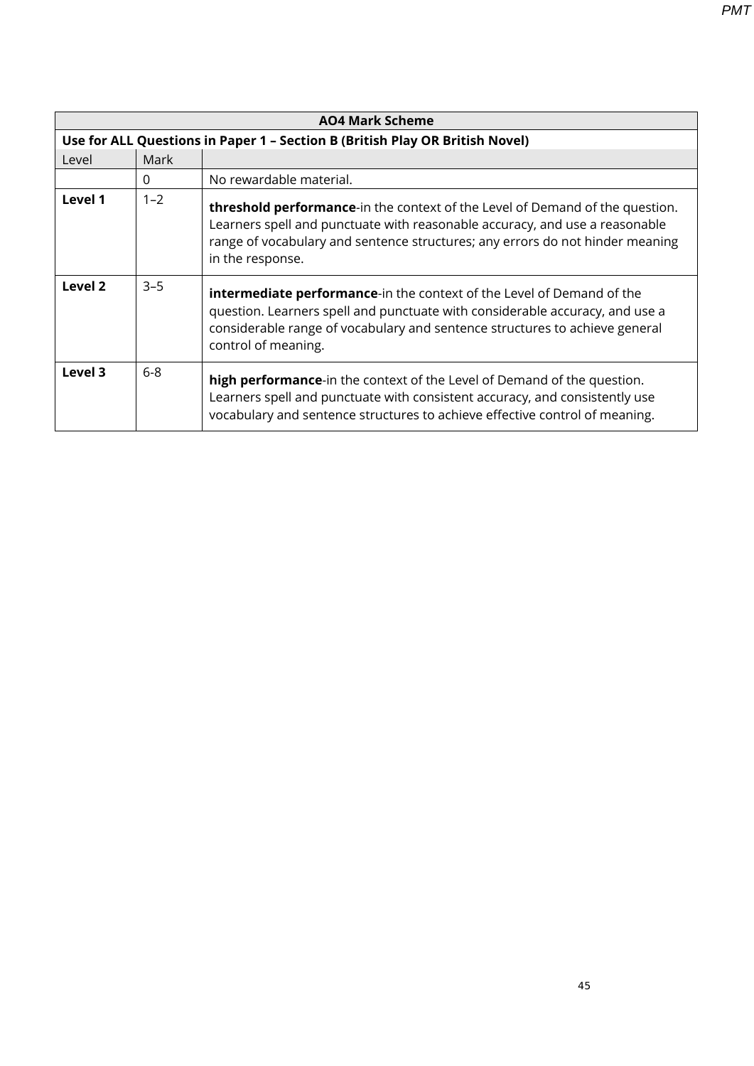| AO4 Mark Scheme | | |
|---|---|---|
| **Use for ALL Questions in Paper 1 – Section B (British Play OR British Novel)** | | |
| Level | Mark | |
| | 0 | No rewardable material. |
| **Level 1** | 1–2 | **threshold performance**-in the context of the Level of Demand of the question. Learners spell and punctuate with reasonable accuracy, and use a reasonable range of vocabulary and sentence structures; any errors do not hinder meaning in the response. |
| **Level 2** | 3–5 | **intermediate performance**-in the context of the Level of Demand of the question. Learners spell and punctuate with considerable accuracy, and use a considerable range of vocabulary and sentence structures to achieve general control of meaning. |
| **Level 3** | 6-8 | **high performance**-in the context of the Level of Demand of the question. Learners spell and punctuate with consistent accuracy, and consistently use vocabulary and sentence structures to achieve effective control of meaning. |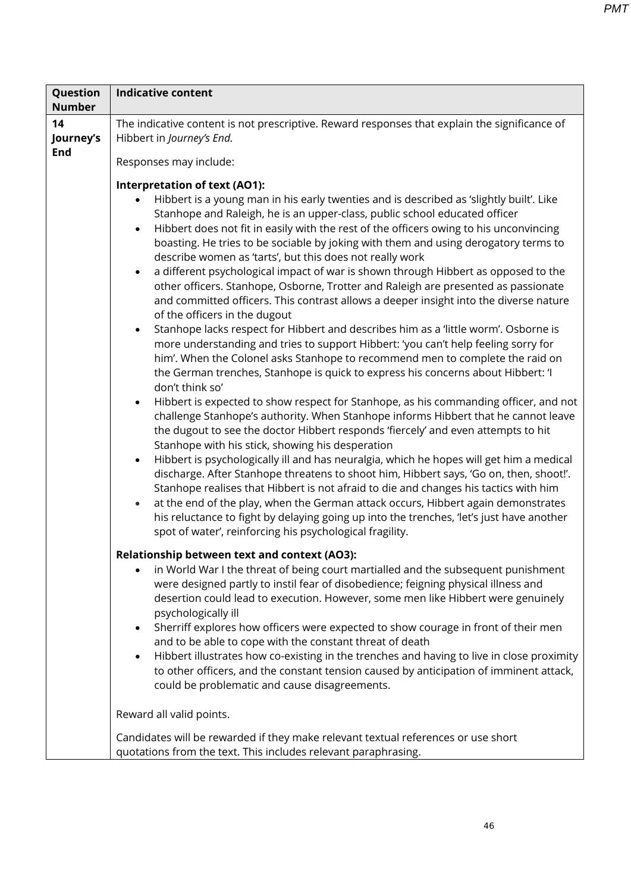| Question Number | Indicative content |
|---|---|
| 14 Journey's End | The indicative content is not prescriptive. Reward responses that explain the significance of Hibbert in *Journey's End.*<br><br>Responses may include:<br><br>**Interpretation of text (AO1):**<br>• Hibbert is a young man in his early twenties and is described as 'slightly built'. Like Stanhope and Raleigh, he is an upper-class, public school educated officer<br>• Hibbert does not fit in easily with the rest of the officers owing to his unconvincing boasting. He tries to be sociable by joking with them and using derogatory terms to describe women as 'tarts', but this does not really work<br>• a different psychological impact of war is shown through Hibbert as opposed to the other officers. Stanhope, Osborne, Trotter and Raleigh are presented as passionate and committed officers. This contrast allows a deeper insight into the diverse nature of the officers in the dugout<br>• Stanhope lacks respect for Hibbert and describes him as a 'little worm'. Osborne is more understanding and tries to support Hibbert: 'you can't help feeling sorry for him'. When the Colonel asks Stanhope to recommend men to complete the raid on the German trenches, Stanhope is quick to express his concerns about Hibbert: 'I don't think so'<br>• Hibbert is expected to show respect for Stanhope, as his commanding officer, and not challenge Stanhope's authority. When Stanhope informs Hibbert that he cannot leave the dugout to see the doctor Hibbert responds 'fiercely' and even attempts to hit Stanhope with his stick, showing his desperation<br>• Hibbert is psychologically ill and has neuralgia, which he hopes will get him a medical discharge. After Stanhope threatens to shoot him, Hibbert says, 'Go on, then, shoot!'. Stanhope realises that Hibbert is not afraid to die and changes his tactics with him<br>• at the end of the play, when the German attack occurs, Hibbert again demonstrates his reluctance to fight by delaying going up into the trenches, 'let's just have another spot of water', reinforcing his psychological fragility.<br><br>**Relationship between text and context (AO3):**<br>• in World War I the threat of being court martialled and the subsequent punishment were designed partly to instil fear of disobedience; feigning physical illness and desertion could lead to execution. However, some men like Hibbert were genuinely psychologically ill<br>• Sherriff explores how officers were expected to show courage in front of their men and to be able to cope with the constant threat of death<br>• Hibbert illustrates how co-existing in the trenches and having to live in close proximity to other officers, and the constant tension caused by anticipation of imminent attack, could be problematic and cause disagreements.<br><br>Reward all valid points.<br><br>Candidates will be rewarded if they make relevant textual references or use short quotations from the text. This includes relevant paraphrasing. |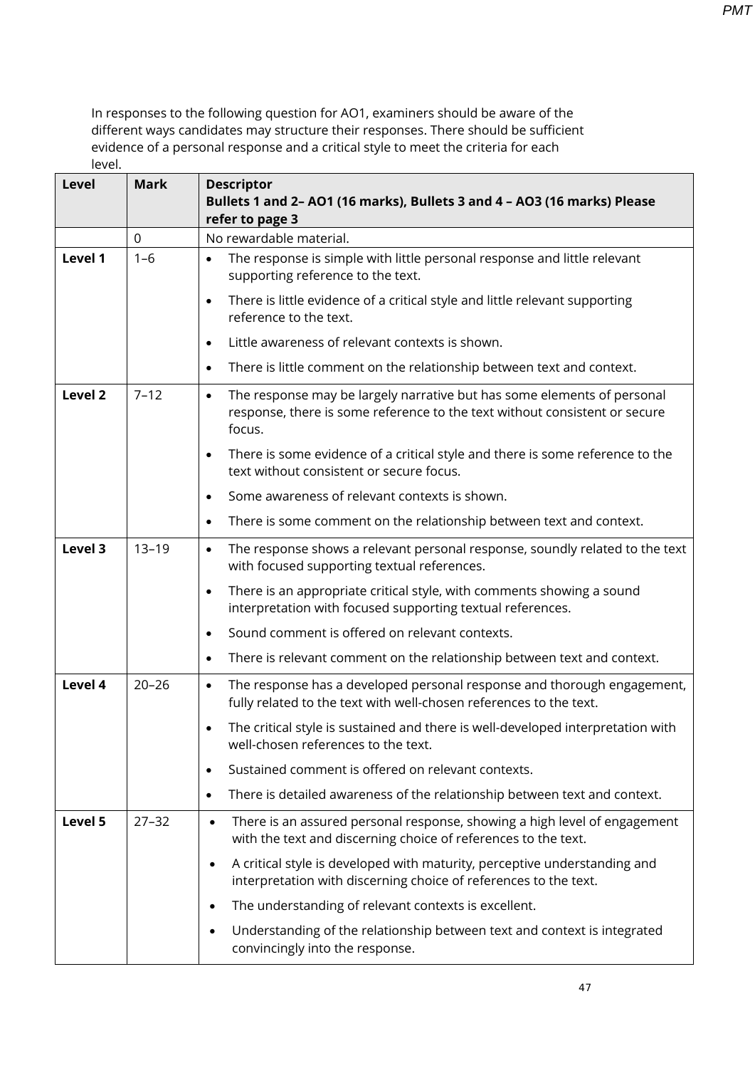In responses to the following question for AO1, examiners should be aware of the different ways candidates may structure their responses. There should be sufficient evidence of a personal response and a critical style to meet the criteria for each level.

| Level | Mark | Descriptor<br>Bullets 1 and 2– AO1 (16 marks), Bullets 3 and 4 – AO3 (16 marks) Please refer to page 3 |
|---|---|---|
| | 0 | No rewardable material. |
| Level 1 | 1–6 | • The response is simple with little personal response and little relevant supporting reference to the text.<br>• There is little evidence of a critical style and little relevant supporting reference to the text.<br>• Little awareness of relevant contexts is shown.<br>• There is little comment on the relationship between text and context. |
| Level 2 | 7–12 | • The response may be largely narrative but has some elements of personal response, there is some reference to the text without consistent or secure focus.<br>• There is some evidence of a critical style and there is some reference to the text without consistent or secure focus.<br>• Some awareness of relevant contexts is shown.<br>• There is some comment on the relationship between text and context. |
| Level 3 | 13–19 | • The response shows a relevant personal response, soundly related to the text with focused supporting textual references.<br>• There is an appropriate critical style, with comments showing a sound interpretation with focused supporting textual references.<br>• Sound comment is offered on relevant contexts.<br>• There is relevant comment on the relationship between text and context. |
| Level 4 | 20–26 | • The response has a developed personal response and thorough engagement, fully related to the text with well-chosen references to the text.<br>• The critical style is sustained and there is well-developed interpretation with well-chosen references to the text.<br>• Sustained comment is offered on relevant contexts.<br>• There is detailed awareness of the relationship between text and context. |
| Level 5 | 27–32 | • There is an assured personal response, showing a high level of engagement with the text and discerning choice of references to the text.<br>• A critical style is developed with maturity, perceptive understanding and interpretation with discerning choice of references to the text.<br>• The understanding of relevant contexts is excellent.<br>• Understanding of the relationship between text and context is integrated convincingly into the response. |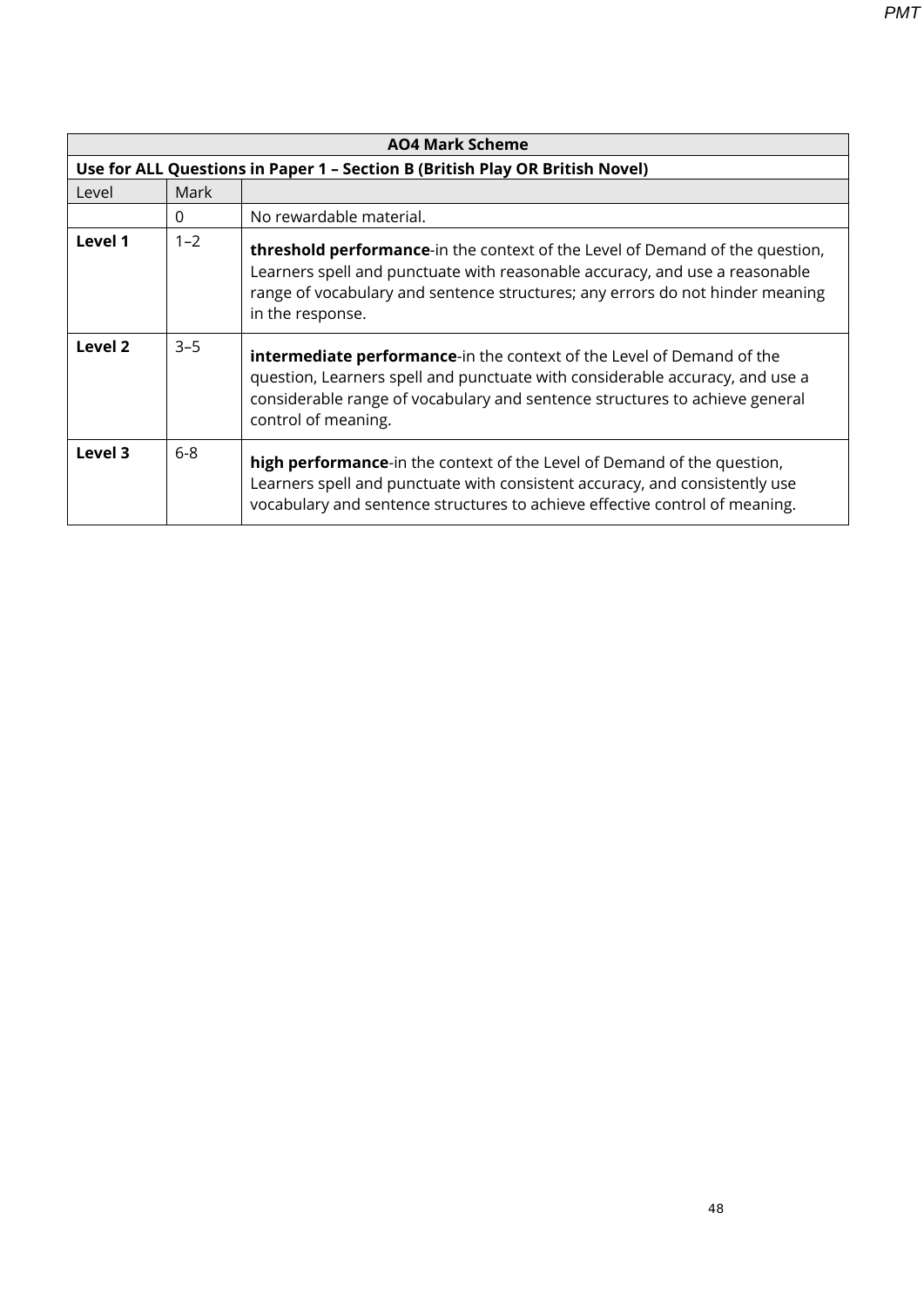| AO4 Mark Scheme | | |
|---|---|---|
| **Use for ALL Questions in Paper 1 – Section B (British Play OR British Novel)** | | |
| Level | Mark | |
| | 0 | No rewardable material. |
| **Level 1** | 1–2 | **threshold performance**-in the context of the Level of Demand of the question, Learners spell and punctuate with reasonable accuracy, and use a reasonable range of vocabulary and sentence structures; any errors do not hinder meaning in the response. |
| **Level 2** | 3–5 | **intermediate performance**-in the context of the Level of Demand of the question, Learners spell and punctuate with considerable accuracy, and use a considerable range of vocabulary and sentence structures to achieve general control of meaning. |
| **Level 3** | 6-8 | **high performance**-in the context of the Level of Demand of the question, Learners spell and punctuate with consistent accuracy, and consistently use vocabulary and sentence structures to achieve effective control of meaning. |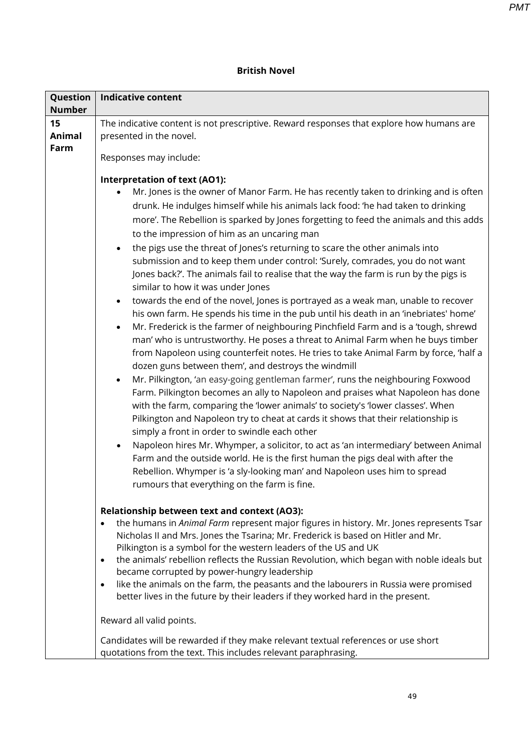## British Novel

| Question Number | Indicative content |
|---|---|
| 15 Animal Farm | The indicative content is not prescriptive. Reward responses that explore how humans are presented in the novel.<br><br>Responses may include:<br><br>**Interpretation of text (AO1):**<br>• Mr. Jones is the owner of Manor Farm. He has recently taken to drinking and is often drunk. He indulges himself while his animals lack food: 'he had taken to drinking more'. The Rebellion is sparked by Jones forgetting to feed the animals and this adds to the impression of him as an uncaring man<br>• the pigs use the threat of Jones's returning to scare the other animals into submission and to keep them under control: 'Surely, comrades, you do not want Jones back?'. The animals fail to realise that the way the farm is run by the pigs is similar to how it was under Jones<br>• towards the end of the novel, Jones is portrayed as a weak man, unable to recover his own farm. He spends his time in the pub until his death in an 'inebriates' home'<br>• Mr. Frederick is the farmer of neighbouring Pinchfield Farm and is a 'tough, shrewd man' who is untrustworthy. He poses a threat to Animal Farm when he buys timber from Napoleon using counterfeit notes. He tries to take Animal Farm by force, 'half a dozen guns between them', and destroys the windmill<br>• Mr. Pilkington, 'an easy-going gentleman farmer', runs the neighbouring Foxwood Farm. Pilkington becomes an ally to Napoleon and praises what Napoleon has done with the farm, comparing the 'lower animals' to society's 'lower classes'. When Pilkington and Napoleon try to cheat at cards it shows that their relationship is simply a front in order to swindle each other<br>• Napoleon hires Mr. Whymper, a solicitor, to act as 'an intermediary' between Animal Farm and the outside world. He is the first human the pigs deal with after the Rebellion. Whymper is 'a sly-looking man' and Napoleon uses him to spread rumours that everything on the farm is fine.<br><br>**Relationship between text and context (AO3):**<br>• the humans in *Animal Farm* represent major figures in history. Mr. Jones represents Tsar Nicholas II and Mrs. Jones the Tsarina; Mr. Frederick is based on Hitler and Mr. Pilkington is a symbol for the western leaders of the US and UK<br>• the animals' rebellion reflects the Russian Revolution, which began with noble ideals but became corrupted by power-hungry leadership<br>• like the animals on the farm, the peasants and the labourers in Russia were promised better lives in the future by their leaders if they worked hard in the present.<br><br>Reward all valid points.<br><br>Candidates will be rewarded if they make relevant textual references or use short quotations from the text. This includes relevant paraphrasing. |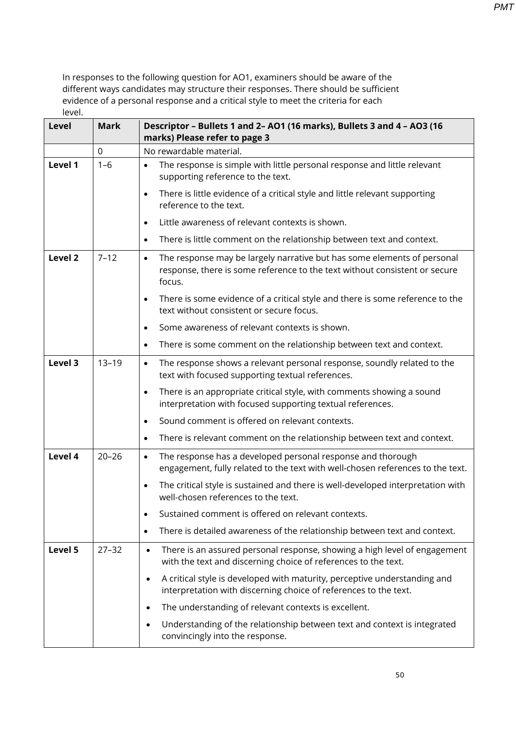In responses to the following question for AO1, examiners should be aware of the different ways candidates may structure their responses. There should be sufficient evidence of a personal response and a critical style to meet the criteria for each level.

| Level | Mark | Descriptor – Bullets 1 and 2– AO1 (16 marks), Bullets 3 and 4 – AO3 (16 marks) Please refer to page 3 |
|---|---|---|
| | 0 | No rewardable material. |
| Level 1 | 1–6 | • The response is simple with little personal response and little relevant supporting reference to the text.<br>• There is little evidence of a critical style and little relevant supporting reference to the text.<br>• Little awareness of relevant contexts is shown.<br>• There is little comment on the relationship between text and context. |
| Level 2 | 7–12 | • The response may be largely narrative but has some elements of personal response, there is some reference to the text without consistent or secure focus.<br>• There is some evidence of a critical style and there is some reference to the text without consistent or secure focus.<br>• Some awareness of relevant contexts is shown.<br>• There is some comment on the relationship between text and context. |
| Level 3 | 13–19 | • The response shows a relevant personal response, soundly related to the text with focused supporting textual references.<br>• There is an appropriate critical style, with comments showing a sound interpretation with focused supporting textual references.<br>• Sound comment is offered on relevant contexts.<br>• There is relevant comment on the relationship between text and context. |
| Level 4 | 20–26 | • The response has a developed personal response and thorough engagement, fully related to the text with well-chosen references to the text.<br>• The critical style is sustained and there is well-developed interpretation with well-chosen references to the text.<br>• Sustained comment is offered on relevant contexts.<br>• There is detailed awareness of the relationship between text and context. |
| Level 5 | 27–32 | • There is an assured personal response, showing a high level of engagement with the text and discerning choice of references to the text.<br>• A critical style is developed with maturity, perceptive understanding and interpretation with discerning choice of references to the text.<br>• The understanding of relevant contexts is excellent.<br>• Understanding of the relationship between text and context is integrated convincingly into the response. |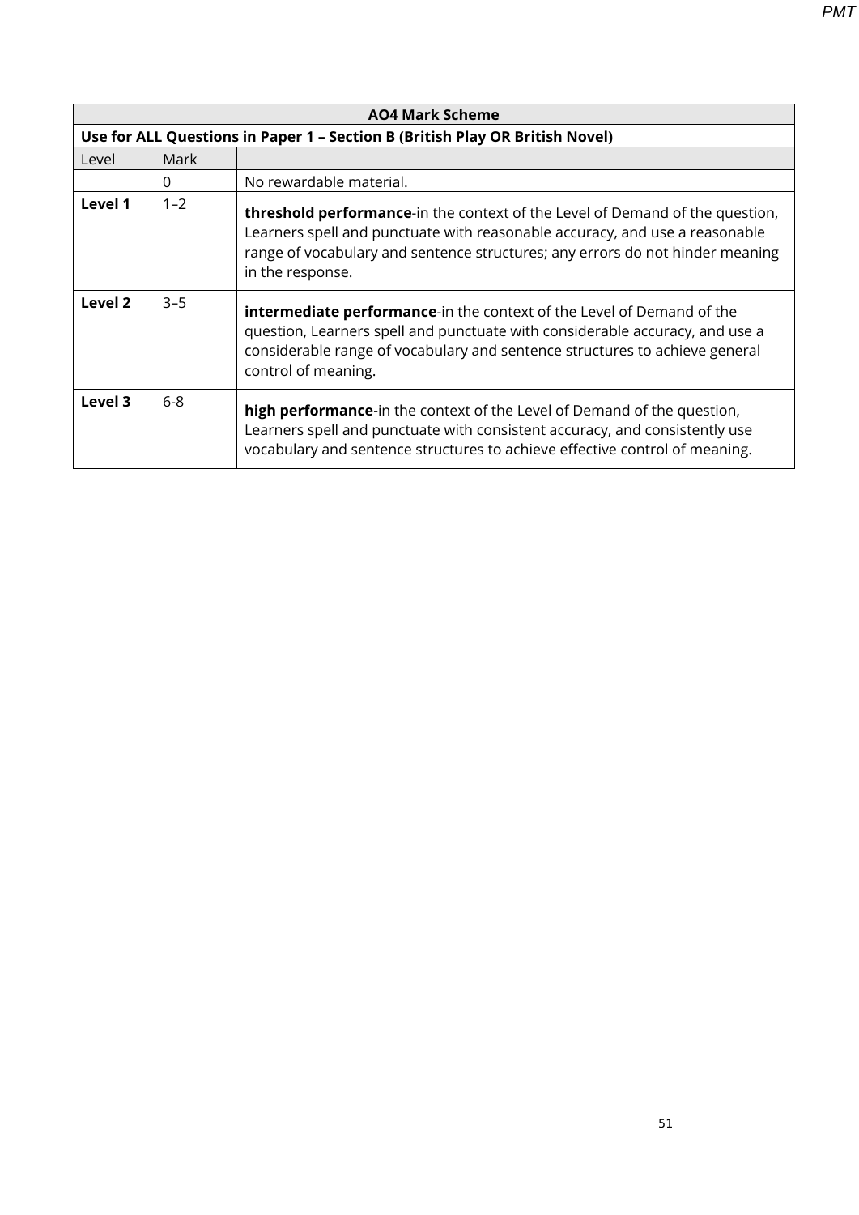| AO4 Mark Scheme | | |
|---|---|---|
| **Use for ALL Questions in Paper 1 – Section B (British Play OR British Novel)** | | |
| Level | Mark | |
| | 0 | No rewardable material. |
| **Level 1** | 1–2 | **threshold performance**-in the context of the Level of Demand of the question, Learners spell and punctuate with reasonable accuracy, and use a reasonable range of vocabulary and sentence structures; any errors do not hinder meaning in the response. |
| **Level 2** | 3–5 | **intermediate performance**-in the context of the Level of Demand of the question, Learners spell and punctuate with considerable accuracy, and use a considerable range of vocabulary and sentence structures to achieve general control of meaning. |
| **Level 3** | 6-8 | **high performance**-in the context of the Level of Demand of the question, Learners spell and punctuate with consistent accuracy, and consistently use vocabulary and sentence structures to achieve effective control of meaning. |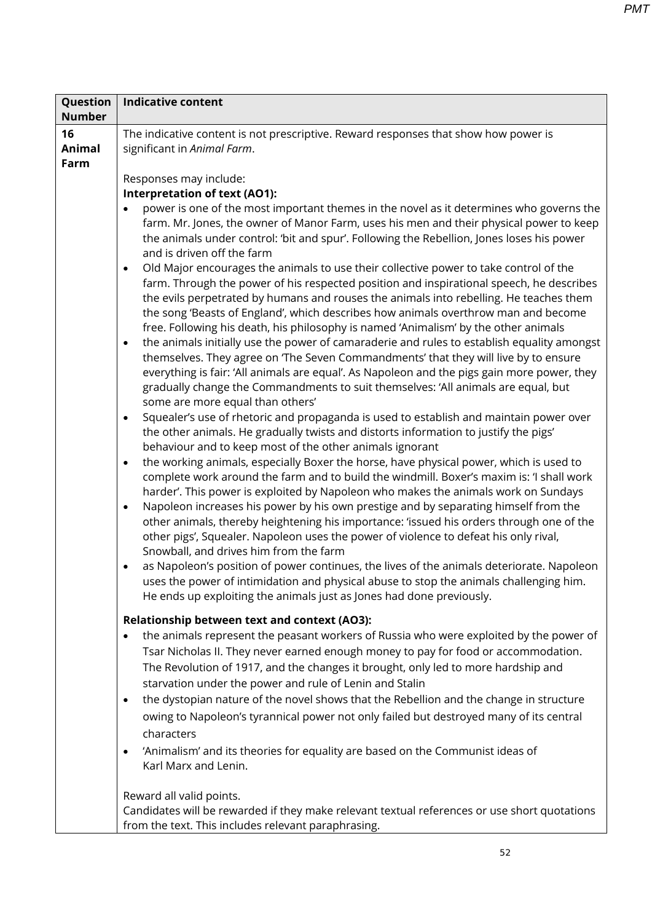| Question Number | Indicative content |
|---|---|
| **16 Animal Farm** | The indicative content is not prescriptive. Reward responses that show how power is significant in *Animal Farm*.<br><br>Responses may include:<br>**Interpretation of text (AO1):**<br>• power is one of the most important themes in the novel as it determines who governs the farm. Mr. Jones, the owner of Manor Farm, uses his men and their physical power to keep the animals under control: 'bit and spur'. Following the Rebellion, Jones loses his power and is driven off the farm<br>• Old Major encourages the animals to use their collective power to take control of the farm. Through the power of his respected position and inspirational speech, he describes the evils perpetrated by humans and rouses the animals into rebelling. He teaches them the song 'Beasts of England', which describes how animals overthrow man and become free. Following his death, his philosophy is named 'Animalism' by the other animals<br>• the animals initially use the power of camaraderie and rules to establish equality amongst themselves. They agree on 'The Seven Commandments' that they will live by to ensure everything is fair: 'All animals are equal'. As Napoleon and the pigs gain more power, they gradually change the Commandments to suit themselves: 'All animals are equal, but some are more equal than others'<br>• Squealer's use of rhetoric and propaganda is used to establish and maintain power over the other animals. He gradually twists and distorts information to justify the pigs' behaviour and to keep most of the other animals ignorant<br>• the working animals, especially Boxer the horse, have physical power, which is used to complete work around the farm and to build the windmill. Boxer's maxim is: 'I shall work harder'. This power is exploited by Napoleon who makes the animals work on Sundays<br>• Napoleon increases his power by his own prestige and by separating himself from the other animals, thereby heightening his importance: 'issued his orders through one of the other pigs', Squealer. Napoleon uses the power of violence to defeat his only rival, Snowball, and drives him from the farm<br>• as Napoleon's position of power continues, the lives of the animals deteriorate. Napoleon uses the power of intimidation and physical abuse to stop the animals challenging him. He ends up exploiting the animals just as Jones had done previously.<br><br>**Relationship between text and context (AO3):**<br>• the animals represent the peasant workers of Russia who were exploited by the power of Tsar Nicholas II. They never earned enough money to pay for food or accommodation. The Revolution of 1917, and the changes it brought, only led to more hardship and starvation under the power and rule of Lenin and Stalin<br>• the dystopian nature of the novel shows that the Rebellion and the change in structure owing to Napoleon's tyrannical power not only failed but destroyed many of its central characters<br>• 'Animalism' and its theories for equality are based on the Communist ideas of Karl Marx and Lenin.<br><br>Reward all valid points.<br>Candidates will be rewarded if they make relevant textual references or use short quotations from the text. This includes relevant paraphrasing. |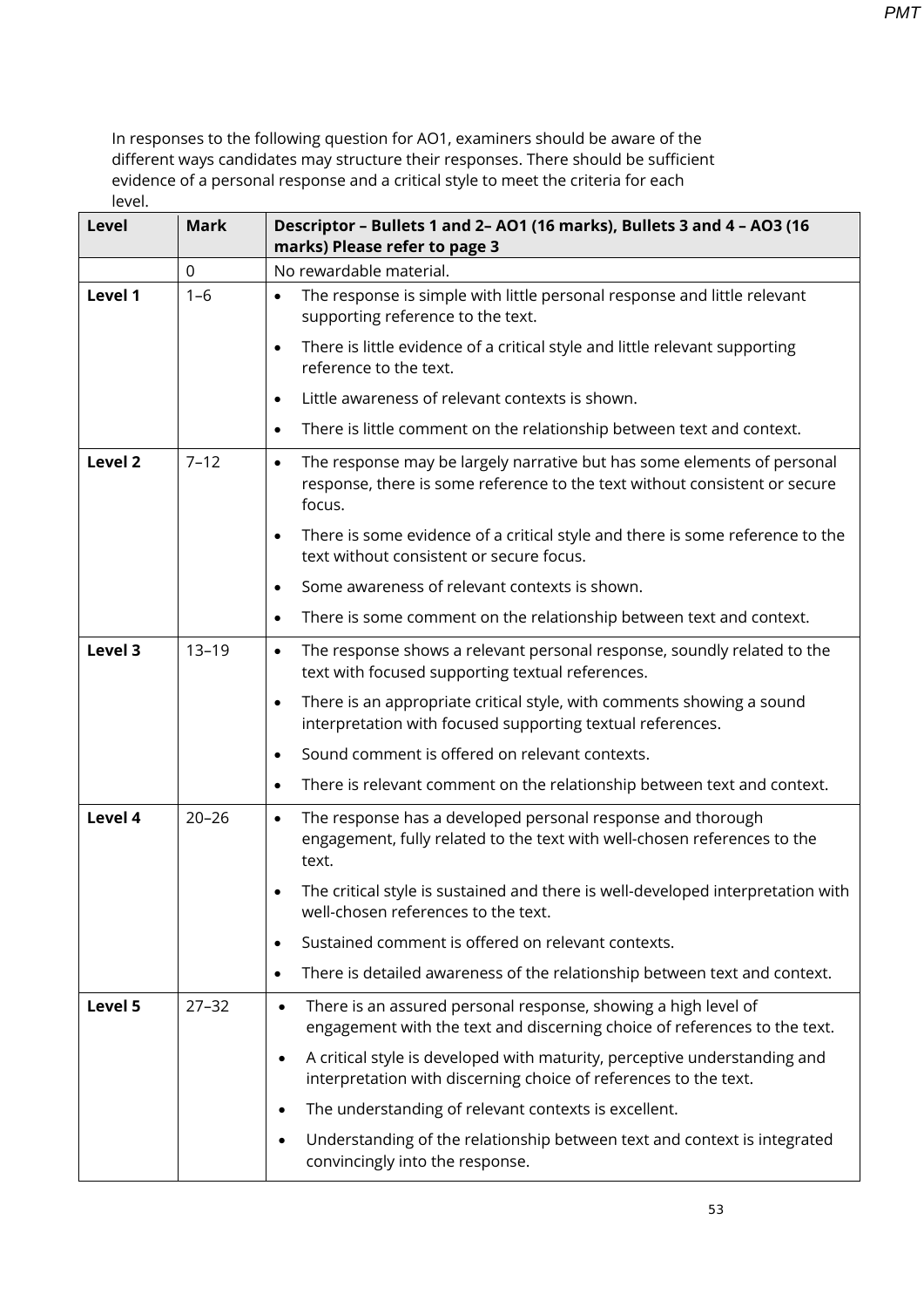In responses to the following question for AO1, examiners should be aware of the different ways candidates may structure their responses. There should be sufficient evidence of a personal response and a critical style to meet the criteria for each level.

| Level | Mark | Descriptor – Bullets 1 and 2– AO1 (16 marks), Bullets 3 and 4 – AO3 (16 marks) Please refer to page 3 |
|---|---|---|
| | 0 | No rewardable material. |
| Level 1 | 1–6 | • The response is simple with little personal response and little relevant supporting reference to the text.<br>• There is little evidence of a critical style and little relevant supporting reference to the text.<br>• Little awareness of relevant contexts is shown.<br>• There is little comment on the relationship between text and context. |
| Level 2 | 7–12 | • The response may be largely narrative but has some elements of personal response, there is some reference to the text without consistent or secure focus.<br>• There is some evidence of a critical style and there is some reference to the text without consistent or secure focus.<br>• Some awareness of relevant contexts is shown.<br>• There is some comment on the relationship between text and context. |
| Level 3 | 13–19 | • The response shows a relevant personal response, soundly related to the text with focused supporting textual references.<br>• There is an appropriate critical style, with comments showing a sound interpretation with focused supporting textual references.<br>• Sound comment is offered on relevant contexts.<br>• There is relevant comment on the relationship between text and context. |
| Level 4 | 20–26 | • The response has a developed personal response and thorough engagement, fully related to the text with well-chosen references to the text.<br>• The critical style is sustained and there is well-developed interpretation with well-chosen references to the text.<br>• Sustained comment is offered on relevant contexts.<br>• There is detailed awareness of the relationship between text and context. |
| Level 5 | 27–32 | • There is an assured personal response, showing a high level of engagement with the text and discerning choice of references to the text.<br>• A critical style is developed with maturity, perceptive understanding and interpretation with discerning choice of references to the text.<br>• The understanding of relevant contexts is excellent.<br>• Understanding of the relationship between text and context is integrated convincingly into the response. |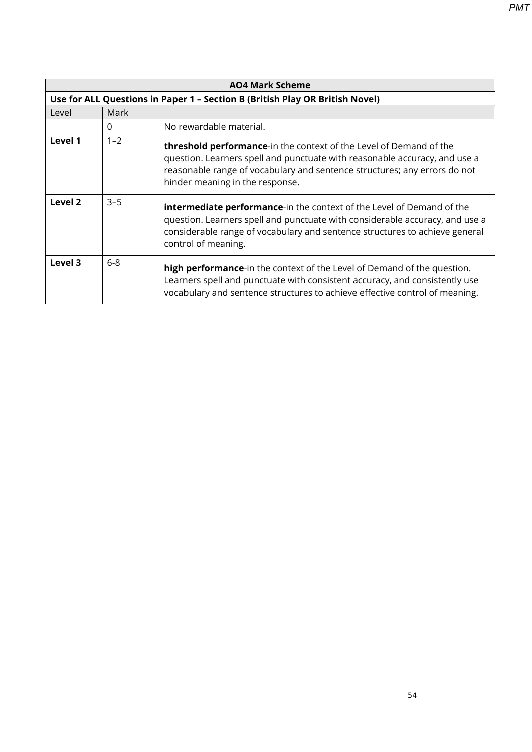| AO4 Mark Scheme | | |
|---|---|---|
| **Use for ALL Questions in Paper 1 – Section B (British Play OR British Novel)** | | |
| Level | Mark | |
| | 0 | No rewardable material. |
| **Level 1** | 1–2 | **threshold performance**-in the context of the Level of Demand of the question. Learners spell and punctuate with reasonable accuracy, and use a reasonable range of vocabulary and sentence structures; any errors do not hinder meaning in the response. |
| **Level 2** | 3–5 | **intermediate performance**-in the context of the Level of Demand of the question. Learners spell and punctuate with considerable accuracy, and use a considerable range of vocabulary and sentence structures to achieve general control of meaning. |
| **Level 3** | 6-8 | **high performance**-in the context of the Level of Demand of the question. Learners spell and punctuate with consistent accuracy, and consistently use vocabulary and sentence structures to achieve effective control of meaning. |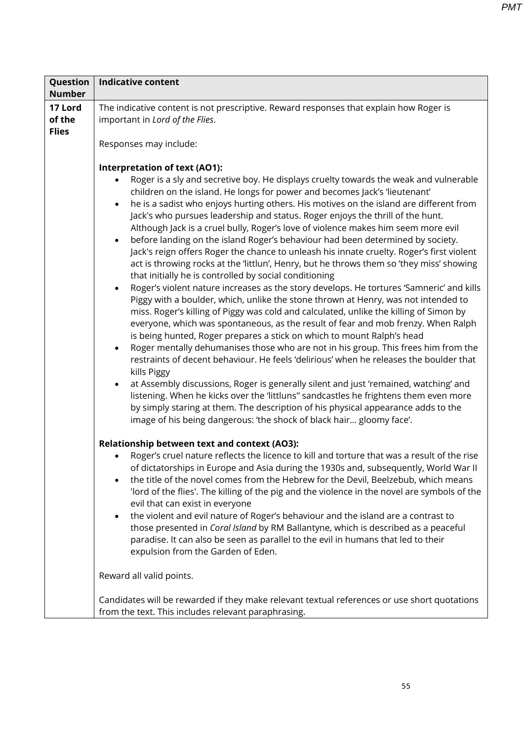| Question Number | Indicative content |
|---|---|
| **17 Lord of the Flies** | The indicative content is not prescriptive. Reward responses that explain how Roger is important in *Lord of the Flies*.<br><br>Responses may include:<br><br>**Interpretation of text (AO1):**<br>• Roger is a sly and secretive boy. He displays cruelty towards the weak and vulnerable children on the island. He longs for power and becomes Jack's 'lieutenant'<br>• he is a sadist who enjoys hurting others. His motives on the island are different from Jack's who pursues leadership and status. Roger enjoys the thrill of the hunt. Although Jack is a cruel bully, Roger's love of violence makes him seem more evil<br>• before landing on the island Roger's behaviour had been determined by society. Jack's reign offers Roger the chance to unleash his innate cruelty. Roger's first violent act is throwing rocks at the 'littlun', Henry, but he throws them so 'they miss' showing that initially he is controlled by social conditioning<br>• Roger's violent nature increases as the story develops. He tortures 'Samneric' and kills Piggy with a boulder, which, unlike the stone thrown at Henry, was not intended to miss. Roger's killing of Piggy was cold and calculated, unlike the killing of Simon by everyone, which was spontaneous, as the result of fear and mob frenzy. When Ralph is being hunted, Roger prepares a stick on which to mount Ralph's head<br>• Roger mentally dehumanises those who are not in his group. This frees him from the restraints of decent behaviour. He feels 'delirious' when he releases the boulder that kills Piggy<br>• at Assembly discussions, Roger is generally silent and just 'remained, watching' and listening. When he kicks over the 'littluns'' sandcastles he frightens them even more by simply staring at them. The description of his physical appearance adds to the image of his being dangerous: 'the shock of black hair... gloomy face'.<br><br>**Relationship between text and context (AO3):**<br>• Roger's cruel nature reflects the licence to kill and torture that was a result of the rise of dictatorships in Europe and Asia during the 1930s and, subsequently, World War II<br>• the title of the novel comes from the Hebrew for the Devil, Beelzebub, which means 'lord of the flies'. The killing of the pig and the violence in the novel are symbols of the evil that can exist in everyone<br>• the violent and evil nature of Roger's behaviour and the island are a contrast to those presented in *Coral Island* by RM Ballantyne, which is described as a peaceful paradise. It can also be seen as parallel to the evil in humans that led to their expulsion from the Garden of Eden.<br><br>Reward all valid points.<br><br>Candidates will be rewarded if they make relevant textual references or use short quotations from the text. This includes relevant paraphrasing. |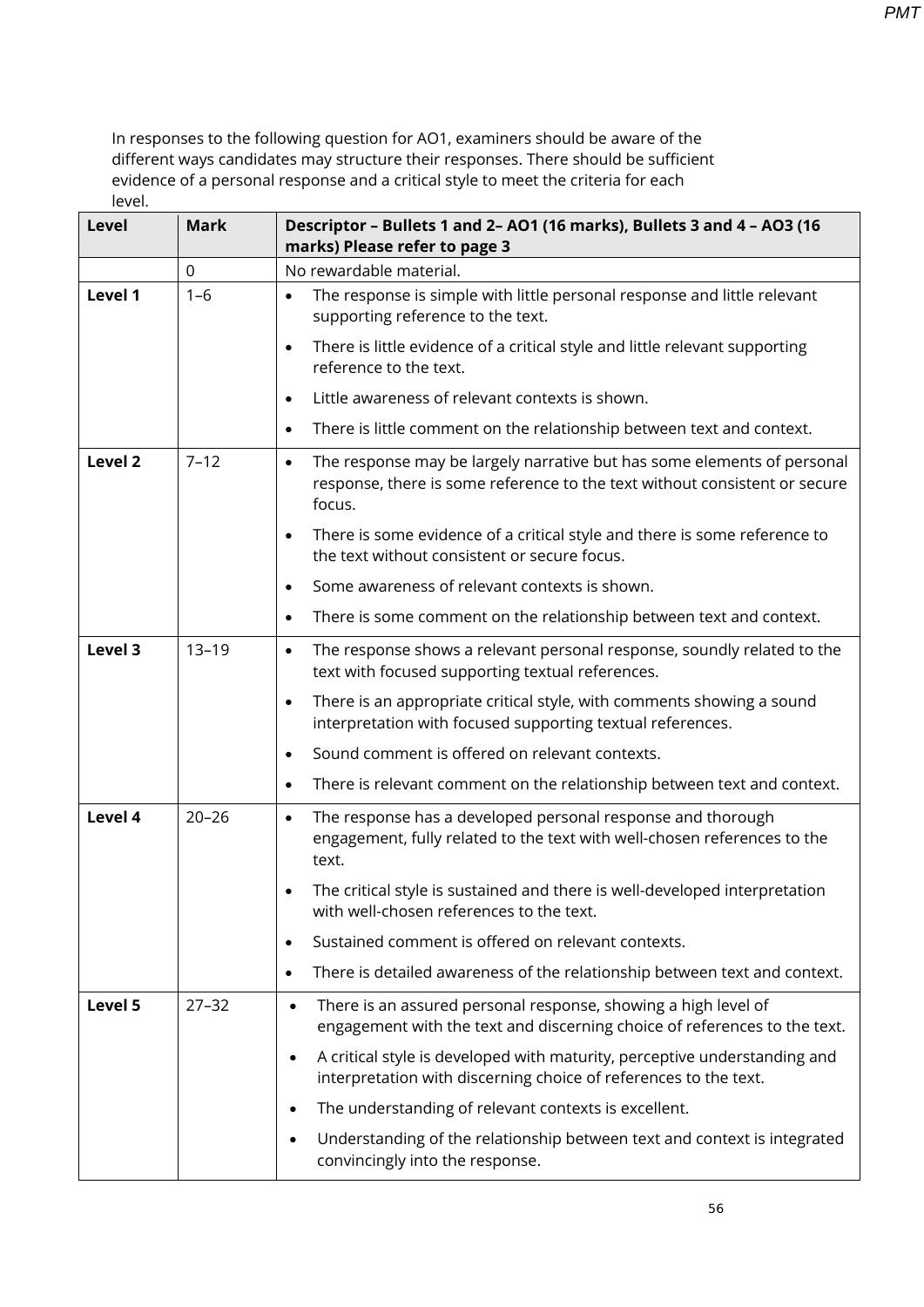In responses to the following question for AO1, examiners should be aware of the different ways candidates may structure their responses. There should be sufficient evidence of a personal response and a critical style to meet the criteria for each level.

| Level | Mark | Descriptor – Bullets 1 and 2– AO1 (16 marks), Bullets 3 and 4 – AO3 (16 marks) Please refer to page 3 |
|---|---|---|
| | 0 | No rewardable material. |
| Level 1 | 1–6 | • The response is simple with little personal response and little relevant supporting reference to the text.<br>• There is little evidence of a critical style and little relevant supporting reference to the text.<br>• Little awareness of relevant contexts is shown.<br>• There is little comment on the relationship between text and context. |
| Level 2 | 7–12 | • The response may be largely narrative but has some elements of personal response, there is some reference to the text without consistent or secure focus.<br>• There is some evidence of a critical style and there is some reference to the text without consistent or secure focus.<br>• Some awareness of relevant contexts is shown.<br>• There is some comment on the relationship between text and context. |
| Level 3 | 13–19 | • The response shows a relevant personal response, soundly related to the text with focused supporting textual references.<br>• There is an appropriate critical style, with comments showing a sound interpretation with focused supporting textual references.<br>• Sound comment is offered on relevant contexts.<br>• There is relevant comment on the relationship between text and context. |
| Level 4 | 20–26 | • The response has a developed personal response and thorough engagement, fully related to the text with well-chosen references to the text.<br>• The critical style is sustained and there is well-developed interpretation with well-chosen references to the text.<br>• Sustained comment is offered on relevant contexts.<br>• There is detailed awareness of the relationship between text and context. |
| Level 5 | 27–32 | • There is an assured personal response, showing a high level of engagement with the text and discerning choice of references to the text.<br>• A critical style is developed with maturity, perceptive understanding and interpretation with discerning choice of references to the text.<br>• The understanding of relevant contexts is excellent.<br>• Understanding of the relationship between text and context is integrated convincingly into the response. |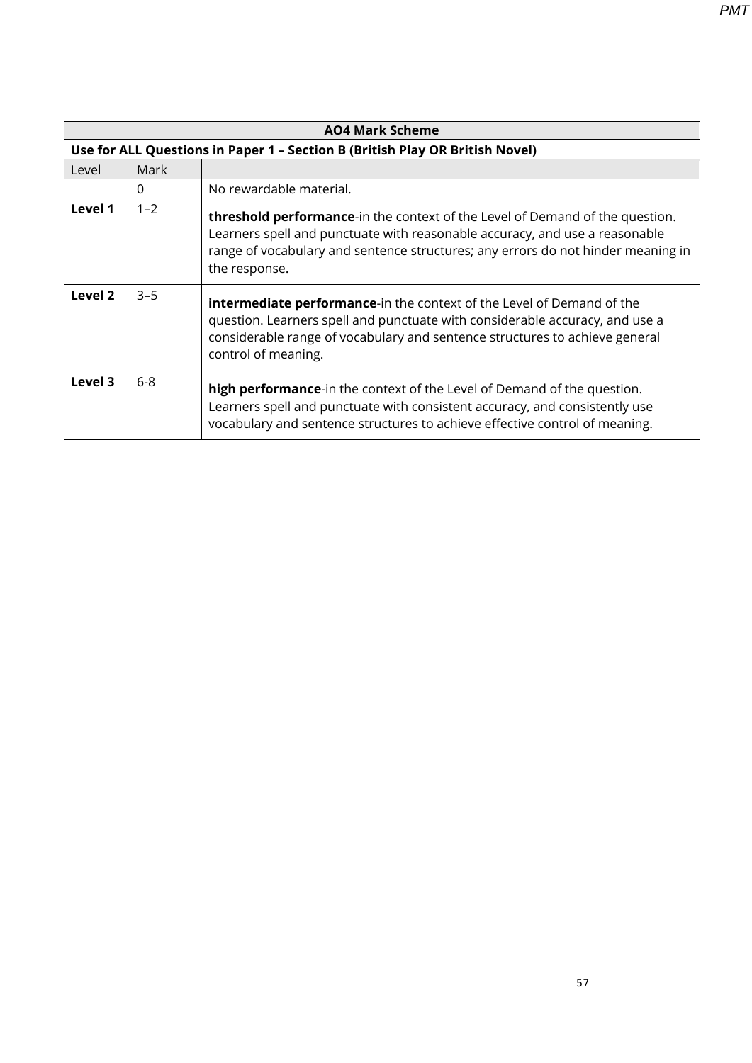| AO4 Mark Scheme | | |
|---|---|---|
| **Use for ALL Questions in Paper 1 – Section B (British Play OR British Novel)** | | |
| Level | Mark | |
| | 0 | No rewardable material. |
| **Level 1** | 1–2 | **threshold performance**-in the context of the Level of Demand of the question. Learners spell and punctuate with reasonable accuracy, and use a reasonable range of vocabulary and sentence structures; any errors do not hinder meaning in the response. |
| **Level 2** | 3–5 | **intermediate performance**-in the context of the Level of Demand of the question. Learners spell and punctuate with considerable accuracy, and use a considerable range of vocabulary and sentence structures to achieve general control of meaning. |
| **Level 3** | 6-8 | **high performance**-in the context of the Level of Demand of the question. Learners spell and punctuate with consistent accuracy, and consistently use vocabulary and sentence structures to achieve effective control of meaning. |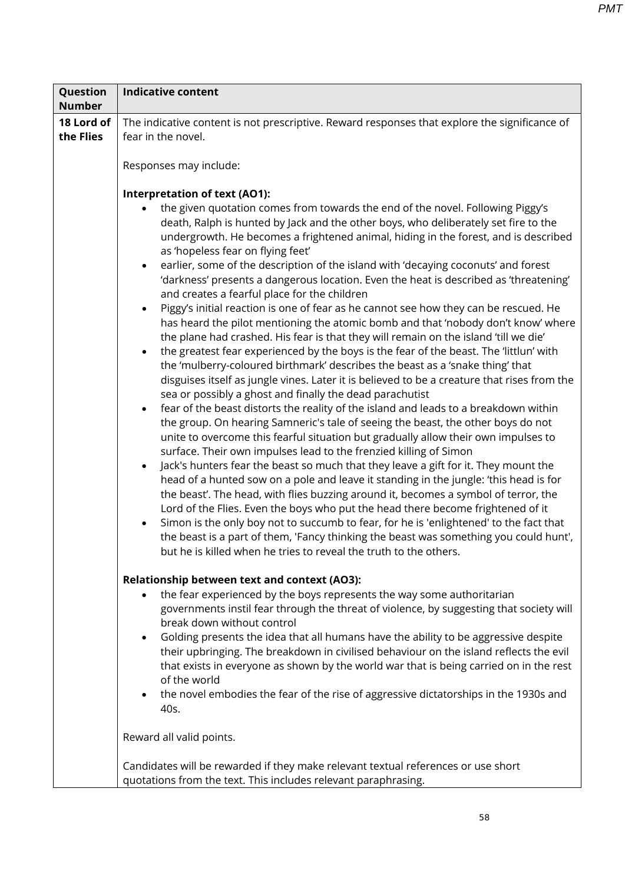| Question Number | Indicative content |
|---|---|
| 18 Lord of the Flies | The indicative content is not prescriptive. Reward responses that explore the significance of fear in the novel.<br><br>Responses may include:<br><br>**Interpretation of text (AO1):**<br>• the given quotation comes from towards the end of the novel. Following Piggy's death, Ralph is hunted by Jack and the other boys, who deliberately set fire to the undergrowth. He becomes a frightened animal, hiding in the forest, and is described as 'hopeless fear on flying feet'<br>• earlier, some of the description of the island with 'decaying coconuts' and forest 'darkness' presents a dangerous location. Even the heat is described as 'threatening' and creates a fearful place for the children<br>• Piggy's initial reaction is one of fear as he cannot see how they can be rescued. He has heard the pilot mentioning the atomic bomb and that 'nobody don't know' where the plane had crashed. His fear is that they will remain on the island 'till we die'<br>• the greatest fear experienced by the boys is the fear of the beast. The 'littlun' with the 'mulberry-coloured birthmark' describes the beast as a 'snake thing' that disguises itself as jungle vines. Later it is believed to be a creature that rises from the sea or possibly a ghost and finally the dead parachutist<br>• fear of the beast distorts the reality of the island and leads to a breakdown within the group. On hearing Samneric's tale of seeing the beast, the other boys do not unite to overcome this fearful situation but gradually allow their own impulses to surface. Their own impulses lead to the frenzied killing of Simon<br>• Jack's hunters fear the beast so much that they leave a gift for it. They mount the head of a hunted sow on a pole and leave it standing in the jungle: 'this head is for the beast'. The head, with flies buzzing around it, becomes a symbol of terror, the Lord of the Flies. Even the boys who put the head there become frightened of it<br>• Simon is the only boy not to succumb to fear, for he is 'enlightened' to the fact that the beast is a part of them, 'Fancy thinking the beast was something you could hunt', but he is killed when he tries to reveal the truth to the others.<br><br>**Relationship between text and context (AO3):**<br>• the fear experienced by the boys represents the way some authoritarian governments instil fear through the threat of violence, by suggesting that society will break down without control<br>• Golding presents the idea that all humans have the ability to be aggressive despite their upbringing. The breakdown in civilised behaviour on the island reflects the evil that exists in everyone as shown by the world war that is being carried on in the rest of the world<br>• the novel embodies the fear of the rise of aggressive dictatorships in the 1930s and 40s.<br><br>Reward all valid points.<br><br>Candidates will be rewarded if they make relevant textual references or use short quotations from the text. This includes relevant paraphrasing. |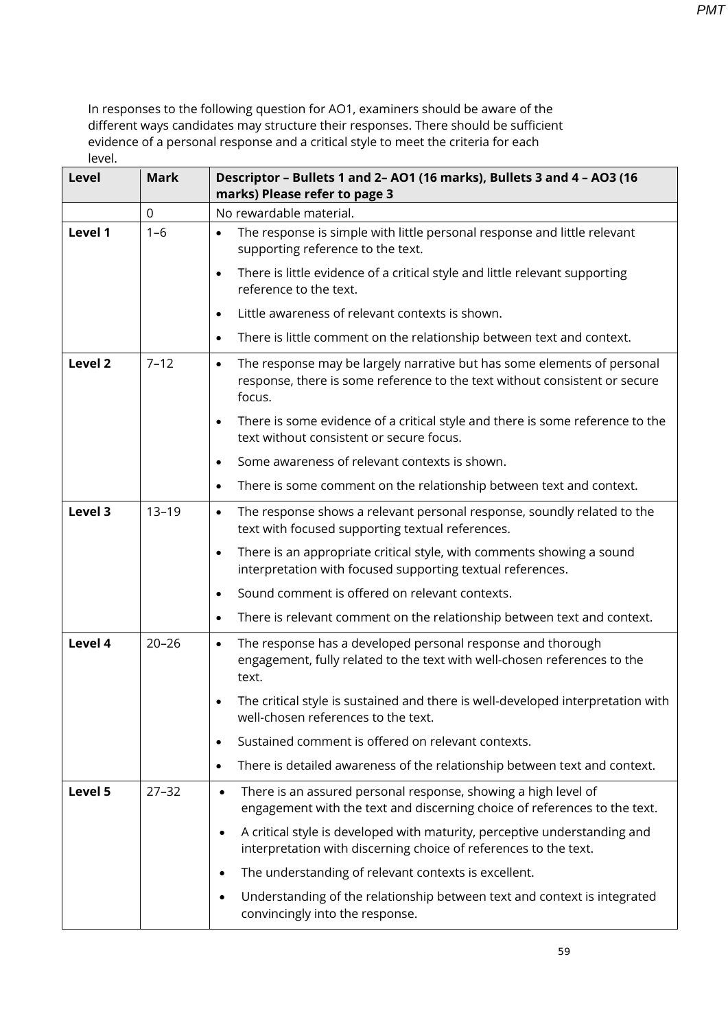In responses to the following question for AO1, examiners should be aware of the different ways candidates may structure their responses. There should be sufficient evidence of a personal response and a critical style to meet the criteria for each level.

| Level | Mark | Descriptor – Bullets 1 and 2– AO1 (16 marks), Bullets 3 and 4 – AO3 (16 marks) Please refer to page 3 |
|---|---|---|
| | 0 | No rewardable material. |
| **Level 1** | 1–6 | • The response is simple with little personal response and little relevant supporting reference to the text.<br>• There is little evidence of a critical style and little relevant supporting reference to the text.<br>• Little awareness of relevant contexts is shown.<br>• There is little comment on the relationship between text and context. |
| **Level 2** | 7–12 | • The response may be largely narrative but has some elements of personal response, there is some reference to the text without consistent or secure focus.<br>• There is some evidence of a critical style and there is some reference to the text without consistent or secure focus.<br>• Some awareness of relevant contexts is shown.<br>• There is some comment on the relationship between text and context. |
| **Level 3** | 13–19 | • The response shows a relevant personal response, soundly related to the text with focused supporting textual references.<br>• There is an appropriate critical style, with comments showing a sound interpretation with focused supporting textual references.<br>• Sound comment is offered on relevant contexts.<br>• There is relevant comment on the relationship between text and context. |
| **Level 4** | 20–26 | • The response has a developed personal response and thorough engagement, fully related to the text with well-chosen references to the text.<br>• The critical style is sustained and there is well-developed interpretation with well-chosen references to the text.<br>• Sustained comment is offered on relevant contexts.<br>• There is detailed awareness of the relationship between text and context. |
| **Level 5** | 27–32 | • There is an assured personal response, showing a high level of engagement with the text and discerning choice of references to the text.<br>• A critical style is developed with maturity, perceptive understanding and interpretation with discerning choice of references to the text.<br>• The understanding of relevant contexts is excellent.<br>• Understanding of the relationship between text and context is integrated convincingly into the response. |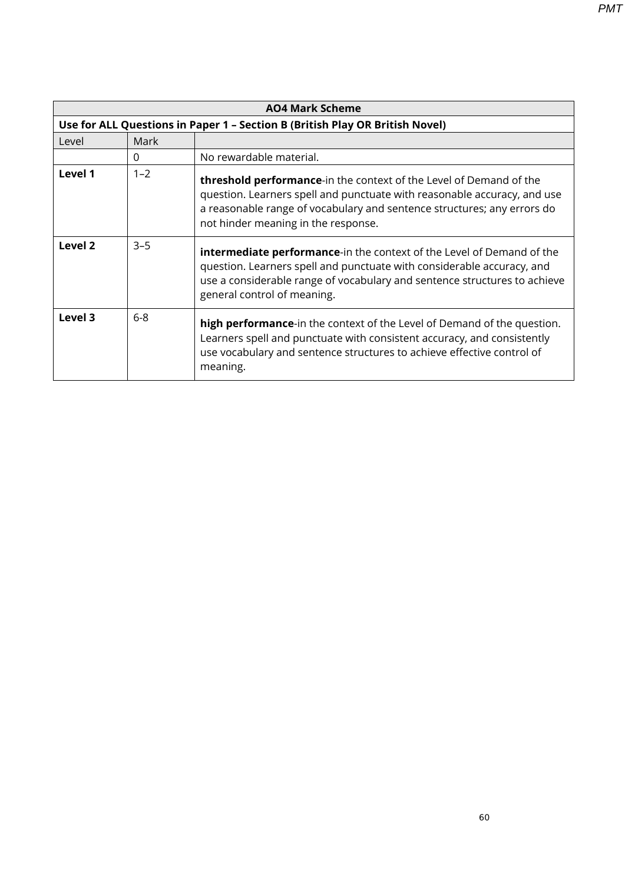| AO4 Mark Scheme | | |
|---|---|---|
| **Use for ALL Questions in Paper 1 – Section B (British Play OR British Novel)** | | |
| Level | Mark | |
| | 0 | No rewardable material. |
| **Level 1** | 1–2 | **threshold performance**-in the context of the Level of Demand of the question. Learners spell and punctuate with reasonable accuracy, and use a reasonable range of vocabulary and sentence structures; any errors do not hinder meaning in the response. |
| **Level 2** | 3–5 | **intermediate performance**-in the context of the Level of Demand of the question. Learners spell and punctuate with considerable accuracy, and use a considerable range of vocabulary and sentence structures to achieve general control of meaning. |
| **Level 3** | 6-8 | **high performance**-in the context of the Level of Demand of the question. Learners spell and punctuate with consistent accuracy, and consistently use vocabulary and sentence structures to achieve effective control of meaning. |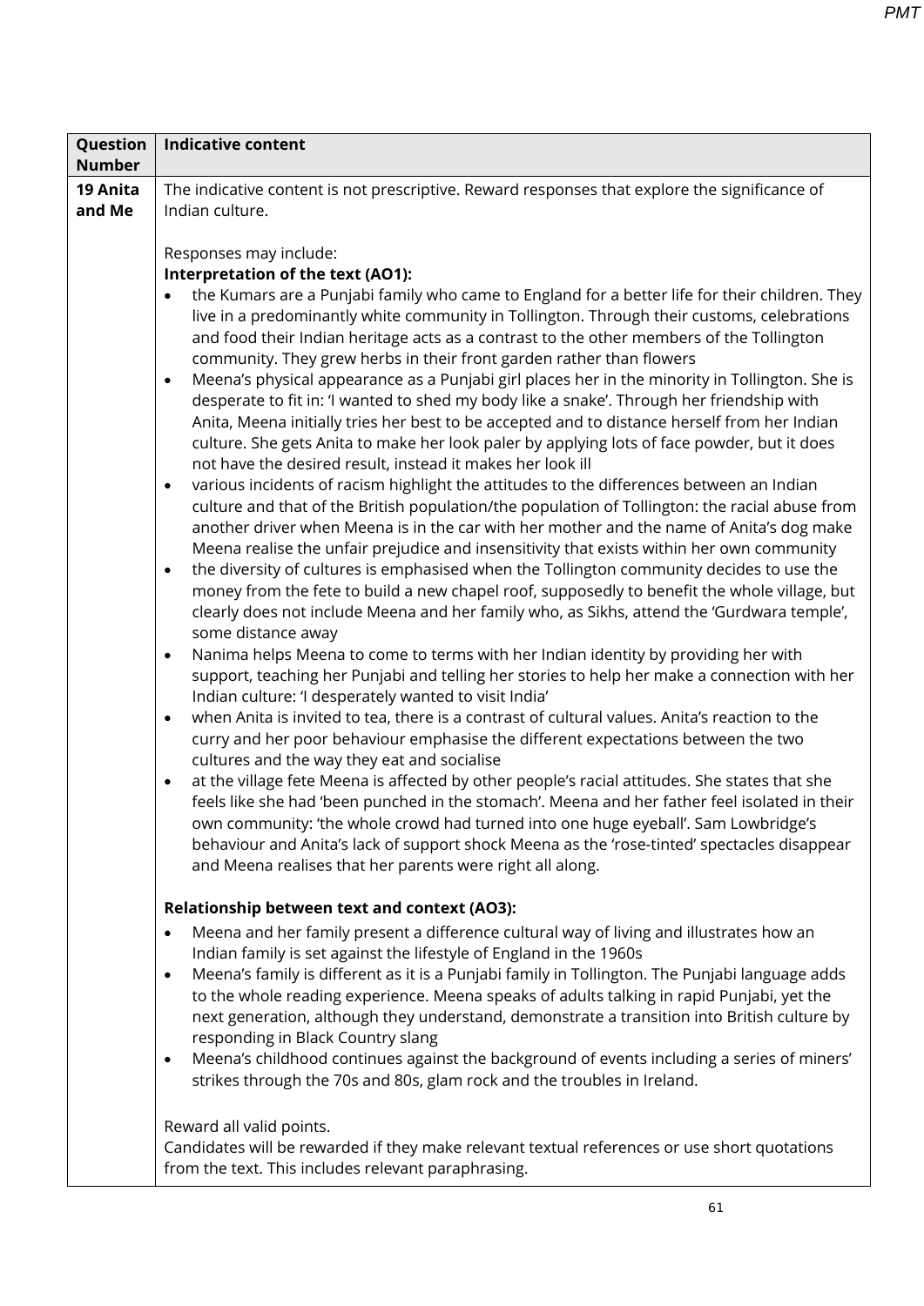| Question Number | Indicative content |
|---|---|
| **19 Anita and Me** | The indicative content is not prescriptive. Reward responses that explore the significance of Indian culture.<br><br>Responses may include:<br>**Interpretation of the text (AO1):**<br>• the Kumars are a Punjabi family who came to England for a better life for their children. They live in a predominantly white community in Tollington. Through their customs, celebrations and food their Indian heritage acts as a contrast to the other members of the Tollington community. They grew herbs in their front garden rather than flowers<br>• Meena's physical appearance as a Punjabi girl places her in the minority in Tollington. She is desperate to fit in: 'I wanted to shed my body like a snake'. Through her friendship with Anita, Meena initially tries her best to be accepted and to distance herself from her Indian culture. She gets Anita to make her look paler by applying lots of face powder, but it does not have the desired result, instead it makes her look ill<br>• various incidents of racism highlight the attitudes to the differences between an Indian culture and that of the British population/the population of Tollington: the racial abuse from another driver when Meena is in the car with her mother and the name of Anita's dog make Meena realise the unfair prejudice and insensitivity that exists within her own community<br>• the diversity of cultures is emphasised when the Tollington community decides to use the money from the fete to build a new chapel roof, supposedly to benefit the whole village, but clearly does not include Meena and her family who, as Sikhs, attend the 'Gurdwara temple', some distance away<br>• Nanima helps Meena to come to terms with her Indian identity by providing her with support, teaching her Punjabi and telling her stories to help her make a connection with her Indian culture: 'I desperately wanted to visit India'<br>• when Anita is invited to tea, there is a contrast of cultural values. Anita's reaction to the curry and her poor behaviour emphasise the different expectations between the two cultures and the way they eat and socialise<br>• at the village fete Meena is affected by other people's racial attitudes. She states that she feels like she had 'been punched in the stomach'. Meena and her father feel isolated in their own community: 'the whole crowd had turned into one huge eyeball'. Sam Lowbridge's behaviour and Anita's lack of support shock Meena as the 'rose-tinted' spectacles disappear and Meena realises that her parents were right all along.<br><br>**Relationship between text and context (AO3):**<br>• Meena and her family present a difference cultural way of living and illustrates how an Indian family is set against the lifestyle of England in the 1960s<br>• Meena's family is different as it is a Punjabi family in Tollington. The Punjabi language adds to the whole reading experience. Meena speaks of adults talking in rapid Punjabi, yet the next generation, although they understand, demonstrate a transition into British culture by responding in Black Country slang<br>• Meena's childhood continues against the background of events including a series of miners' strikes through the 70s and 80s, glam rock and the troubles in Ireland.<br><br>Reward all valid points.<br>Candidates will be rewarded if they make relevant textual references or use short quotations from the text. This includes relevant paraphrasing. |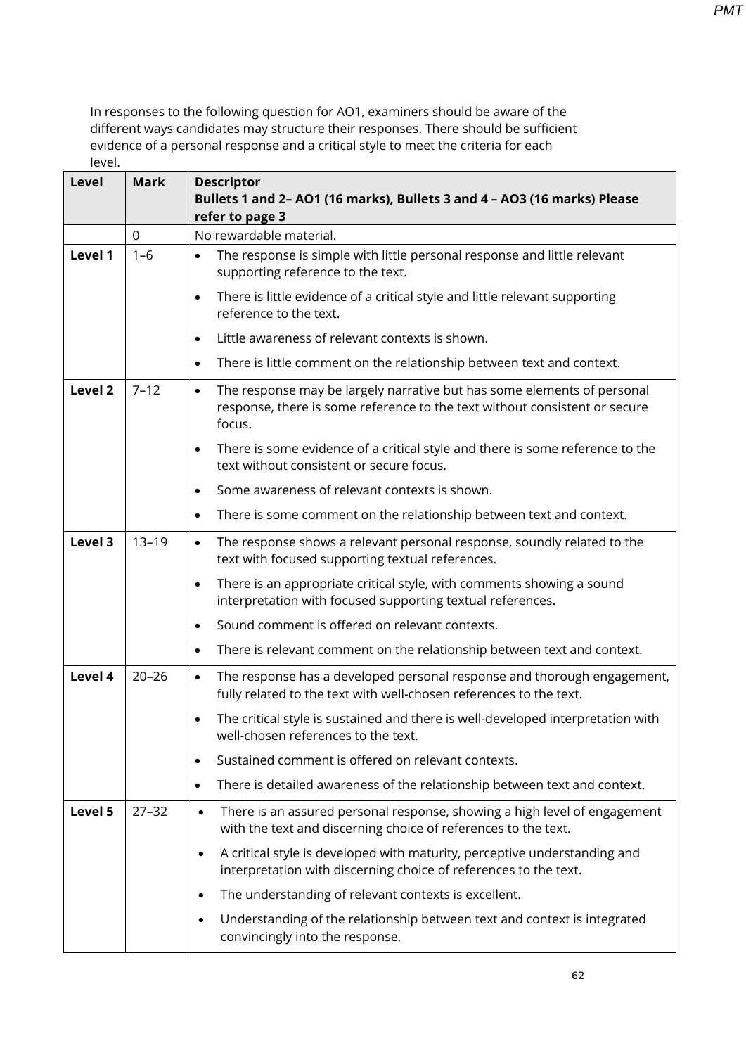In responses to the following question for AO1, examiners should be aware of the different ways candidates may structure their responses. There should be sufficient evidence of a personal response and a critical style to meet the criteria for each level.

| Level | Mark | Descriptor<br>**Bullets 1 and 2– AO1 (16 marks), Bullets 3 and 4 – AO3 (16 marks) Please refer to page 3** |
|---|---|---|
| | 0 | No rewardable material. |
| **Level 1** | 1–6 | • The response is simple with little personal response and little relevant supporting reference to the text.<br>• There is little evidence of a critical style and little relevant supporting reference to the text.<br>• Little awareness of relevant contexts is shown.<br>• There is little comment on the relationship between text and context. |
| **Level 2** | 7–12 | • The response may be largely narrative but has some elements of personal response, there is some reference to the text without consistent or secure focus.<br>• There is some evidence of a critical style and there is some reference to the text without consistent or secure focus.<br>• Some awareness of relevant contexts is shown.<br>• There is some comment on the relationship between text and context. |
| **Level 3** | 13–19 | • The response shows a relevant personal response, soundly related to the text with focused supporting textual references.<br>• There is an appropriate critical style, with comments showing a sound interpretation with focused supporting textual references.<br>• Sound comment is offered on relevant contexts.<br>• There is relevant comment on the relationship between text and context. |
| **Level 4** | 20–26 | • The response has a developed personal response and thorough engagement, fully related to the text with well-chosen references to the text.<br>• The critical style is sustained and there is well-developed interpretation with well-chosen references to the text.<br>• Sustained comment is offered on relevant contexts.<br>• There is detailed awareness of the relationship between text and context. |
| **Level 5** | 27–32 | • There is an assured personal response, showing a high level of engagement with the text and discerning choice of references to the text.<br>• A critical style is developed with maturity, perceptive understanding and interpretation with discerning choice of references to the text.<br>• The understanding of relevant contexts is excellent.<br>• Understanding of the relationship between text and context is integrated convincingly into the response. |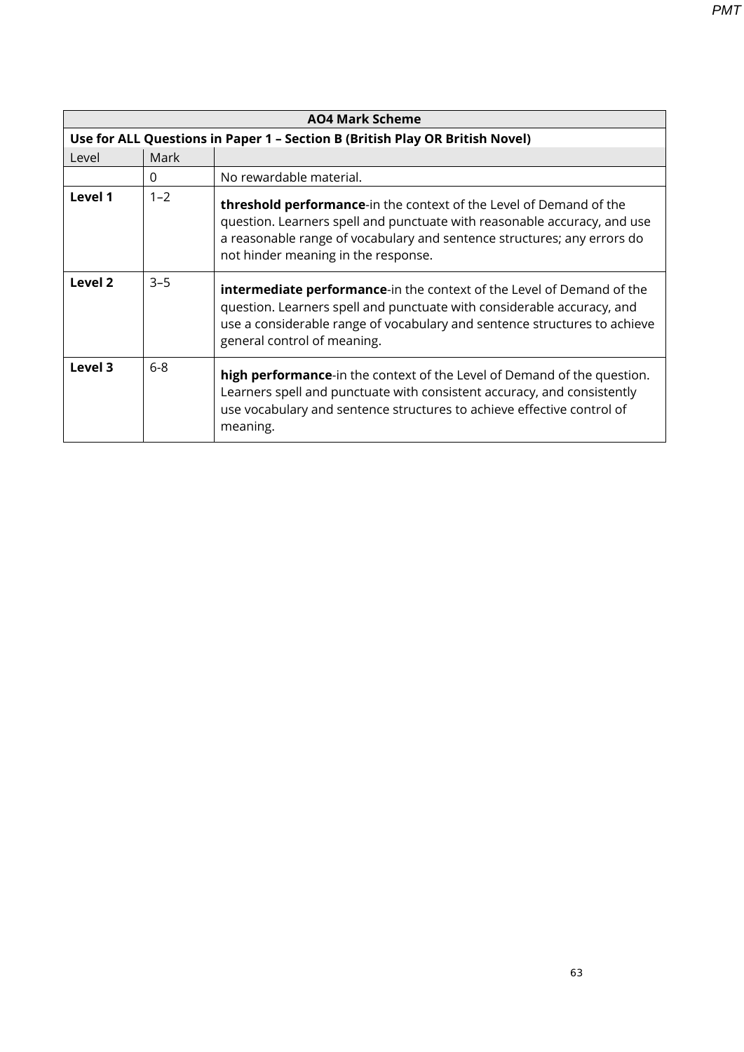| AO4 Mark Scheme | | |
|---|---|---|
| **Use for ALL Questions in Paper 1 – Section B (British Play OR British Novel)** | | |
| Level | Mark | |
| | 0 | No rewardable material. |
| **Level 1** | 1–2 | **threshold performance**-in the context of the Level of Demand of the question. Learners spell and punctuate with reasonable accuracy, and use a reasonable range of vocabulary and sentence structures; any errors do not hinder meaning in the response. |
| **Level 2** | 3–5 | **intermediate performance**-in the context of the Level of Demand of the question. Learners spell and punctuate with considerable accuracy, and use a considerable range of vocabulary and sentence structures to achieve general control of meaning. |
| **Level 3** | 6-8 | **high performance**-in the context of the Level of Demand of the question. Learners spell and punctuate with consistent accuracy, and consistently use vocabulary and sentence structures to achieve effective control of meaning. |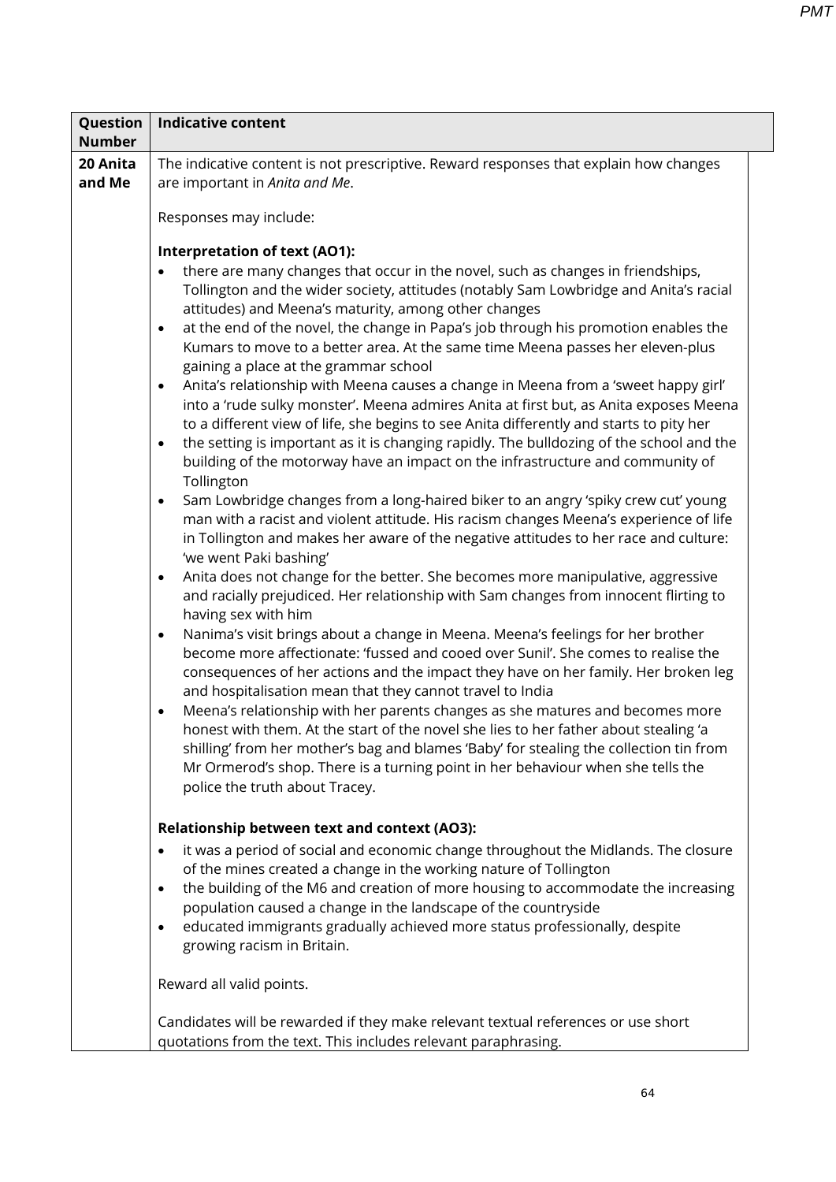| Question Number | Indicative content |
|---|---|
| 20 Anita and Me | The indicative content is not prescriptive. Reward responses that explain how changes are important in *Anita and Me*.<br><br>Responses may include:<br><br>**Interpretation of text (AO1):**<br>• there are many changes that occur in the novel, such as changes in friendships, Tollington and the wider society, attitudes (notably Sam Lowbridge and Anita's racial attitudes) and Meena's maturity, among other changes<br>• at the end of the novel, the change in Papa's job through his promotion enables the Kumars to move to a better area. At the same time Meena passes her eleven-plus gaining a place at the grammar school<br>• Anita's relationship with Meena causes a change in Meena from a 'sweet happy girl' into a 'rude sulky monster'. Meena admires Anita at first but, as Anita exposes Meena to a different view of life, she begins to see Anita differently and starts to pity her<br>• the setting is important as it is changing rapidly. The bulldozing of the school and the building of the motorway have an impact on the infrastructure and community of Tollington<br>• Sam Lowbridge changes from a long-haired biker to an angry 'spiky crew cut' young man with a racist and violent attitude. His racism changes Meena's experience of life in Tollington and makes her aware of the negative attitudes to her race and culture: 'we went Paki bashing'<br>• Anita does not change for the better. She becomes more manipulative, aggressive and racially prejudiced. Her relationship with Sam changes from innocent flirting to having sex with him<br>• Nanima's visit brings about a change in Meena. Meena's feelings for her brother become more affectionate: 'fussed and cooed over Sunil'. She comes to realise the consequences of her actions and the impact they have on her family. Her broken leg and hospitalisation mean that they cannot travel to India<br>• Meena's relationship with her parents changes as she matures and becomes more honest with them. At the start of the novel she lies to her father about stealing 'a shilling' from her mother's bag and blames 'Baby' for stealing the collection tin from Mr Ormerod's shop. There is a turning point in her behaviour when she tells the police the truth about Tracey.<br><br>**Relationship between text and context (AO3):**<br>• it was a period of social and economic change throughout the Midlands. The closure of the mines created a change in the working nature of Tollington<br>• the building of the M6 and creation of more housing to accommodate the increasing population caused a change in the landscape of the countryside<br>• educated immigrants gradually achieved more status professionally, despite growing racism in Britain.<br><br>Reward all valid points.<br><br>Candidates will be rewarded if they make relevant textual references or use short quotations from the text. This includes relevant paraphrasing. |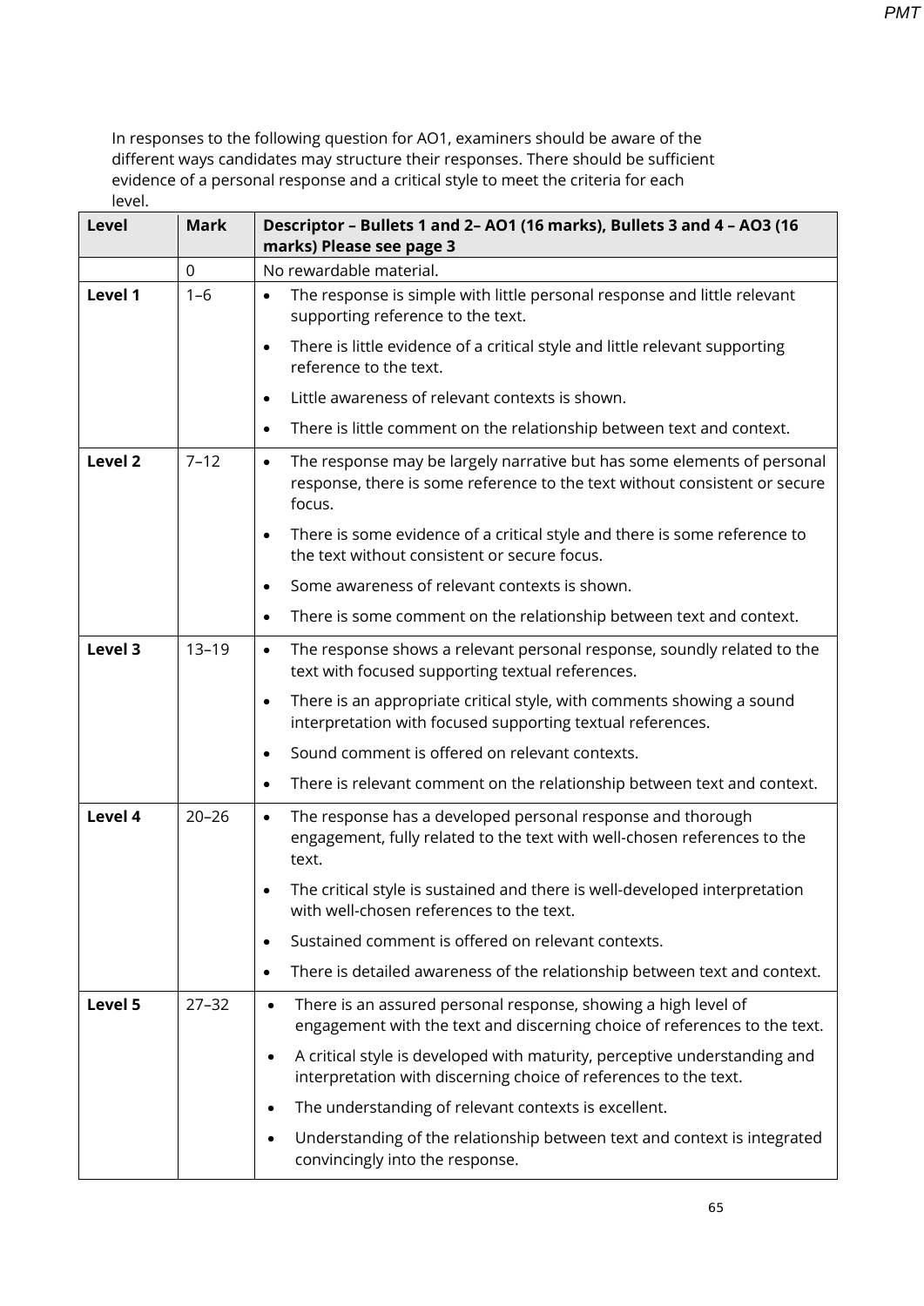In responses to the following question for AO1, examiners should be aware of the different ways candidates may structure their responses. There should be sufficient evidence of a personal response and a critical style to meet the criteria for each level.

| Level | Mark | Descriptor – Bullets 1 and 2– AO1 (16 marks), Bullets 3 and 4 – AO3 (16 marks) Please see page 3 |
|---|---|---|
| | 0 | No rewardable material. |
| Level 1 | 1–6 | • The response is simple with little personal response and little relevant supporting reference to the text.<br>• There is little evidence of a critical style and little relevant supporting reference to the text.<br>• Little awareness of relevant contexts is shown.<br>• There is little comment on the relationship between text and context. |
| Level 2 | 7–12 | • The response may be largely narrative but has some elements of personal response, there is some reference to the text without consistent or secure focus.<br>• There is some evidence of a critical style and there is some reference to the text without consistent or secure focus.<br>• Some awareness of relevant contexts is shown.<br>• There is some comment on the relationship between text and context. |
| Level 3 | 13–19 | • The response shows a relevant personal response, soundly related to the text with focused supporting textual references.<br>• There is an appropriate critical style, with comments showing a sound interpretation with focused supporting textual references.<br>• Sound comment is offered on relevant contexts.<br>• There is relevant comment on the relationship between text and context. |
| Level 4 | 20–26 | • The response has a developed personal response and thorough engagement, fully related to the text with well-chosen references to the text.<br>• The critical style is sustained and there is well-developed interpretation with well-chosen references to the text.<br>• Sustained comment is offered on relevant contexts.<br>• There is detailed awareness of the relationship between text and context. |
| Level 5 | 27–32 | • There is an assured personal response, showing a high level of engagement with the text and discerning choice of references to the text.<br>• A critical style is developed with maturity, perceptive understanding and interpretation with discerning choice of references to the text.<br>• The understanding of relevant contexts is excellent.<br>• Understanding of the relationship between text and context is integrated convincingly into the response. |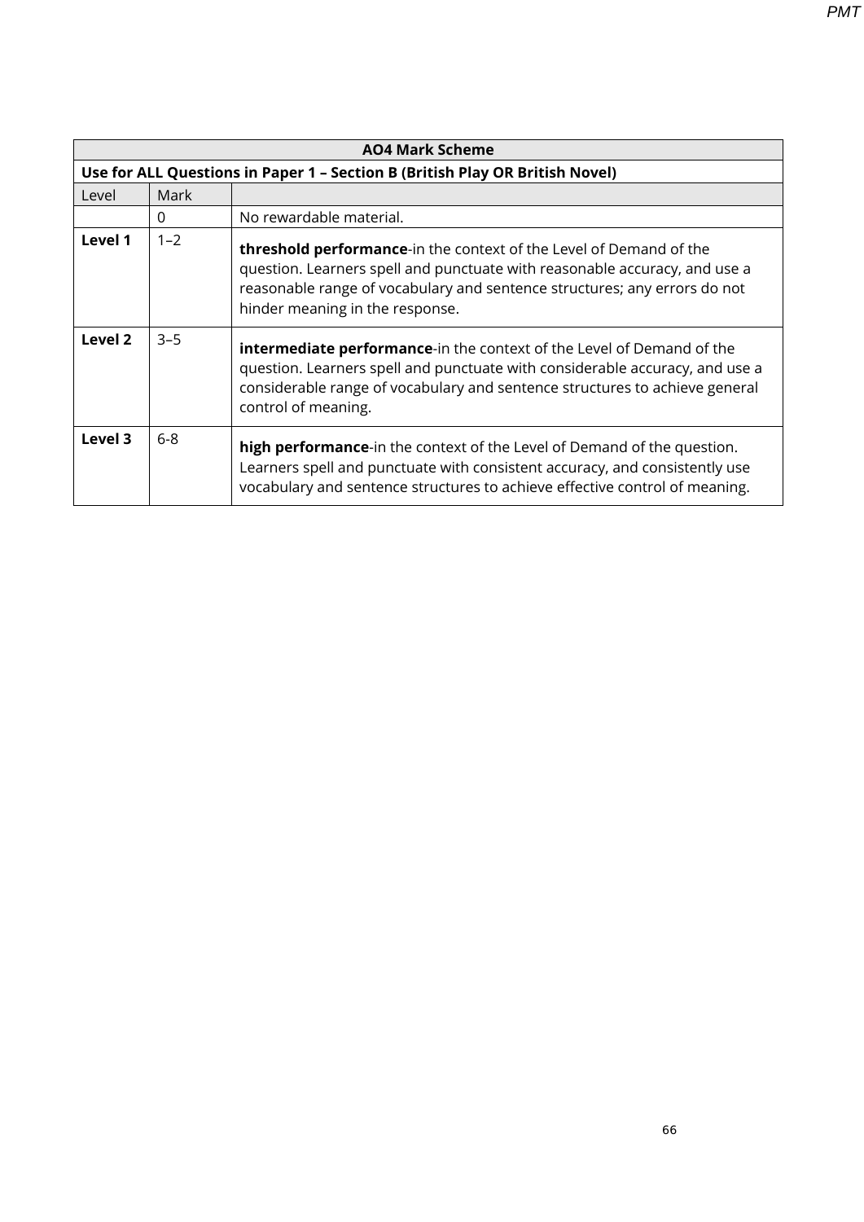| AO4 Mark Scheme | | |
|---|---|---|
| **Use for ALL Questions in Paper 1 – Section B (British Play OR British Novel)** | | |
| Level | Mark | |
| | 0 | No rewardable material. |
| **Level 1** | 1–2 | **threshold performance**-in the context of the Level of Demand of the question. Learners spell and punctuate with reasonable accuracy, and use a reasonable range of vocabulary and sentence structures; any errors do not hinder meaning in the response. |
| **Level 2** | 3–5 | **intermediate performance**-in the context of the Level of Demand of the question. Learners spell and punctuate with considerable accuracy, and use a considerable range of vocabulary and sentence structures to achieve general control of meaning. |
| **Level 3** | 6-8 | **high performance**-in the context of the Level of Demand of the question. Learners spell and punctuate with consistent accuracy, and consistently use vocabulary and sentence structures to achieve effective control of meaning. |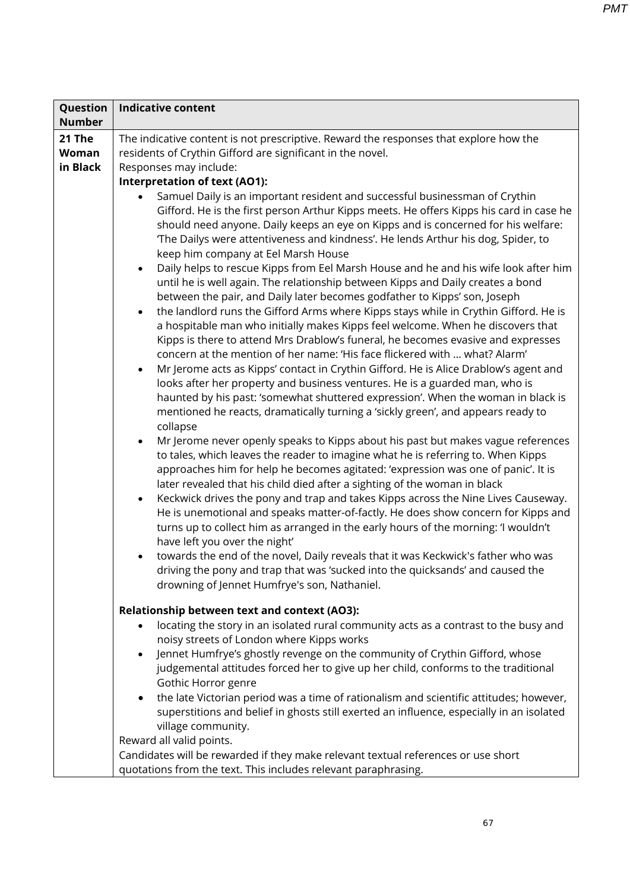| Question Number | Indicative content |
|---|---|
| 21 The Woman in Black | The indicative content is not prescriptive. Reward the responses that explore how the residents of Crythin Gifford are significant in the novel.<br>Responses may include:<br>**Interpretation of text (AO1):**<br>• Samuel Daily is an important resident and successful businessman of Crythin Gifford. He is the first person Arthur Kipps meets. He offers Kipps his card in case he should need anyone. Daily keeps an eye on Kipps and is concerned for his welfare: 'The Dailys were attentiveness and kindness'. He lends Arthur his dog, Spider, to keep him company at Eel Marsh House<br>• Daily helps to rescue Kipps from Eel Marsh House and he and his wife look after him until he is well again. The relationship between Kipps and Daily creates a bond between the pair, and Daily later becomes godfather to Kipps' son, Joseph<br>• the landlord runs the Gifford Arms where Kipps stays while in Crythin Gifford. He is a hospitable man who initially makes Kipps feel welcome. When he discovers that Kipps is there to attend Mrs Drablow's funeral, he becomes evasive and expresses concern at the mention of her name: 'His face flickered with … what? Alarm'<br>• Mr Jerome acts as Kipps' contact in Crythin Gifford. He is Alice Drablow's agent and looks after her property and business ventures. He is a guarded man, who is haunted by his past: 'somewhat shuttered expression'. When the woman in black is mentioned he reacts, dramatically turning a 'sickly green', and appears ready to collapse<br>• Mr Jerome never openly speaks to Kipps about his past but makes vague references to tales, which leaves the reader to imagine what he is referring to. When Kipps approaches him for help he becomes agitated: 'expression was one of panic'. It is later revealed that his child died after a sighting of the woman in black<br>• Keckwick drives the pony and trap and takes Kipps across the Nine Lives Causeway. He is unemotional and speaks matter-of-factly. He does show concern for Kipps and turns up to collect him as arranged in the early hours of the morning: 'I wouldn't have left you over the night'<br>• towards the end of the novel, Daily reveals that it was Keckwick's father who was driving the pony and trap that was 'sucked into the quicksands' and caused the drowning of Jennet Humfrye's son, Nathaniel.<br><br>**Relationship between text and context (AO3):**<br>• locating the story in an isolated rural community acts as a contrast to the busy and noisy streets of London where Kipps works<br>• Jennet Humfrye's ghostly revenge on the community of Crythin Gifford, whose judgemental attitudes forced her to give up her child, conforms to the traditional Gothic Horror genre<br>• the late Victorian period was a time of rationalism and scientific attitudes; however, superstitions and belief in ghosts still exerted an influence, especially in an isolated village community.<br>Reward all valid points.<br>Candidates will be rewarded if they make relevant textual references or use short quotations from the text. This includes relevant paraphrasing. |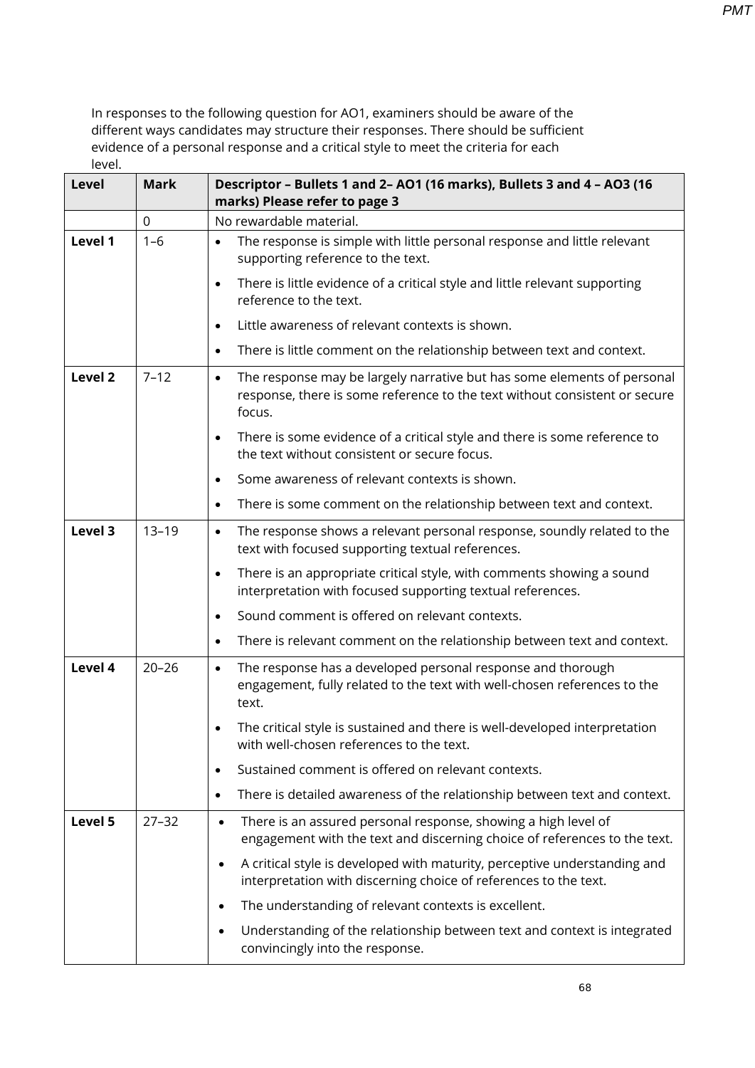In responses to the following question for AO1, examiners should be aware of the different ways candidates may structure their responses. There should be sufficient evidence of a personal response and a critical style to meet the criteria for each level.

| Level | Mark | Descriptor – Bullets 1 and 2– AO1 (16 marks), Bullets 3 and 4 – AO3 (16 marks) Please refer to page 3 |
|---|---|---|
| | 0 | No rewardable material. |
| Level 1 | 1–6 | • The response is simple with little personal response and little relevant supporting reference to the text.<br>• There is little evidence of a critical style and little relevant supporting reference to the text.<br>• Little awareness of relevant contexts is shown.<br>• There is little comment on the relationship between text and context. |
| Level 2 | 7–12 | • The response may be largely narrative but has some elements of personal response, there is some reference to the text without consistent or secure focus.<br>• There is some evidence of a critical style and there is some reference to the text without consistent or secure focus.<br>• Some awareness of relevant contexts is shown.<br>• There is some comment on the relationship between text and context. |
| Level 3 | 13–19 | • The response shows a relevant personal response, soundly related to the text with focused supporting textual references.<br>• There is an appropriate critical style, with comments showing a sound interpretation with focused supporting textual references.<br>• Sound comment is offered on relevant contexts.<br>• There is relevant comment on the relationship between text and context. |
| Level 4 | 20–26 | • The response has a developed personal response and thorough engagement, fully related to the text with well-chosen references to the text.<br>• The critical style is sustained and there is well-developed interpretation with well-chosen references to the text.<br>• Sustained comment is offered on relevant contexts.<br>• There is detailed awareness of the relationship between text and context. |
| Level 5 | 27–32 | • There is an assured personal response, showing a high level of engagement with the text and discerning choice of references to the text.<br>• A critical style is developed with maturity, perceptive understanding and interpretation with discerning choice of references to the text.<br>• The understanding of relevant contexts is excellent.<br>• Understanding of the relationship between text and context is integrated convincingly into the response. |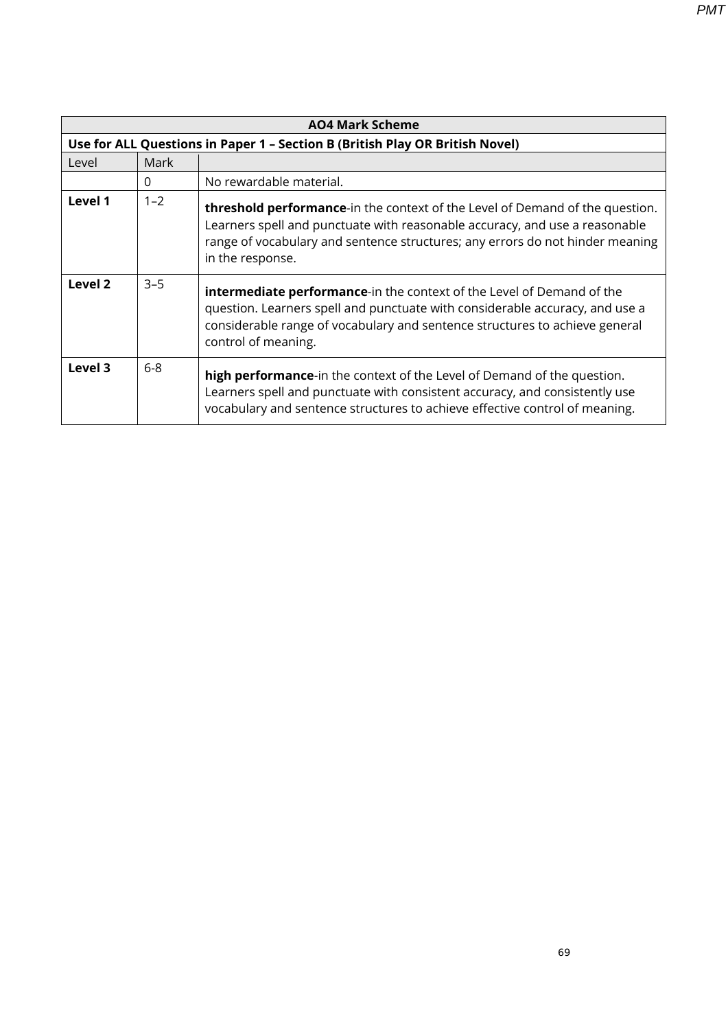| AO4 Mark Scheme | | |
|---|---|---|
| **Use for ALL Questions in Paper 1 – Section B (British Play OR British Novel)** | | |
| Level | Mark | |
| | 0 | No rewardable material. |
| **Level 1** | 1–2 | **threshold performance**-in the context of the Level of Demand of the question. Learners spell and punctuate with reasonable accuracy, and use a reasonable range of vocabulary and sentence structures; any errors do not hinder meaning in the response. |
| **Level 2** | 3–5 | **intermediate performance**-in the context of the Level of Demand of the question. Learners spell and punctuate with considerable accuracy, and use a considerable range of vocabulary and sentence structures to achieve general control of meaning. |
| **Level 3** | 6-8 | **high performance**-in the context of the Level of Demand of the question. Learners spell and punctuate with consistent accuracy, and consistently use vocabulary and sentence structures to achieve effective control of meaning. |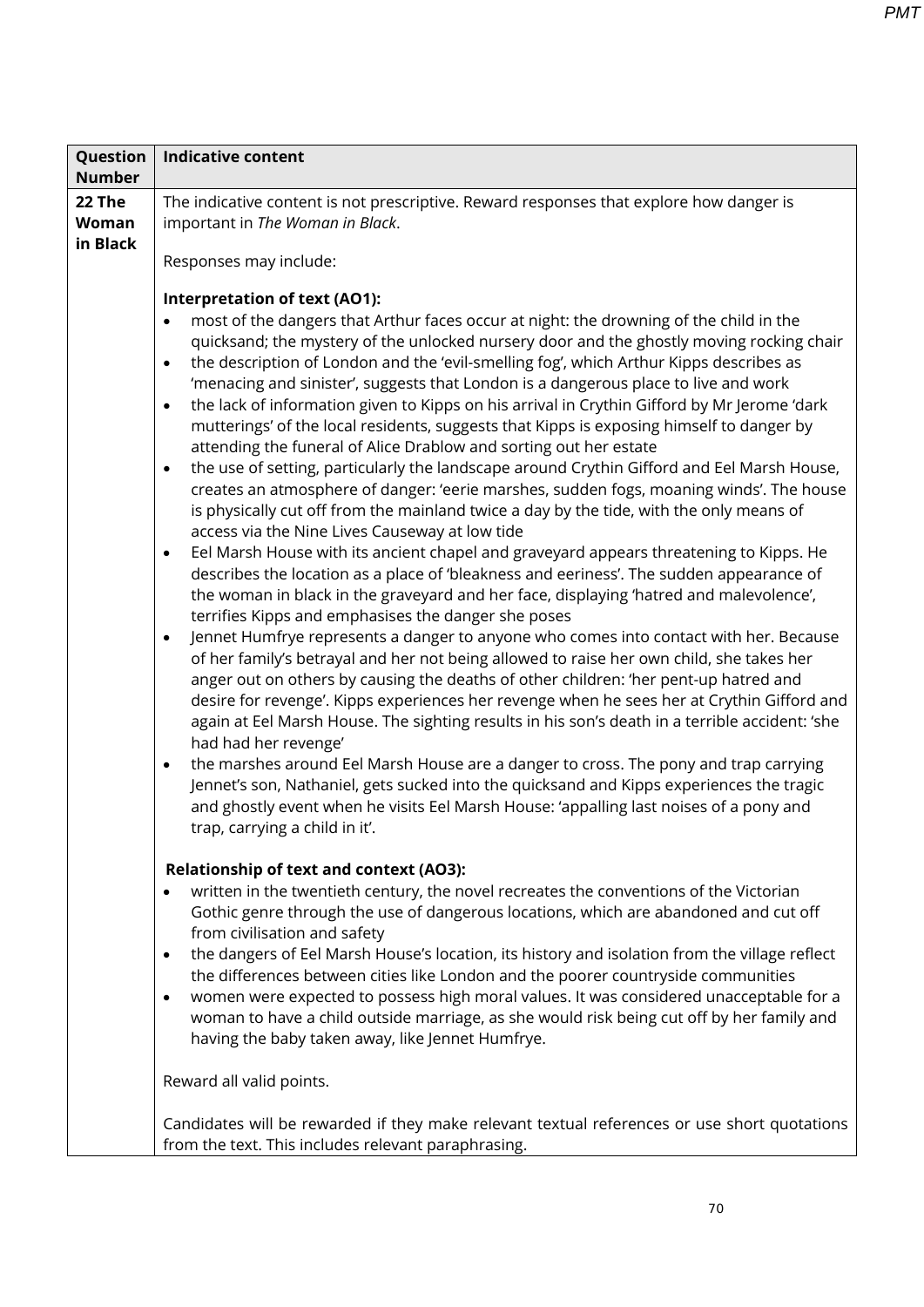| Question Number | Indicative content |
|---|---|
| 22 The Woman in Black | The indicative content is not prescriptive. Reward responses that explore how danger is important in *The Woman in Black*.<br><br>Responses may include:<br><br>**Interpretation of text (AO1):**<br>• most of the dangers that Arthur faces occur at night: the drowning of the child in the quicksand; the mystery of the unlocked nursery door and the ghostly moving rocking chair<br>• the description of London and the 'evil-smelling fog', which Arthur Kipps describes as 'menacing and sinister', suggests that London is a dangerous place to live and work<br>• the lack of information given to Kipps on his arrival in Crythin Gifford by Mr Jerome 'dark mutterings' of the local residents, suggests that Kipps is exposing himself to danger by attending the funeral of Alice Drablow and sorting out her estate<br>• the use of setting, particularly the landscape around Crythin Gifford and Eel Marsh House, creates an atmosphere of danger: 'eerie marshes, sudden fogs, moaning winds'. The house is physically cut off from the mainland twice a day by the tide, with the only means of access via the Nine Lives Causeway at low tide<br>• Eel Marsh House with its ancient chapel and graveyard appears threatening to Kipps. He describes the location as a place of 'bleakness and eeriness'. The sudden appearance of the woman in black in the graveyard and her face, displaying 'hatred and malevolence', terrifies Kipps and emphasises the danger she poses<br>• Jennet Humfrye represents a danger to anyone who comes into contact with her. Because of her family's betrayal and her not being allowed to raise her own child, she takes her anger out on others by causing the deaths of other children: 'her pent-up hatred and desire for revenge'. Kipps experiences her revenge when he sees her at Crythin Gifford and again at Eel Marsh House. The sighting results in his son's death in a terrible accident: 'she had had her revenge'<br>• the marshes around Eel Marsh House are a danger to cross. The pony and trap carrying Jennet's son, Nathaniel, gets sucked into the quicksand and Kipps experiences the tragic and ghostly event when he visits Eel Marsh House: 'appalling last noises of a pony and trap, carrying a child in it'.<br><br>**Relationship of text and context (AO3):**<br>• written in the twentieth century, the novel recreates the conventions of the Victorian Gothic genre through the use of dangerous locations, which are abandoned and cut off from civilisation and safety<br>• the dangers of Eel Marsh House's location, its history and isolation from the village reflect the differences between cities like London and the poorer countryside communities<br>• women were expected to possess high moral values. It was considered unacceptable for a woman to have a child outside marriage, as she would risk being cut off by her family and having the baby taken away, like Jennet Humfrye.<br><br>Reward all valid points.<br><br>Candidates will be rewarded if they make relevant textual references or use short quotations from the text. This includes relevant paraphrasing. |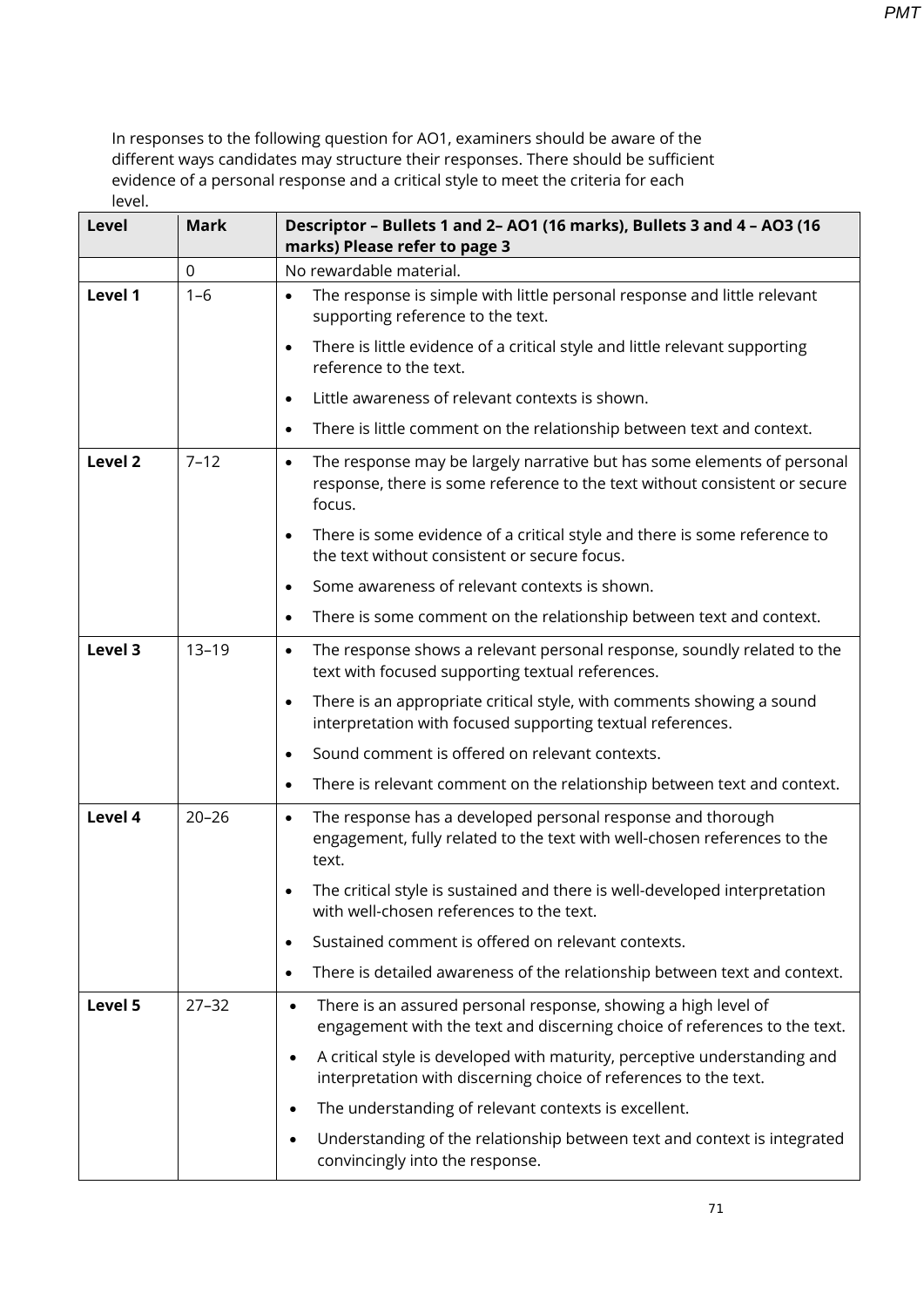In responses to the following question for AO1, examiners should be aware of the different ways candidates may structure their responses. There should be sufficient evidence of a personal response and a critical style to meet the criteria for each level.

| Level | Mark | Descriptor – Bullets 1 and 2– AO1 (16 marks), Bullets 3 and 4 – AO3 (16 marks) Please refer to page 3 |
|---|---|---|
| | 0 | No rewardable material. |
| **Level 1** | 1–6 | • The response is simple with little personal response and little relevant supporting reference to the text.<br>• There is little evidence of a critical style and little relevant supporting reference to the text.<br>• Little awareness of relevant contexts is shown.<br>• There is little comment on the relationship between text and context. |
| **Level 2** | 7–12 | • The response may be largely narrative but has some elements of personal response, there is some reference to the text without consistent or secure focus.<br>• There is some evidence of a critical style and there is some reference to the text without consistent or secure focus.<br>• Some awareness of relevant contexts is shown.<br>• There is some comment on the relationship between text and context. |
| **Level 3** | 13–19 | • The response shows a relevant personal response, soundly related to the text with focused supporting textual references.<br>• There is an appropriate critical style, with comments showing a sound interpretation with focused supporting textual references.<br>• Sound comment is offered on relevant contexts.<br>• There is relevant comment on the relationship between text and context. |
| **Level 4** | 20–26 | • The response has a developed personal response and thorough engagement, fully related to the text with well-chosen references to the text.<br>• The critical style is sustained and there is well-developed interpretation with well-chosen references to the text.<br>• Sustained comment is offered on relevant contexts.<br>• There is detailed awareness of the relationship between text and context. |
| **Level 5** | 27–32 | • There is an assured personal response, showing a high level of engagement with the text and discerning choice of references to the text.<br>• A critical style is developed with maturity, perceptive understanding and interpretation with discerning choice of references to the text.<br>• The understanding of relevant contexts is excellent.<br>• Understanding of the relationship between text and context is integrated convincingly into the response. |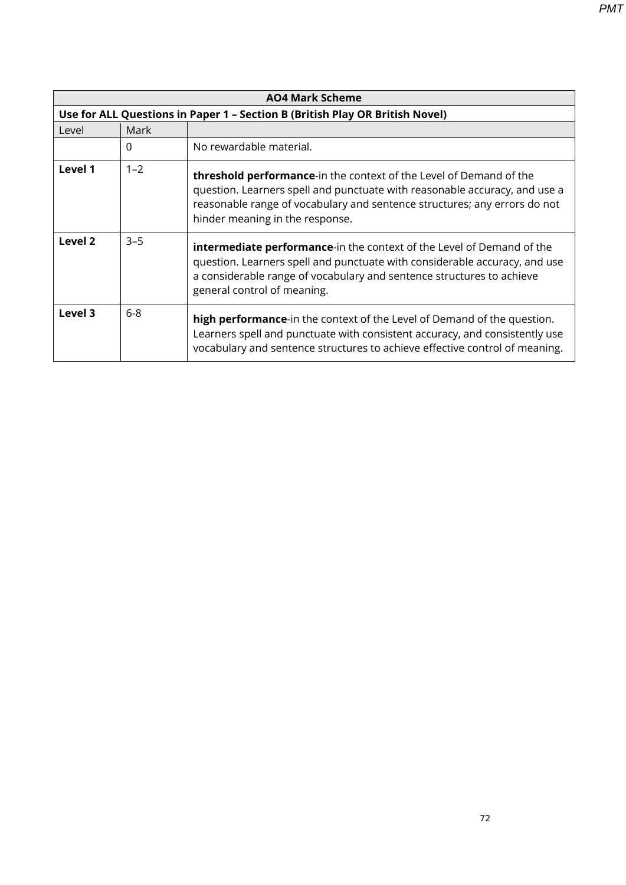| AO4 Mark Scheme | | |
|---|---|---|
| **Use for ALL Questions in Paper 1 – Section B (British Play OR British Novel)** | | |
| Level | Mark | |
| | 0 | No rewardable material. |
| **Level 1** | 1–2 | **threshold performance**-in the context of the Level of Demand of the question. Learners spell and punctuate with reasonable accuracy, and use a reasonable range of vocabulary and sentence structures; any errors do not hinder meaning in the response. |
| **Level 2** | 3–5 | **intermediate performance**-in the context of the Level of Demand of the question. Learners spell and punctuate with considerable accuracy, and use a considerable range of vocabulary and sentence structures to achieve general control of meaning. |
| **Level 3** | 6-8 | **high performance**-in the context of the Level of Demand of the question. Learners spell and punctuate with consistent accuracy, and consistently use vocabulary and sentence structures to achieve effective control of meaning. |